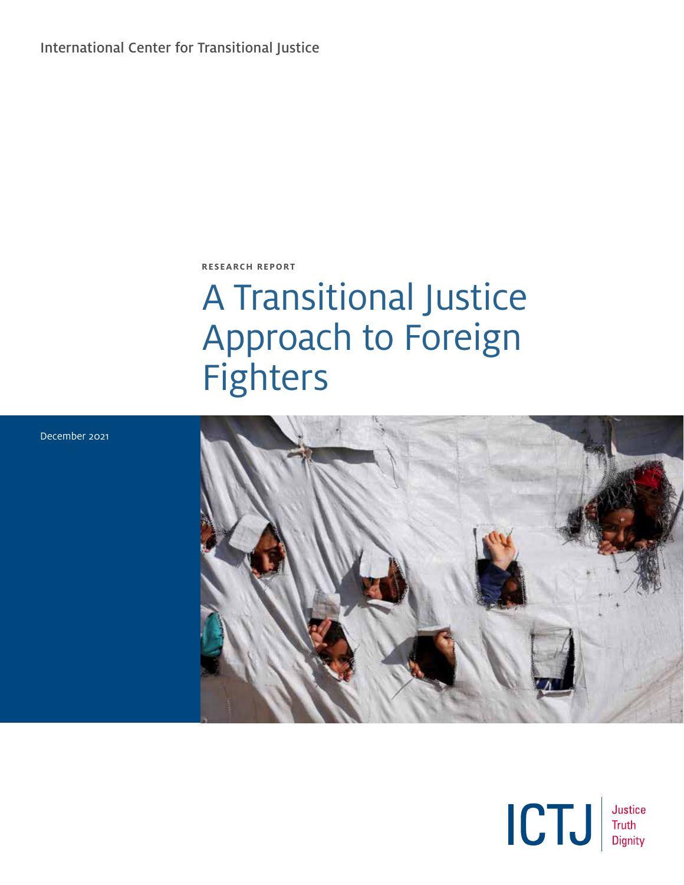International Center for Transitional Justice

RESEARCH REPORT

# A Transitional Justice Approach to Foreign Fighters

December 2021

ICTJ Justice Truth Dignity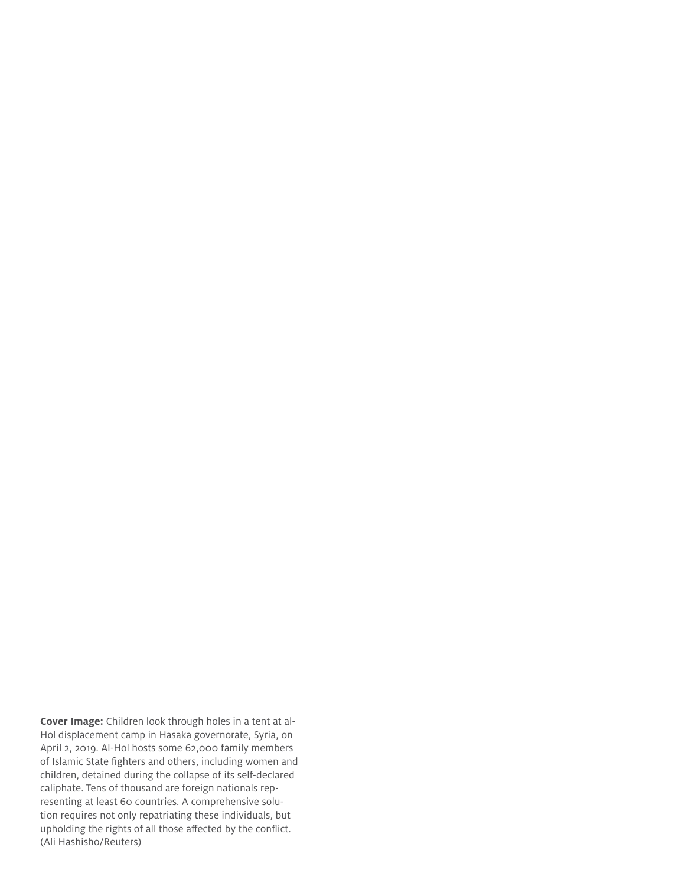**Cover Image:** Children look through holes in a tent at al-Hol displacement camp in Hasaka governorate, Syria, on April 2, 2019. Al-Hol hosts some 62,000 family members of Islamic State fighters and others, including women and children, detained during the collapse of its self-declared caliphate. Tens of thousand are foreign nationals representing at least 60 countries. A comprehensive solution requires not only repatriating these individuals, but upholding the rights of all those affected by the conflict. (Ali Hashisho/Reuters)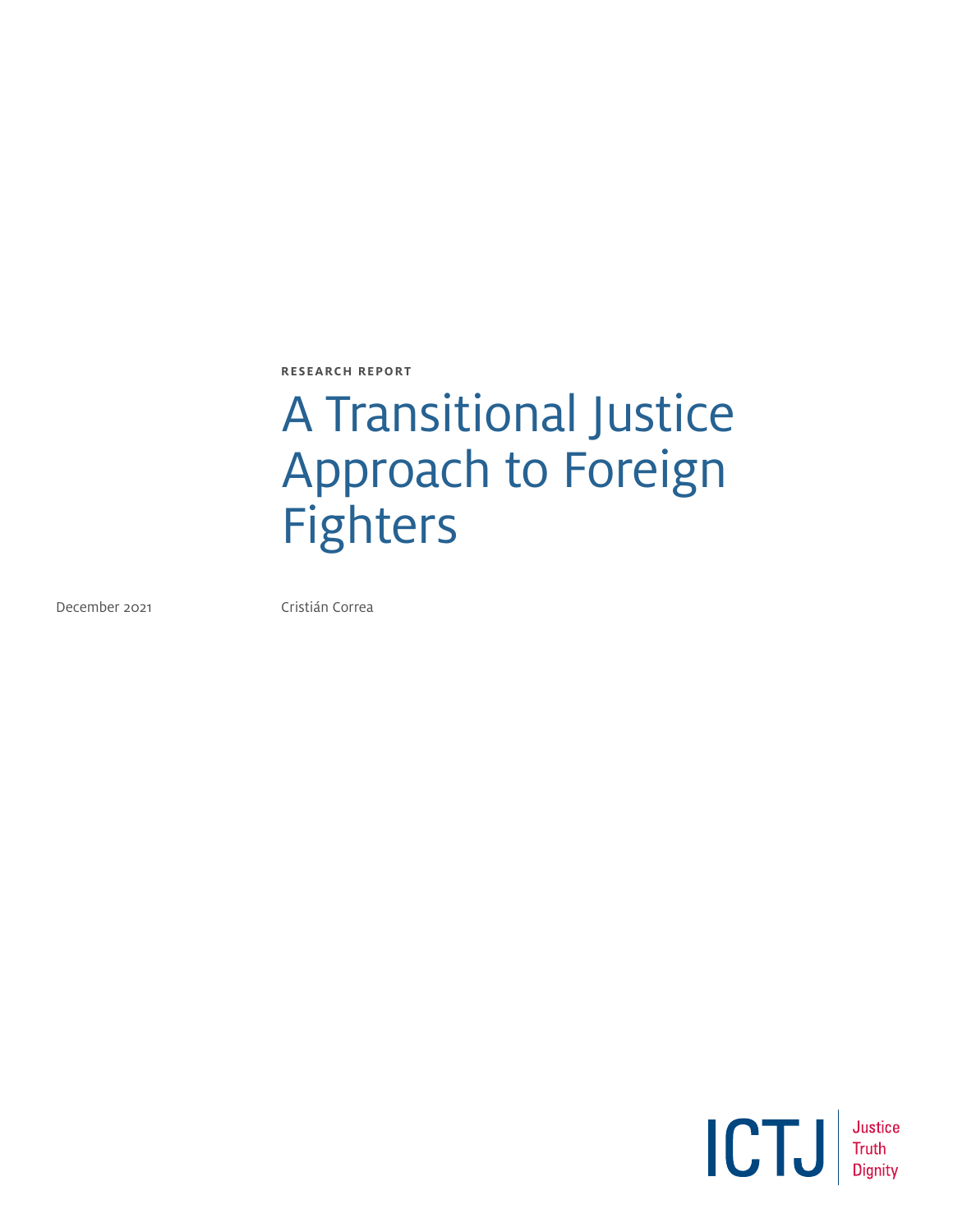**RESEARCH REPORT**

# A Transitional Justice Approach to Foreign Fighters

December 2021

Cristián Correa

ICTJ Justice Truth Dignity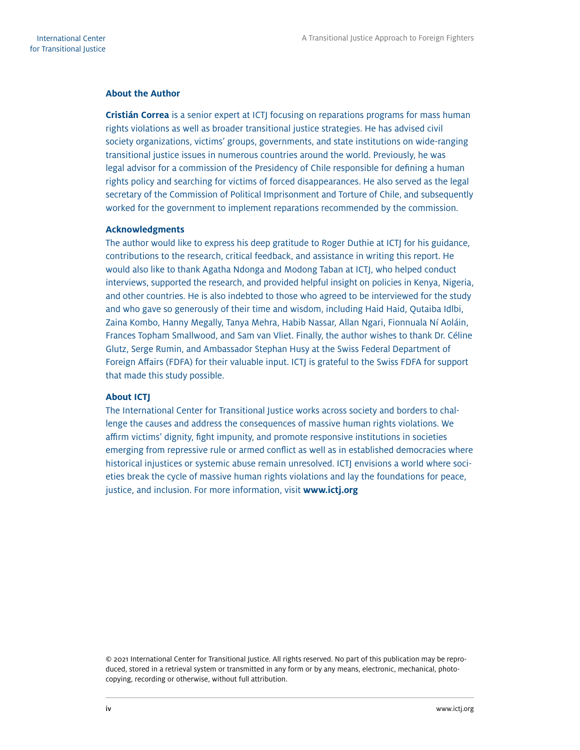## About the Author

**Cristián Correa** is a senior expert at ICTJ focusing on reparations programs for mass human rights violations as well as broader transitional justice strategies. He has advised civil society organizations, victims' groups, governments, and state institutions on wide-ranging transitional justice issues in numerous countries around the world. Previously, he was legal advisor for a commission of the Presidency of Chile responsible for defining a human rights policy and searching for victims of forced disappearances. He also served as the legal secretary of the Commission of Political Imprisonment and Torture of Chile, and subsequently worked for the government to implement reparations recommended by the commission.

## Acknowledgments

The author would like to express his deep gratitude to Roger Duthie at ICTJ for his guidance, contributions to the research, critical feedback, and assistance in writing this report. He would also like to thank Agatha Ndonga and Modong Taban at ICTJ, who helped conduct interviews, supported the research, and provided helpful insight on policies in Kenya, Nigeria, and other countries. He is also indebted to those who agreed to be interviewed for the study and who gave so generously of their time and wisdom, including Haid Haid, Qutaiba Idlbi, Zaina Kombo, Hanny Megally, Tanya Mehra, Habib Nassar, Allan Ngari, Fionnuala Ní Aoláin, Frances Topham Smallwood, and Sam van Vliet. Finally, the author wishes to thank Dr. Céline Glutz, Serge Rumin, and Ambassador Stephan Husy at the Swiss Federal Department of Foreign Affairs (FDFA) for their valuable input. ICTJ is grateful to the Swiss FDFA for support that made this study possible.

## About ICTJ

The International Center for Transitional Justice works across society and borders to challenge the causes and address the consequences of massive human rights violations. We affirm victims' dignity, fight impunity, and promote responsive institutions in societies emerging from repressive rule or armed conflict as well as in established democracies where historical injustices or systemic abuse remain unresolved. ICTJ envisions a world where societies break the cycle of massive human rights violations and lay the foundations for peace, justice, and inclusion. For more information, visit **www.ictj.org**

© 2021 International Center for Transitional Justice. All rights reserved. No part of this publication may be reproduced, stored in a retrieval system or transmitted in any form or by any means, electronic, mechanical, photocopying, recording or otherwise, without full attribution.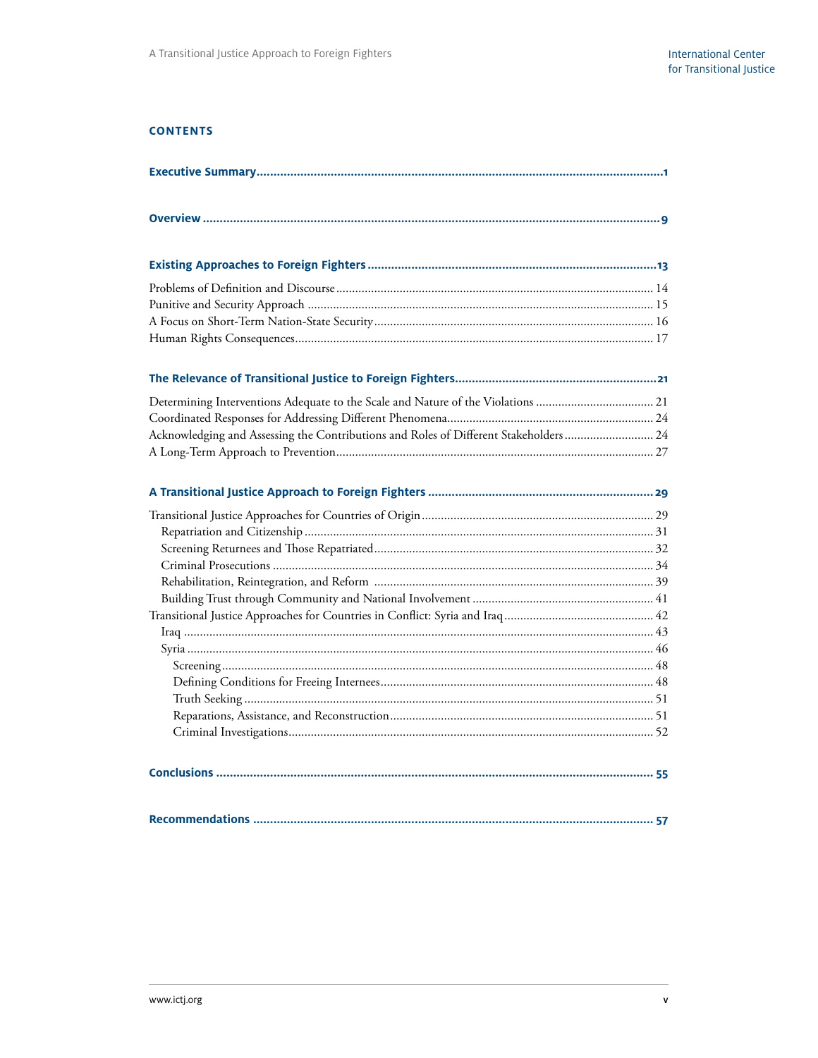## CONTENTS

**Executive Summary** ........................................................................................................ 1

**Overview** ........................................................................................................ 9

**Existing Approaches to Foreign Fighters** ........................................................................................................ 13

Problems of Definition and Discourse ........................................................................................................ 14
Punitive and Security Approach ........................................................................................................ 15
A Focus on Short-Term Nation-State Security ........................................................................................................ 16
Human Rights Consequences ........................................................................................................ 17

**The Relevance of Transitional Justice to Foreign Fighters** ........................................................................................................ 21

Determining Interventions Adequate to the Scale and Nature of the Violations ........................................................................................................ 21
Coordinated Responses for Addressing Different Phenomena ........................................................................................................ 24
Acknowledging and Assessing the Contributions and Roles of Different Stakeholders ........................................................................................................ 24
A Long-Term Approach to Prevention ........................................................................................................ 27

**A Transitional Justice Approach to Foreign Fighters** ........................................................................................................ 29

Transitional Justice Approaches for Countries of Origin ........................................................................................................ 29
- Repatriation and Citizenship ........................................................................................................ 31
- Screening Returnees and Those Repatriated ........................................................................................................ 32
- Criminal Prosecutions ........................................................................................................ 34
- Rehabilitation, Reintegration, and Reform ........................................................................................................ 39
- Building Trust through Community and National Involvement ........................................................................................................ 41

Transitional Justice Approaches for Countries in Conflict: Syria and Iraq ........................................................................................................ 42
- Iraq ........................................................................................................ 43
- Syria ........................................................................................................ 46
  - Screening ........................................................................................................ 48
  - Defining Conditions for Freeing Internees ........................................................................................................ 48
  - Truth Seeking ........................................................................................................ 51
  - Reparations, Assistance, and Reconstruction ........................................................................................................ 51
  - Criminal Investigations ........................................................................................................ 52

**Conclusions** ........................................................................................................ 55

**Recommendations** ........................................................................................................ 57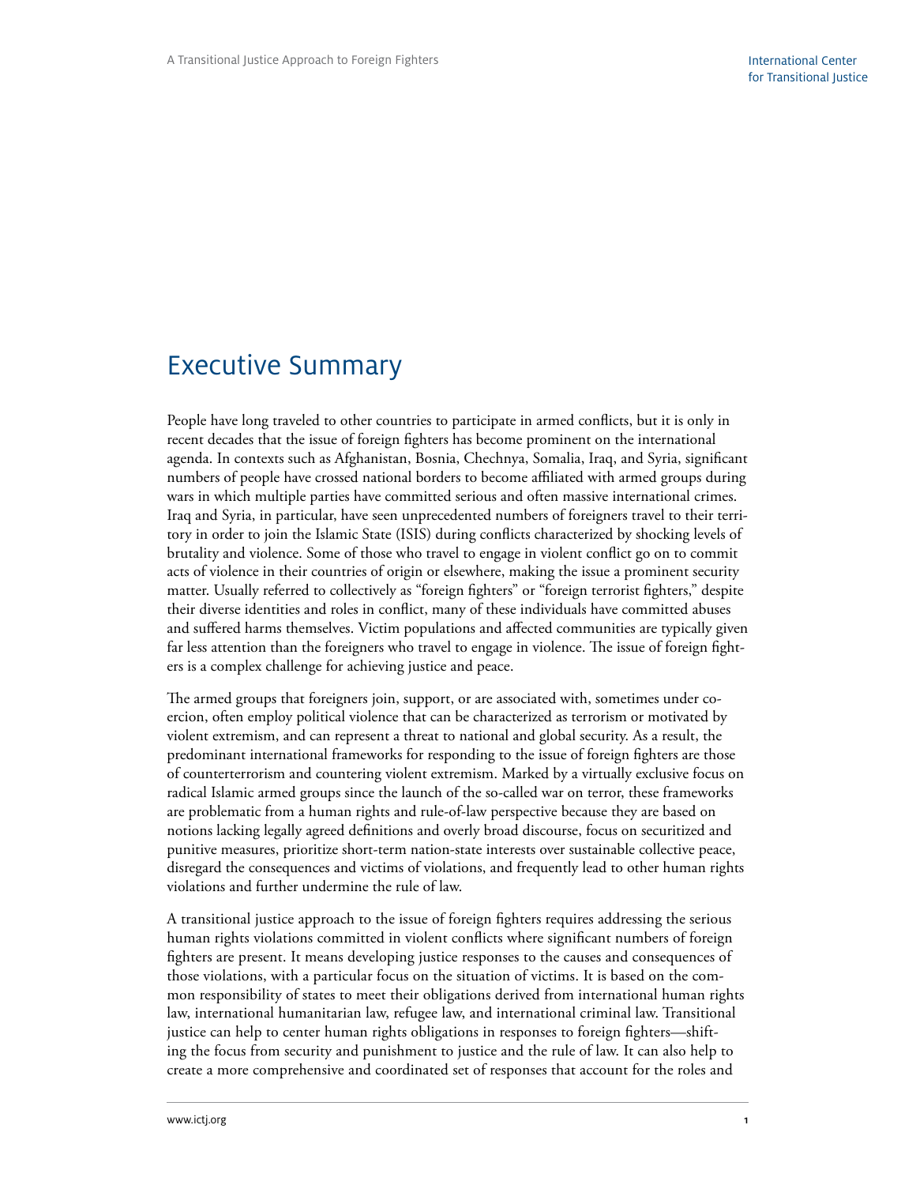# Executive Summary

People have long traveled to other countries to participate in armed conflicts, but it is only in recent decades that the issue of foreign fighters has become prominent on the international agenda. In contexts such as Afghanistan, Bosnia, Chechnya, Somalia, Iraq, and Syria, significant numbers of people have crossed national borders to become affiliated with armed groups during wars in which multiple parties have committed serious and often massive international crimes. Iraq and Syria, in particular, have seen unprecedented numbers of foreigners travel to their territory in order to join the Islamic State (ISIS) during conflicts characterized by shocking levels of brutality and violence. Some of those who travel to engage in violent conflict go on to commit acts of violence in their countries of origin or elsewhere, making the issue a prominent security matter. Usually referred to collectively as "foreign fighters" or "foreign terrorist fighters," despite their diverse identities and roles in conflict, many of these individuals have committed abuses and suffered harms themselves. Victim populations and affected communities are typically given far less attention than the foreigners who travel to engage in violence. The issue of foreign fighters is a complex challenge for achieving justice and peace.

The armed groups that foreigners join, support, or are associated with, sometimes under coercion, often employ political violence that can be characterized as terrorism or motivated by violent extremism, and can represent a threat to national and global security. As a result, the predominant international frameworks for responding to the issue of foreign fighters are those of counterterrorism and countering violent extremism. Marked by a virtually exclusive focus on radical Islamic armed groups since the launch of the so-called war on terror, these frameworks are problematic from a human rights and rule-of-law perspective because they are based on notions lacking legally agreed definitions and overly broad discourse, focus on securitized and punitive measures, prioritize short-term nation-state interests over sustainable collective peace, disregard the consequences and victims of violations, and frequently lead to other human rights violations and further undermine the rule of law.

A transitional justice approach to the issue of foreign fighters requires addressing the serious human rights violations committed in violent conflicts where significant numbers of foreign fighters are present. It means developing justice responses to the causes and consequences of those violations, with a particular focus on the situation of victims. It is based on the common responsibility of states to meet their obligations derived from international human rights law, international humanitarian law, refugee law, and international criminal law. Transitional justice can help to center human rights obligations in responses to foreign fighters—shifting the focus from security and punishment to justice and the rule of law. It can also help to create a more comprehensive and coordinated set of responses that account for the roles and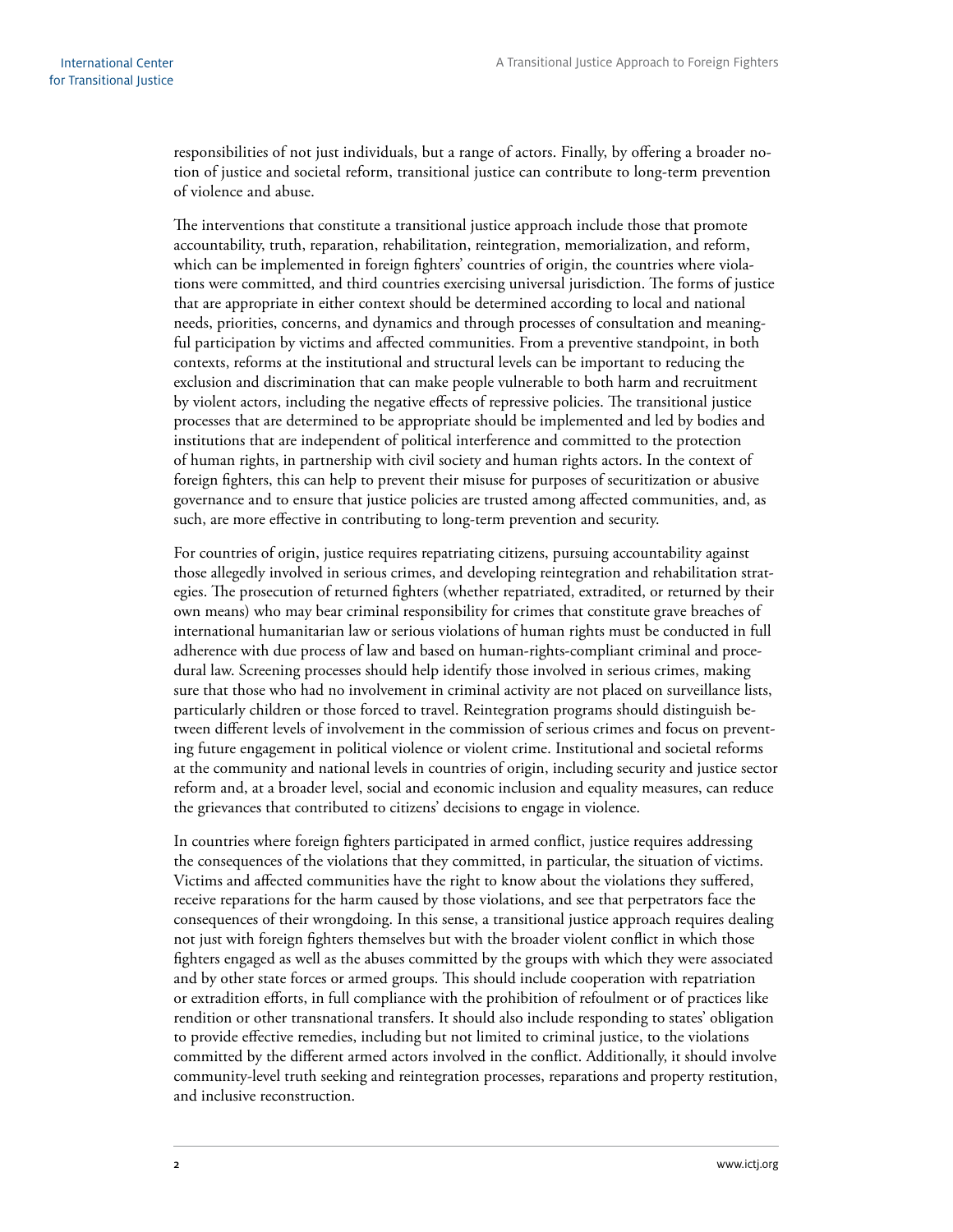responsibilities of not just individuals, but a range of actors. Finally, by offering a broader notion of justice and societal reform, transitional justice can contribute to long-term prevention of violence and abuse.

The interventions that constitute a transitional justice approach include those that promote accountability, truth, reparation, rehabilitation, reintegration, memorialization, and reform, which can be implemented in foreign fighters' countries of origin, the countries where violations were committed, and third countries exercising universal jurisdiction. The forms of justice that are appropriate in either context should be determined according to local and national needs, priorities, concerns, and dynamics and through processes of consultation and meaningful participation by victims and affected communities. From a preventive standpoint, in both contexts, reforms at the institutional and structural levels can be important to reducing the exclusion and discrimination that can make people vulnerable to both harm and recruitment by violent actors, including the negative effects of repressive policies. The transitional justice processes that are determined to be appropriate should be implemented and led by bodies and institutions that are independent of political interference and committed to the protection of human rights, in partnership with civil society and human rights actors. In the context of foreign fighters, this can help to prevent their misuse for purposes of securitization or abusive governance and to ensure that justice policies are trusted among affected communities, and, as such, are more effective in contributing to long-term prevention and security.

For countries of origin, justice requires repatriating citizens, pursuing accountability against those allegedly involved in serious crimes, and developing reintegration and rehabilitation strategies. The prosecution of returned fighters (whether repatriated, extradited, or returned by their own means) who may bear criminal responsibility for crimes that constitute grave breaches of international humanitarian law or serious violations of human rights must be conducted in full adherence with due process of law and based on human-rights-compliant criminal and procedural law. Screening processes should help identify those involved in serious crimes, making sure that those who had no involvement in criminal activity are not placed on surveillance lists, particularly children or those forced to travel. Reintegration programs should distinguish between different levels of involvement in the commission of serious crimes and focus on preventing future engagement in political violence or violent crime. Institutional and societal reforms at the community and national levels in countries of origin, including security and justice sector reform and, at a broader level, social and economic inclusion and equality measures, can reduce the grievances that contributed to citizens' decisions to engage in violence.

In countries where foreign fighters participated in armed conflict, justice requires addressing the consequences of the violations that they committed, in particular, the situation of victims. Victims and affected communities have the right to know about the violations they suffered, receive reparations for the harm caused by those violations, and see that perpetrators face the consequences of their wrongdoing. In this sense, a transitional justice approach requires dealing not just with foreign fighters themselves but with the broader violent conflict in which those fighters engaged as well as the abuses committed by the groups with which they were associated and by other state forces or armed groups. This should include cooperation with repatriation or extradition efforts, in full compliance with the prohibition of refoulment or of practices like rendition or other transnational transfers. It should also include responding to states' obligation to provide effective remedies, including but not limited to criminal justice, to the violations committed by the different armed actors involved in the conflict. Additionally, it should involve community-level truth seeking and reintegration processes, reparations and property restitution, and inclusive reconstruction.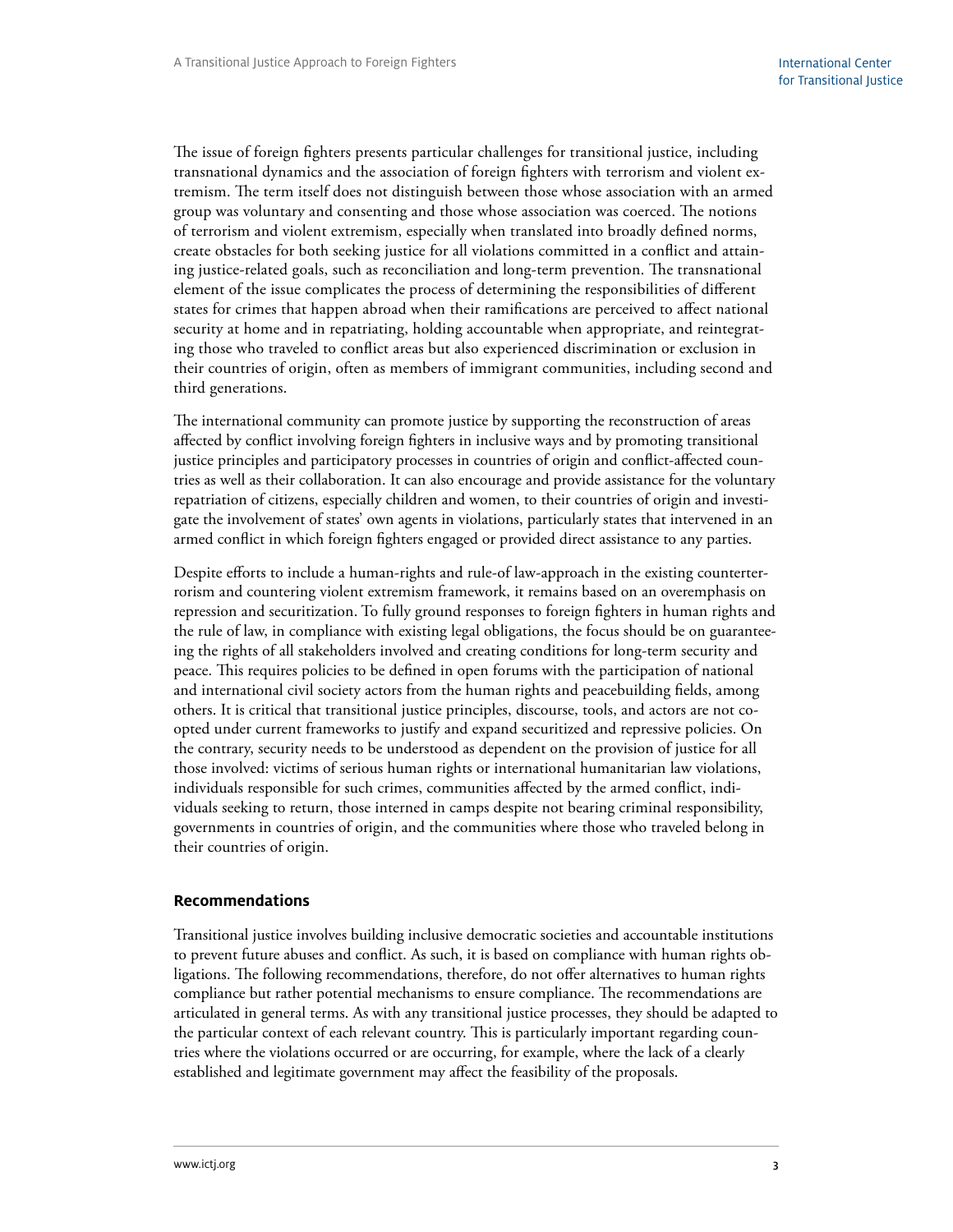The issue of foreign fighters presents particular challenges for transitional justice, including transnational dynamics and the association of foreign fighters with terrorism and violent extremism. The term itself does not distinguish between those whose association with an armed group was voluntary and consenting and those whose association was coerced. The notions of terrorism and violent extremism, especially when translated into broadly defined norms, create obstacles for both seeking justice for all violations committed in a conflict and attaining justice-related goals, such as reconciliation and long-term prevention. The transnational element of the issue complicates the process of determining the responsibilities of different states for crimes that happen abroad when their ramifications are perceived to affect national security at home and in repatriating, holding accountable when appropriate, and reintegrating those who traveled to conflict areas but also experienced discrimination or exclusion in their countries of origin, often as members of immigrant communities, including second and third generations.

The international community can promote justice by supporting the reconstruction of areas affected by conflict involving foreign fighters in inclusive ways and by promoting transitional justice principles and participatory processes in countries of origin and conflict-affected countries as well as their collaboration. It can also encourage and provide assistance for the voluntary repatriation of citizens, especially children and women, to their countries of origin and investigate the involvement of states' own agents in violations, particularly states that intervened in an armed conflict in which foreign fighters engaged or provided direct assistance to any parties.

Despite efforts to include a human-rights and rule-of law-approach in the existing counterterrorism and countering violent extremism framework, it remains based on an overemphasis on repression and securitization. To fully ground responses to foreign fighters in human rights and the rule of law, in compliance with existing legal obligations, the focus should be on guaranteeing the rights of all stakeholders involved and creating conditions for long-term security and peace. This requires policies to be defined in open forums with the participation of national and international civil society actors from the human rights and peacebuilding fields, among others. It is critical that transitional justice principles, discourse, tools, and actors are not co-opted under current frameworks to justify and expand securitized and repressive policies. On the contrary, security needs to be understood as dependent on the provision of justice for all those involved: victims of serious human rights or international humanitarian law violations, individuals responsible for such crimes, communities affected by the armed conflict, individuals seeking to return, those interned in camps despite not bearing criminal responsibility, governments in countries of origin, and the communities where those who traveled belong in their countries of origin.

## Recommendations

Transitional justice involves building inclusive democratic societies and accountable institutions to prevent future abuses and conflict. As such, it is based on compliance with human rights obligations. The following recommendations, therefore, do not offer alternatives to human rights compliance but rather potential mechanisms to ensure compliance. The recommendations are articulated in general terms. As with any transitional justice processes, they should be adapted to the particular context of each relevant country. This is particularly important regarding countries where the violations occurred or are occurring, for example, where the lack of a clearly established and legitimate government may affect the feasibility of the proposals.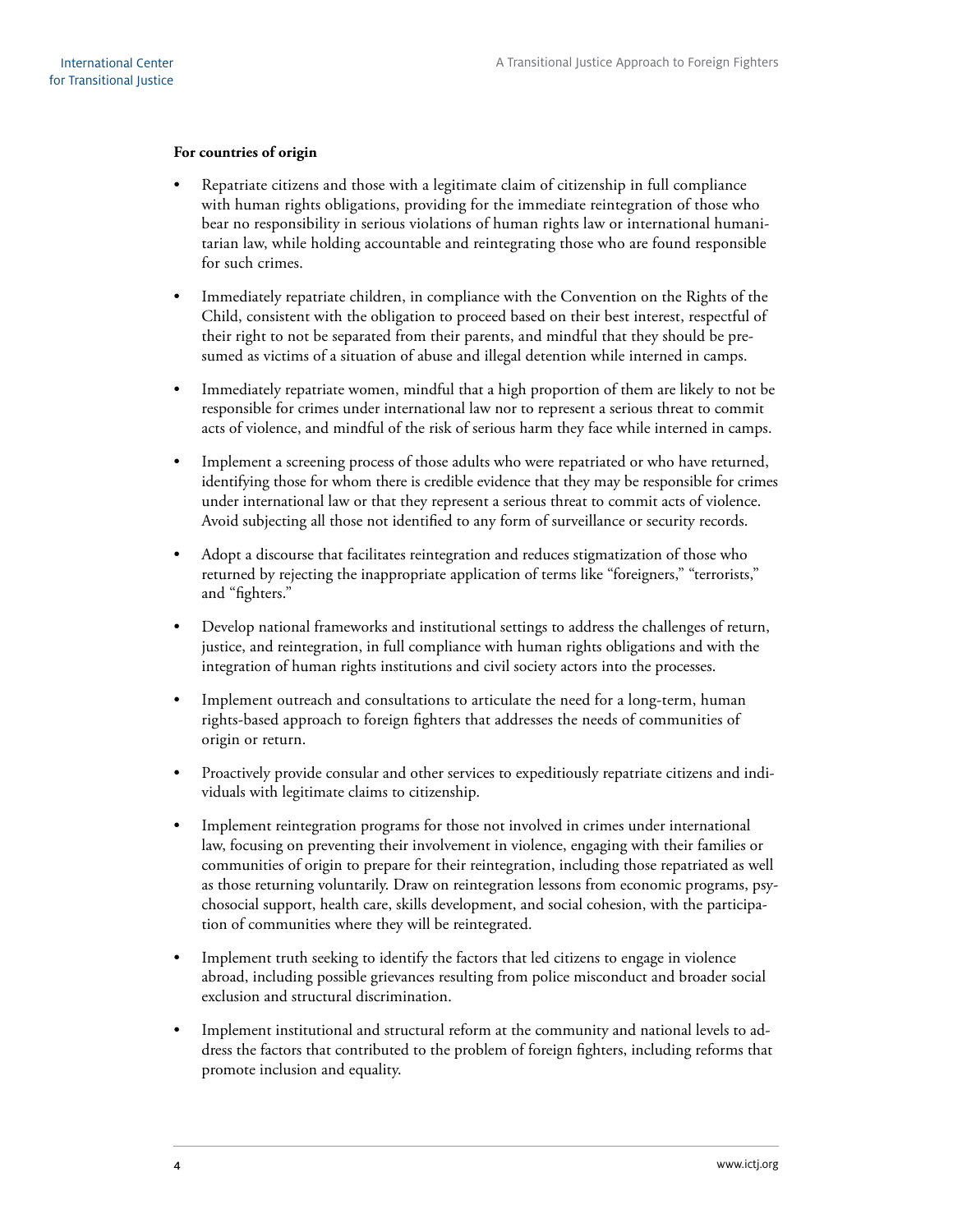**For countries of origin**

- Repatriate citizens and those with a legitimate claim of citizenship in full compliance with human rights obligations, providing for the immediate reintegration of those who bear no responsibility in serious violations of human rights law or international humanitarian law, while holding accountable and reintegrating those who are found responsible for such crimes.

- Immediately repatriate children, in compliance with the Convention on the Rights of the Child, consistent with the obligation to proceed based on their best interest, respectful of their right to not be separated from their parents, and mindful that they should be presumed as victims of a situation of abuse and illegal detention while interned in camps.

- Immediately repatriate women, mindful that a high proportion of them are likely to not be responsible for crimes under international law nor to represent a serious threat to commit acts of violence, and mindful of the risk of serious harm they face while interned in camps.

- Implement a screening process of those adults who were repatriated or who have returned, identifying those for whom there is credible evidence that they may be responsible for crimes under international law or that they represent a serious threat to commit acts of violence. Avoid subjecting all those not identified to any form of surveillance or security records.

- Adopt a discourse that facilitates reintegration and reduces stigmatization of those who returned by rejecting the inappropriate application of terms like "foreigners," "terrorists," and "fighters."

- Develop national frameworks and institutional settings to address the challenges of return, justice, and reintegration, in full compliance with human rights obligations and with the integration of human rights institutions and civil society actors into the processes.

- Implement outreach and consultations to articulate the need for a long-term, human rights-based approach to foreign fighters that addresses the needs of communities of origin or return.

- Proactively provide consular and other services to expeditiously repatriate citizens and individuals with legitimate claims to citizenship.

- Implement reintegration programs for those not involved in crimes under international law, focusing on preventing their involvement in violence, engaging with their families or communities of origin to prepare for their reintegration, including those repatriated as well as those returning voluntarily. Draw on reintegration lessons from economic programs, psychosocial support, health care, skills development, and social cohesion, with the participation of communities where they will be reintegrated.

- Implement truth seeking to identify the factors that led citizens to engage in violence abroad, including possible grievances resulting from police misconduct and broader social exclusion and structural discrimination.

- Implement institutional and structural reform at the community and national levels to address the factors that contributed to the problem of foreign fighters, including reforms that promote inclusion and equality.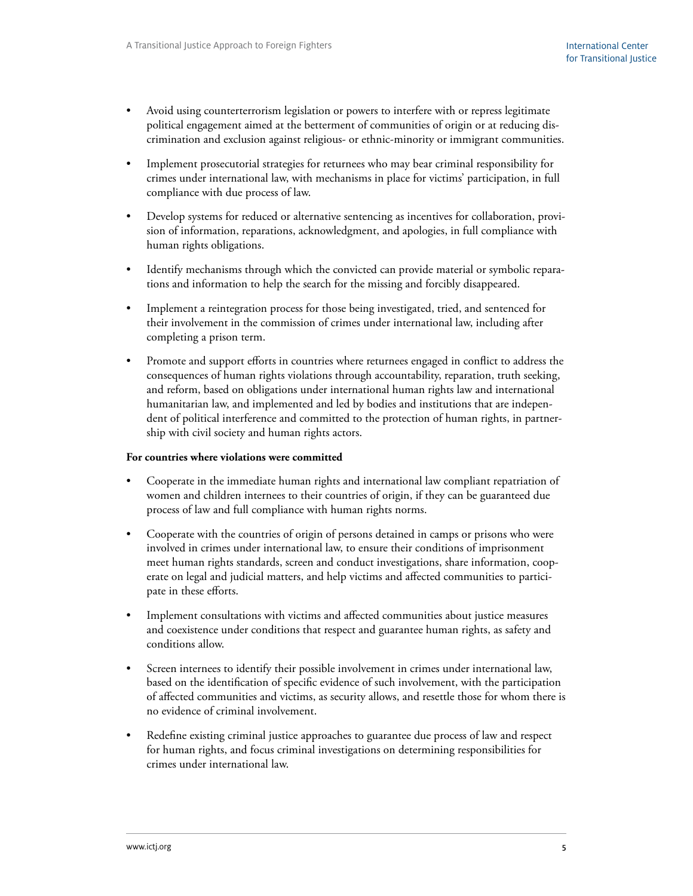- Avoid using counterterrorism legislation or powers to interfere with or repress legitimate political engagement aimed at the betterment of communities of origin or at reducing discrimination and exclusion against religious- or ethnic-minority or immigrant communities.
- Implement prosecutorial strategies for returnees who may bear criminal responsibility for crimes under international law, with mechanisms in place for victims' participation, in full compliance with due process of law.
- Develop systems for reduced or alternative sentencing as incentives for collaboration, provision of information, reparations, acknowledgment, and apologies, in full compliance with human rights obligations.
- Identify mechanisms through which the convicted can provide material or symbolic reparations and information to help the search for the missing and forcibly disappeared.
- Implement a reintegration process for those being investigated, tried, and sentenced for their involvement in the commission of crimes under international law, including after completing a prison term.
- Promote and support efforts in countries where returnees engaged in conflict to address the consequences of human rights violations through accountability, reparation, truth seeking, and reform, based on obligations under international human rights law and international humanitarian law, and implemented and led by bodies and institutions that are independent of political interference and committed to the protection of human rights, in partnership with civil society and human rights actors.

**For countries where violations were committed**

- Cooperate in the immediate human rights and international law compliant repatriation of women and children internees to their countries of origin, if they can be guaranteed due process of law and full compliance with human rights norms.
- Cooperate with the countries of origin of persons detained in camps or prisons who were involved in crimes under international law, to ensure their conditions of imprisonment meet human rights standards, screen and conduct investigations, share information, cooperate on legal and judicial matters, and help victims and affected communities to participate in these efforts.
- Implement consultations with victims and affected communities about justice measures and coexistence under conditions that respect and guarantee human rights, as safety and conditions allow.
- Screen internees to identify their possible involvement in crimes under international law, based on the identification of specific evidence of such involvement, with the participation of affected communities and victims, as security allows, and resettle those for whom there is no evidence of criminal involvement.
- Redefine existing criminal justice approaches to guarantee due process of law and respect for human rights, and focus criminal investigations on determining responsibilities for crimes under international law.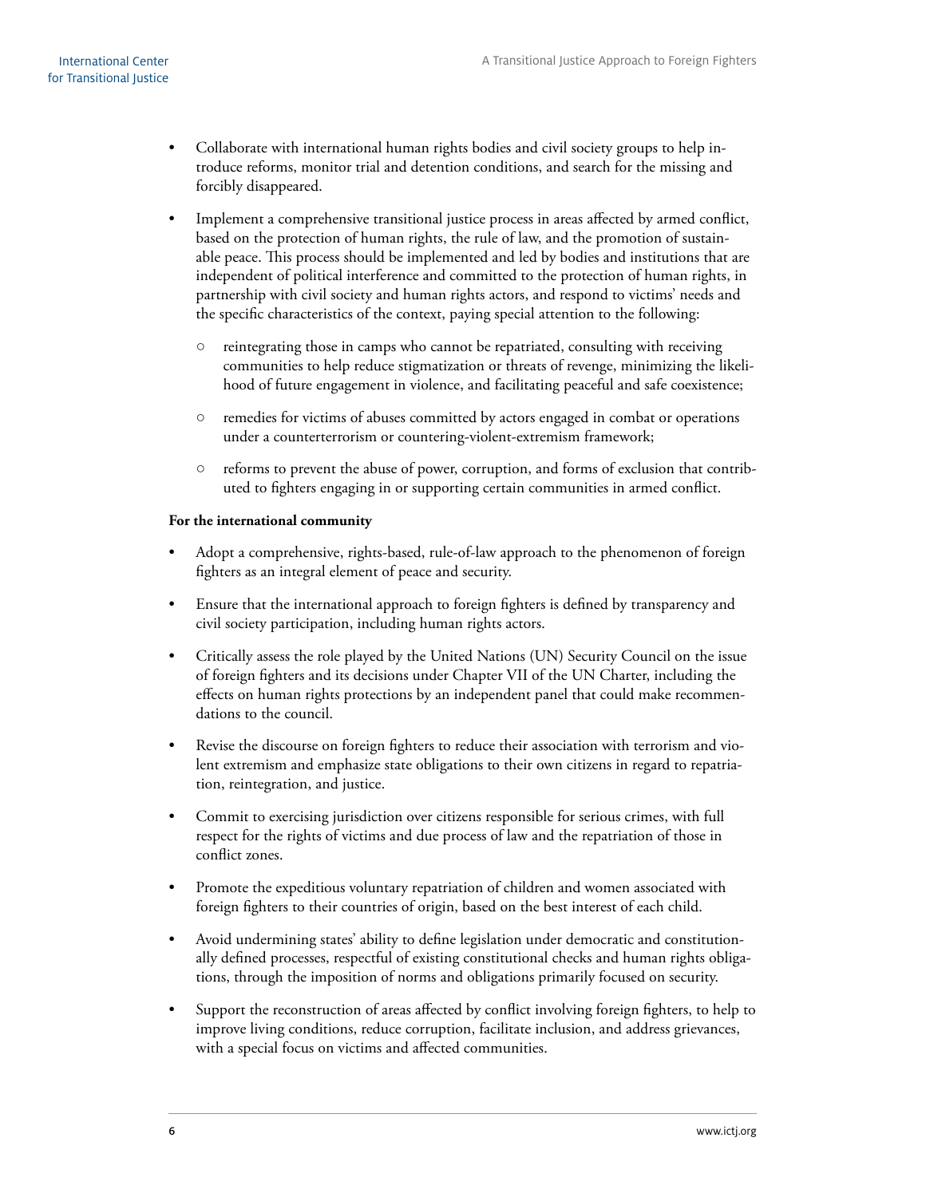- Collaborate with international human rights bodies and civil society groups to help introduce reforms, monitor trial and detention conditions, and search for the missing and forcibly disappeared.
- Implement a comprehensive transitional justice process in areas affected by armed conflict, based on the protection of human rights, the rule of law, and the promotion of sustainable peace. This process should be implemented and led by bodies and institutions that are independent of political interference and committed to the protection of human rights, in partnership with civil society and human rights actors, and respond to victims' needs and the specific characteristics of the context, paying special attention to the following:
  - reintegrating those in camps who cannot be repatriated, consulting with receiving communities to help reduce stigmatization or threats of revenge, minimizing the likelihood of future engagement in violence, and facilitating peaceful and safe coexistence;
  - remedies for victims of abuses committed by actors engaged in combat or operations under a counterterrorism or countering-violent-extremism framework;
  - reforms to prevent the abuse of power, corruption, and forms of exclusion that contributed to fighters engaging in or supporting certain communities in armed conflict.

**For the international community**

- Adopt a comprehensive, rights-based, rule-of-law approach to the phenomenon of foreign fighters as an integral element of peace and security.
- Ensure that the international approach to foreign fighters is defined by transparency and civil society participation, including human rights actors.
- Critically assess the role played by the United Nations (UN) Security Council on the issue of foreign fighters and its decisions under Chapter VII of the UN Charter, including the effects on human rights protections by an independent panel that could make recommendations to the council.
- Revise the discourse on foreign fighters to reduce their association with terrorism and violent extremism and emphasize state obligations to their own citizens in regard to repatriation, reintegration, and justice.
- Commit to exercising jurisdiction over citizens responsible for serious crimes, with full respect for the rights of victims and due process of law and the repatriation of those in conflict zones.
- Promote the expeditious voluntary repatriation of children and women associated with foreign fighters to their countries of origin, based on the best interest of each child.
- Avoid undermining states' ability to define legislation under democratic and constitutionally defined processes, respectful of existing constitutional checks and human rights obligations, through the imposition of norms and obligations primarily focused on security.
- Support the reconstruction of areas affected by conflict involving foreign fighters, to help to improve living conditions, reduce corruption, facilitate inclusion, and address grievances, with a special focus on victims and affected communities.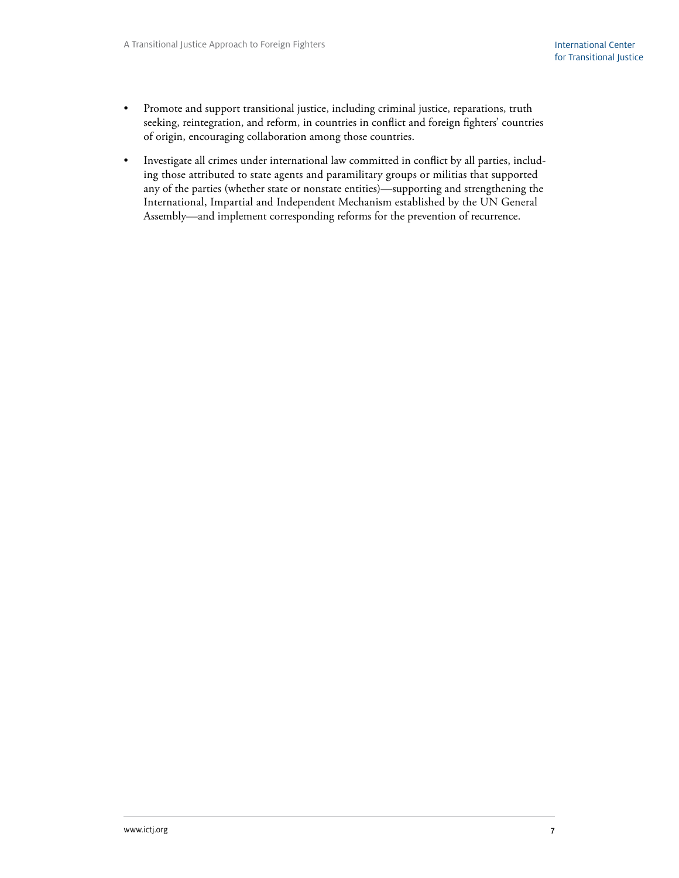- Promote and support transitional justice, including criminal justice, reparations, truth seeking, reintegration, and reform, in countries in conflict and foreign fighters' countries of origin, encouraging collaboration among those countries.
- Investigate all crimes under international law committed in conflict by all parties, including those attributed to state agents and paramilitary groups or militias that supported any of the parties (whether state or nonstate entities)—supporting and strengthening the International, Impartial and Independent Mechanism established by the UN General Assembly—and implement corresponding reforms for the prevention of recurrence.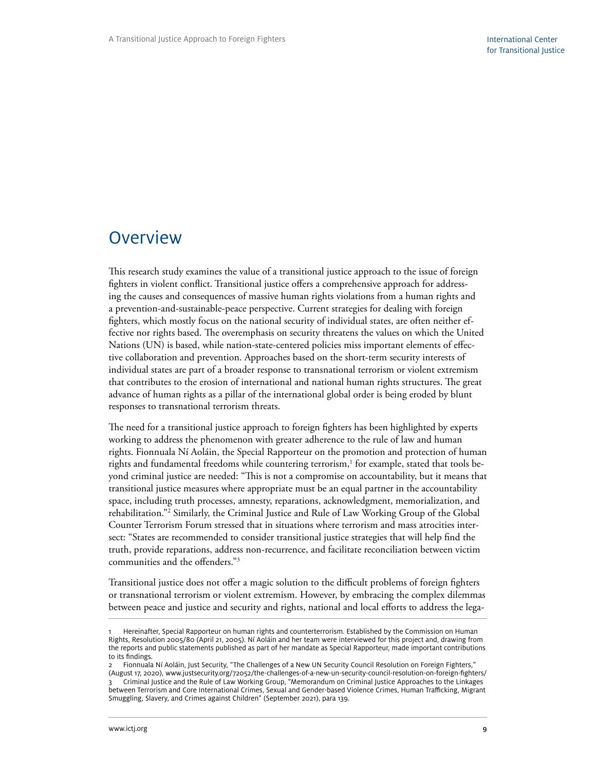# Overview

This research study examines the value of a transitional justice approach to the issue of foreign fighters in violent conflict. Transitional justice offers a comprehensive approach for addressing the causes and consequences of massive human rights violations from a human rights and a prevention-and-sustainable-peace perspective. Current strategies for dealing with foreign fighters, which mostly focus on the national security of individual states, are often neither effective nor rights based. The overemphasis on security threatens the values on which the United Nations (UN) is based, while nation-state-centered policies miss important elements of effective collaboration and prevention. Approaches based on the short-term security interests of individual states are part of a broader response to transnational terrorism or violent extremism that contributes to the erosion of international and national human rights structures. The great advance of human rights as a pillar of the international global order is being eroded by blunt responses to transnational terrorism threats.

The need for a transitional justice approach to foreign fighters has been highlighted by experts working to address the phenomenon with greater adherence to the rule of law and human rights. Fionnuala Ní Aoláin, the Special Rapporteur on the promotion and protection of human rights and fundamental freedoms while countering terrorism,[1] for example, stated that tools beyond criminal justice are needed: "This is not a compromise on accountability, but it means that transitional justice measures where appropriate must be an equal partner in the accountability space, including truth processes, amnesty, reparations, acknowledgment, memorialization, and rehabilitation."[2] Similarly, the Criminal Justice and Rule of Law Working Group of the Global Counter Terrorism Forum stressed that in situations where terrorism and mass atrocities intersect: "States are recommended to consider transitional justice strategies that will help find the truth, provide reparations, address non-recurrence, and facilitate reconciliation between victim communities and the offenders."[3]

Transitional justice does not offer a magic solution to the difficult problems of foreign fighters or transnational terrorism or violent extremism. However, by embracing the complex dilemmas between peace and justice and security and rights, national and local efforts to address the lega-

1 Hereinafter, Special Rapporteur on human rights and counterterrorism. Established by the Commission on Human Rights, Resolution 2005/80 (April 21, 2005). Ní Aoláin and her team were interviewed for this project and, drawing from the reports and public statements published as part of her mandate as Special Rapporteur, made important contributions to its findings.

2 Fionnuala Ní Aoláin, Just Security, "The Challenges of a New UN Security Council Resolution on Foreign Fighters," (August 17, 2020), www.justsecurity.org/72052/the-challenges-of-a-new-un-security-council-resolution-on-foreign-fighters/

3 Criminal Justice and the Rule of Law Working Group, "Memorandum on Criminal Justice Approaches to the Linkages between Terrorism and Core International Crimes, Sexual and Gender-based Violence Crimes, Human Trafficking, Migrant Smuggling, Slavery, and Crimes against Children" (September 2021), para 139.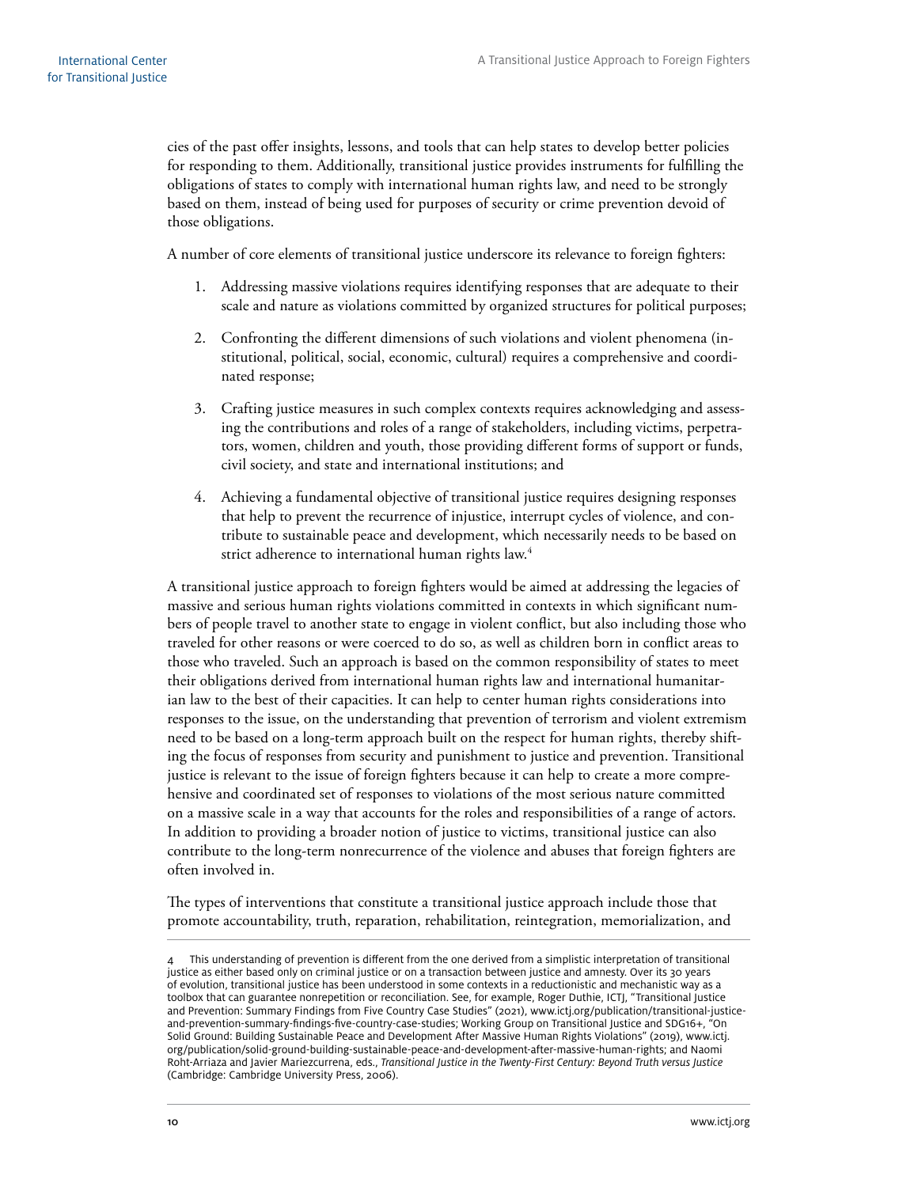cies of the past offer insights, lessons, and tools that can help states to develop better policies for responding to them. Additionally, transitional justice provides instruments for fulfilling the obligations of states to comply with international human rights law, and need to be strongly based on them, instead of being used for purposes of security or crime prevention devoid of those obligations.

A number of core elements of transitional justice underscore its relevance to foreign fighters:

1. Addressing massive violations requires identifying responses that are adequate to their scale and nature as violations committed by organized structures for political purposes;

2. Confronting the different dimensions of such violations and violent phenomena (institutional, political, social, economic, cultural) requires a comprehensive and coordinated response;

3. Crafting justice measures in such complex contexts requires acknowledging and assessing the contributions and roles of a range of stakeholders, including victims, perpetrators, women, children and youth, those providing different forms of support or funds, civil society, and state and international institutions; and

4. Achieving a fundamental objective of transitional justice requires designing responses that help to prevent the recurrence of injustice, interrupt cycles of violence, and contribute to sustainable peace and development, which necessarily needs to be based on strict adherence to international human rights law.[4]

A transitional justice approach to foreign fighters would be aimed at addressing the legacies of massive and serious human rights violations committed in contexts in which significant numbers of people travel to another state to engage in violent conflict, but also including those who traveled for other reasons or were coerced to do so, as well as children born in conflict areas to those who traveled. Such an approach is based on the common responsibility of states to meet their obligations derived from international human rights law and international humanitarian law to the best of their capacities. It can help to center human rights considerations into responses to the issue, on the understanding that prevention of terrorism and violent extremism need to be based on a long-term approach built on the respect for human rights, thereby shifting the focus of responses from security and punishment to justice and prevention. Transitional justice is relevant to the issue of foreign fighters because it can help to create a more comprehensive and coordinated set of responses to violations of the most serious nature committed on a massive scale in a way that accounts for the roles and responsibilities of a range of actors. In addition to providing a broader notion of justice to victims, transitional justice can also contribute to the long-term nonrecurrence of the violence and abuses that foreign fighters are often involved in.

The types of interventions that constitute a transitional justice approach include those that promote accountability, truth, reparation, rehabilitation, reintegration, memorialization, and

4 This understanding of prevention is different from the one derived from a simplistic interpretation of transitional justice as either based only on criminal justice or on a transaction between justice and amnesty. Over its 30 years of evolution, transitional justice has been understood in some contexts in a reductionistic and mechanistic way as a toolbox that can guarantee nonrepetition or reconciliation. See, for example, Roger Duthie, ICTJ, "Transitional Justice and Prevention: Summary Findings from Five Country Case Studies" (2021), www.ictj.org/publication/transitional-justice-and-prevention-summary-findings-five-country-case-studies; Working Group on Transitional Justice and SDG16+, "On Solid Ground: Building Sustainable Peace and Development After Massive Human Rights Violations" (2019), www.ictj.org/publication/solid-ground-building-sustainable-peace-and-development-after-massive-human-rights; and Naomi Roht-Arriaza and Javier Mariezcurrena, eds., *Transitional Justice in the Twenty-First Century: Beyond Truth versus Justice* (Cambridge: Cambridge University Press, 2006).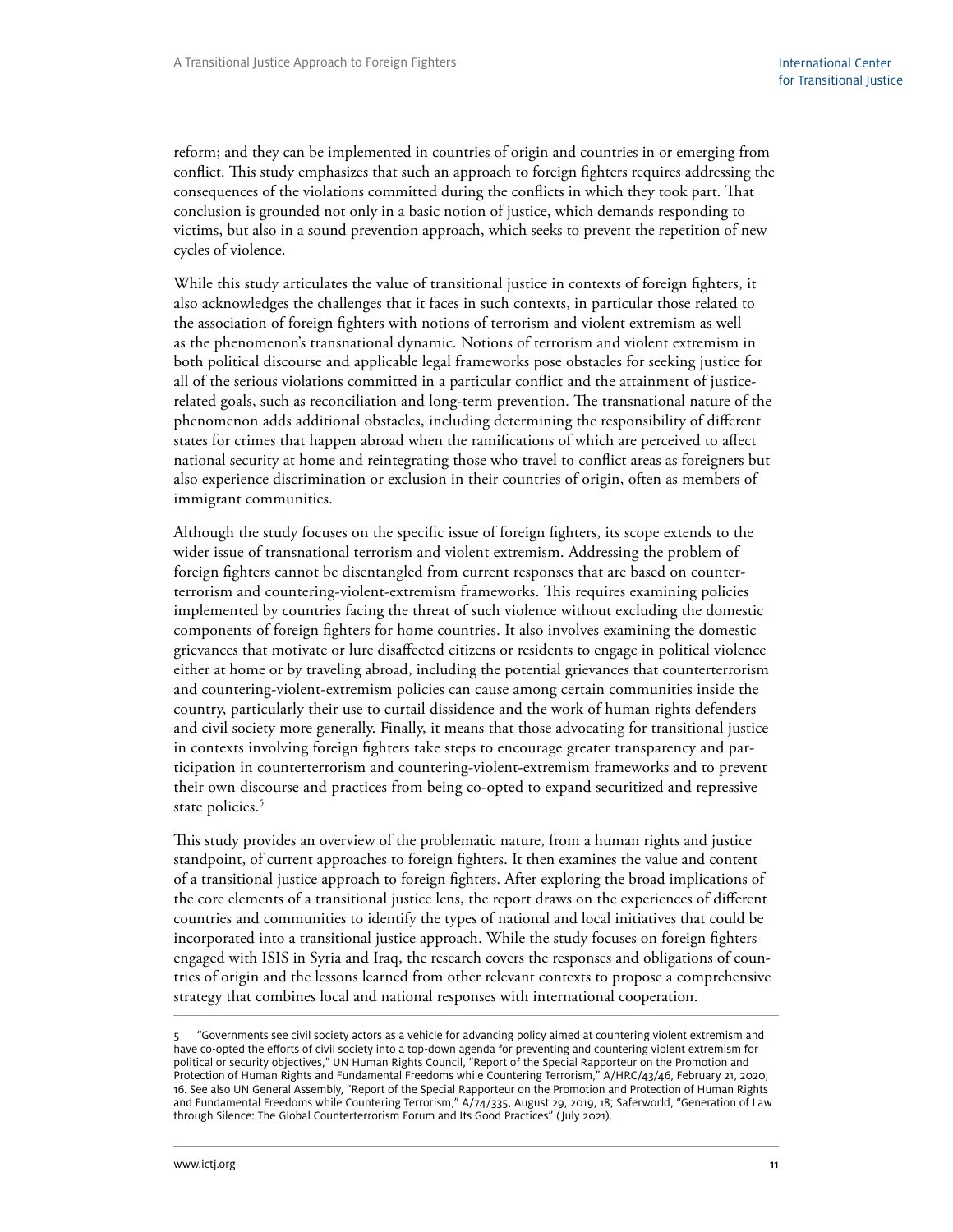reform; and they can be implemented in countries of origin and countries in or emerging from conflict. This study emphasizes that such an approach to foreign fighters requires addressing the consequences of the violations committed during the conflicts in which they took part. That conclusion is grounded not only in a basic notion of justice, which demands responding to victims, but also in a sound prevention approach, which seeks to prevent the repetition of new cycles of violence.

While this study articulates the value of transitional justice in contexts of foreign fighters, it also acknowledges the challenges that it faces in such contexts, in particular those related to the association of foreign fighters with notions of terrorism and violent extremism as well as the phenomenon's transnational dynamic. Notions of terrorism and violent extremism in both political discourse and applicable legal frameworks pose obstacles for seeking justice for all of the serious violations committed in a particular conflict and the attainment of justice-related goals, such as reconciliation and long-term prevention. The transnational nature of the phenomenon adds additional obstacles, including determining the responsibility of different states for crimes that happen abroad when the ramifications of which are perceived to affect national security at home and reintegrating those who travel to conflict areas as foreigners but also experience discrimination or exclusion in their countries of origin, often as members of immigrant communities.

Although the study focuses on the specific issue of foreign fighters, its scope extends to the wider issue of transnational terrorism and violent extremism. Addressing the problem of foreign fighters cannot be disentangled from current responses that are based on counter-terrorism and countering-violent-extremism frameworks. This requires examining policies implemented by countries facing the threat of such violence without excluding the domestic components of foreign fighters for home countries. It also involves examining the domestic grievances that motivate or lure disaffected citizens or residents to engage in political violence either at home or by traveling abroad, including the potential grievances that counterterrorism and countering-violent-extremism policies can cause among certain communities inside the country, particularly their use to curtail dissidence and the work of human rights defenders and civil society more generally. Finally, it means that those advocating for transitional justice in contexts involving foreign fighters take steps to encourage greater transparency and participation in counterterrorism and countering-violent-extremism frameworks and to prevent their own discourse and practices from being co-opted to expand securitized and repressive state policies.[5]

This study provides an overview of the problematic nature, from a human rights and justice standpoint, of current approaches to foreign fighters. It then examines the value and content of a transitional justice approach to foreign fighters. After exploring the broad implications of the core elements of a transitional justice lens, the report draws on the experiences of different countries and communities to identify the types of national and local initiatives that could be incorporated into a transitional justice approach. While the study focuses on foreign fighters engaged with ISIS in Syria and Iraq, the research covers the responses and obligations of countries of origin and the lessons learned from other relevant contexts to propose a comprehensive strategy that combines local and national responses with international cooperation.

---

5 "Governments see civil society actors as a vehicle for advancing policy aimed at countering violent extremism and have co-opted the efforts of civil society into a top-down agenda for preventing and countering violent extremism for political or security objectives," UN Human Rights Council, "Report of the Special Rapporteur on the Promotion and Protection of Human Rights and Fundamental Freedoms while Countering Terrorism," A/HRC/43/46, February 21, 2020, 16. See also UN General Assembly, "Report of the Special Rapporteur on the Promotion and Protection of Human Rights and Fundamental Freedoms while Countering Terrorism," A/74/335, August 29, 2019, 18; Saferworld, "Generation of Law through Silence: The Global Counterterrorism Forum and Its Good Practices" (July 2021).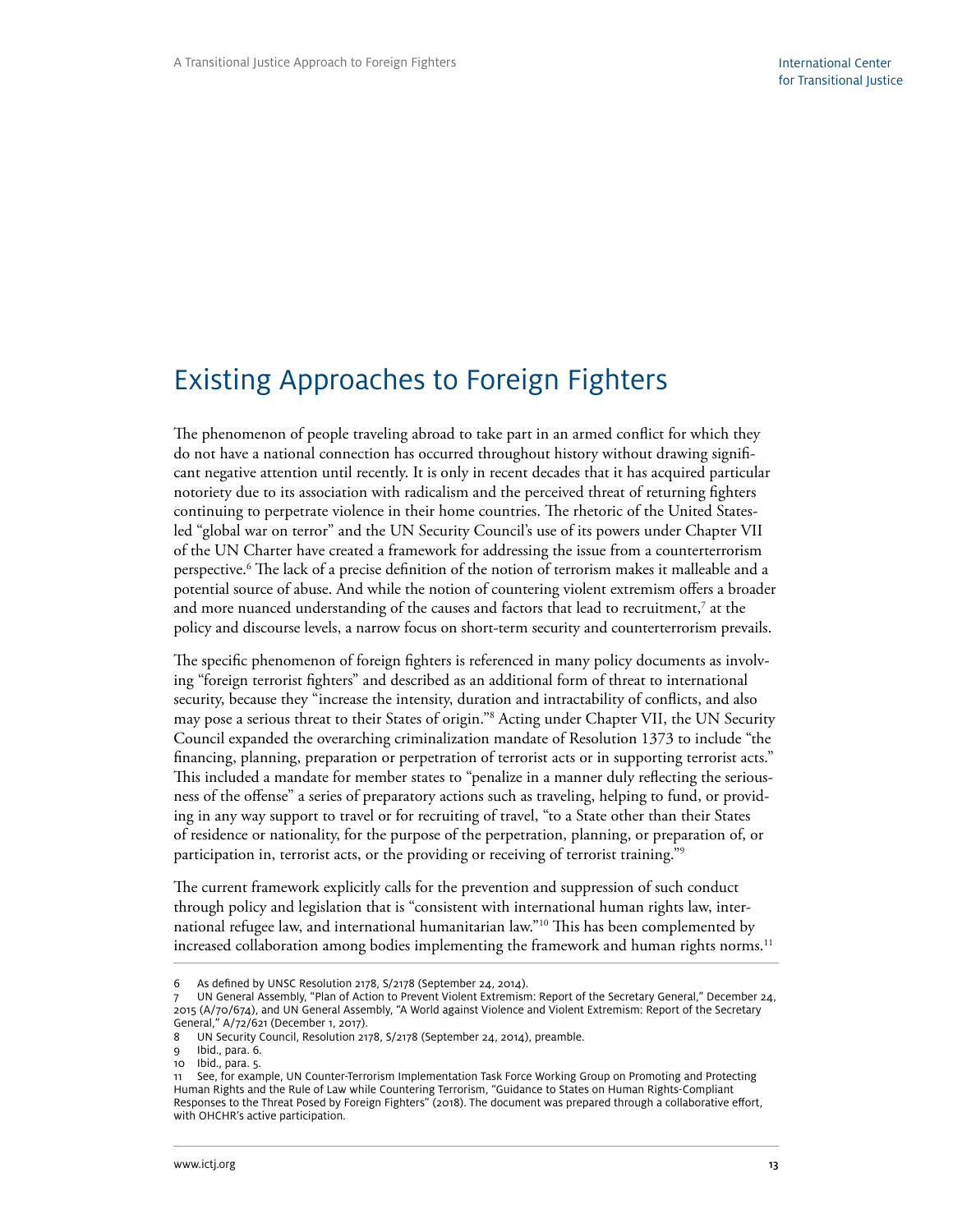# Existing Approaches to Foreign Fighters

The phenomenon of people traveling abroad to take part in an armed conflict for which they do not have a national connection has occurred throughout history without drawing significant negative attention until recently. It is only in recent decades that it has acquired particular notoriety due to its association with radicalism and the perceived threat of returning fighters continuing to perpetrate violence in their home countries. The rhetoric of the United States-led "global war on terror" and the UN Security Council's use of its powers under Chapter VII of the UN Charter have created a framework for addressing the issue from a counterterrorism perspective.[6] The lack of a precise definition of the notion of terrorism makes it malleable and a potential source of abuse. And while the notion of countering violent extremism offers a broader and more nuanced understanding of the causes and factors that lead to recruitment,[7] at the policy and discourse levels, a narrow focus on short-term security and counterterrorism prevails.

The specific phenomenon of foreign fighters is referenced in many policy documents as involving "foreign terrorist fighters" and described as an additional form of threat to international security, because they "increase the intensity, duration and intractability of conflicts, and also may pose a serious threat to their States of origin."[8] Acting under Chapter VII, the UN Security Council expanded the overarching criminalization mandate of Resolution 1373 to include "the financing, planning, preparation or perpetration of terrorist acts or in supporting terrorist acts." This included a mandate for member states to "penalize in a manner duly reflecting the seriousness of the offense" a series of preparatory actions such as traveling, helping to fund, or providing in any way support to travel or for recruiting of travel, "to a State other than their States of residence or nationality, for the purpose of the perpetration, planning, or preparation of, or participation in, terrorist acts, or the providing or receiving of terrorist training."[9]

The current framework explicitly calls for the prevention and suppression of such conduct through policy and legislation that is "consistent with international human rights law, international refugee law, and international humanitarian law."[10] This has been complemented by increased collaboration among bodies implementing the framework and human rights norms.[11]

---

6 As defined by UNSC Resolution 2178, S/2178 (September 24, 2014).

7 UN General Assembly, "Plan of Action to Prevent Violent Extremism: Report of the Secretary General," December 24, 2015 (A/70/674), and UN General Assembly, "A World against Violence and Violent Extremism: Report of the Secretary General," A/72/621 (December 1, 2017).

8 UN Security Council, Resolution 2178, S/2178 (September 24, 2014), preamble.

9 Ibid., para. 6.

10 Ibid., para. 5.

11 See, for example, UN Counter-Terrorism Implementation Task Force Working Group on Promoting and Protecting Human Rights and the Rule of Law while Countering Terrorism, "Guidance to States on Human Rights-Compliant Responses to the Threat Posed by Foreign Fighters" (2018). The document was prepared through a collaborative effort, with OHCHR's active participation.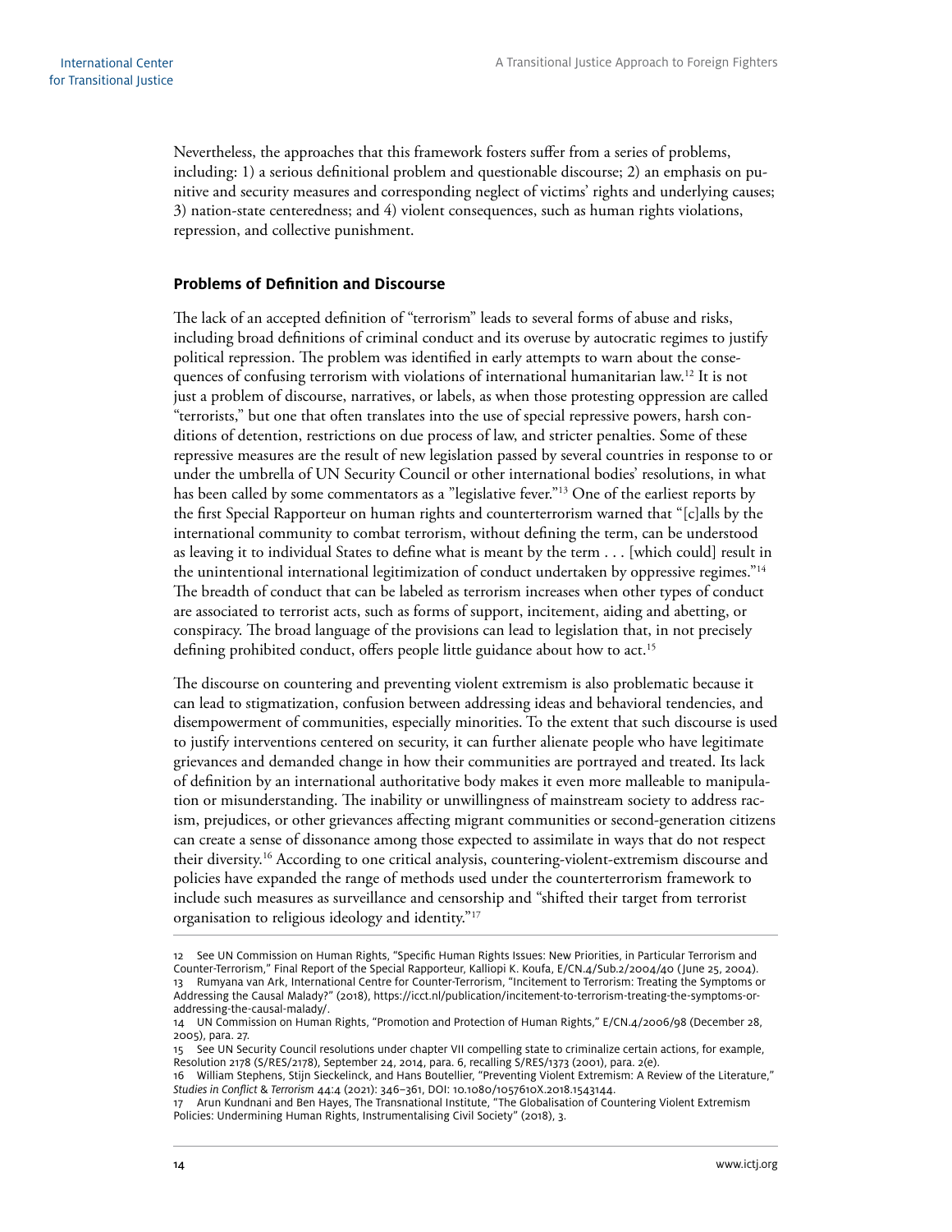Nevertheless, the approaches that this framework fosters suffer from a series of problems, including: 1) a serious definitional problem and questionable discourse; 2) an emphasis on punitive and security measures and corresponding neglect of victims' rights and underlying causes; 3) nation-state centeredness; and 4) violent consequences, such as human rights violations, repression, and collective punishment.

## Problems of Definition and Discourse

The lack of an accepted definition of "terrorism" leads to several forms of abuse and risks, including broad definitions of criminal conduct and its overuse by autocratic regimes to justify political repression. The problem was identified in early attempts to warn about the consequences of confusing terrorism with violations of international humanitarian law.[12] It is not just a problem of discourse, narratives, or labels, as when those protesting oppression are called "terrorists," but one that often translates into the use of special repressive powers, harsh conditions of detention, restrictions on due process of law, and stricter penalties. Some of these repressive measures are the result of new legislation passed by several countries in response to or under the umbrella of UN Security Council or other international bodies' resolutions, in what has been called by some commentators as a "legislative fever."[13] One of the earliest reports by the first Special Rapporteur on human rights and counterterrorism warned that "[c]alls by the international community to combat terrorism, without defining the term, can be understood as leaving it to individual States to define what is meant by the term . . . [which could] result in the unintentional international legitimization of conduct undertaken by oppressive regimes."[14] The breadth of conduct that can be labeled as terrorism increases when other types of conduct are associated to terrorist acts, such as forms of support, incitement, aiding and abetting, or conspiracy. The broad language of the provisions can lead to legislation that, in not precisely defining prohibited conduct, offers people little guidance about how to act.[15]

The discourse on countering and preventing violent extremism is also problematic because it can lead to stigmatization, confusion between addressing ideas and behavioral tendencies, and disempowerment of communities, especially minorities. To the extent that such discourse is used to justify interventions centered on security, it can further alienate people who have legitimate grievances and demanded change in how their communities are portrayed and treated. Its lack of definition by an international authoritative body makes it even more malleable to manipulation or misunderstanding. The inability or unwillingness of mainstream society to address racism, prejudices, or other grievances affecting migrant communities or second-generation citizens can create a sense of dissonance among those expected to assimilate in ways that do not respect their diversity.[16] According to one critical analysis, countering-violent-extremism discourse and policies have expanded the range of methods used under the counterterrorism framework to include such measures as surveillance and censorship and "shifted their target from terrorist organisation to religious ideology and identity."[17]

---

12 See UN Commission on Human Rights, "Specific Human Rights Issues: New Priorities, in Particular Terrorism and Counter-Terrorism," Final Report of the Special Rapporteur, Kalliopi K. Koufa, E/CN.4/Sub.2/2004/40 (June 25, 2004).

13 Rumyana van Ark, International Centre for Counter-Terrorism, "Incitement to Terrorism: Treating the Symptoms or Addressing the Causal Malady?" (2018), https://icct.nl/publication/incitement-to-terrorism-treating-the-symptoms-or-addressing-the-causal-malady/.

14 UN Commission on Human Rights, "Promotion and Protection of Human Rights," E/CN.4/2006/98 (December 28, 2005), para. 27.

15 See UN Security Council resolutions under chapter VII compelling state to criminalize certain actions, for example, Resolution 2178 (S/RES/2178), September 24, 2014, para. 6, recalling S/RES/1373 (2001), para. 2(e).

16 William Stephens, Stijn Sieckelinck, and Hans Boutellier, "Preventing Violent Extremism: A Review of the Literature," *Studies in Conflict & Terrorism* 44:4 (2021): 346–361, DOI: 10.1080/1057610X.2018.1543144.

17 Arun Kundnani and Ben Hayes, The Transnational Institute, "The Globalisation of Countering Violent Extremism Policies: Undermining Human Rights, Instrumentalising Civil Society" (2018), 3.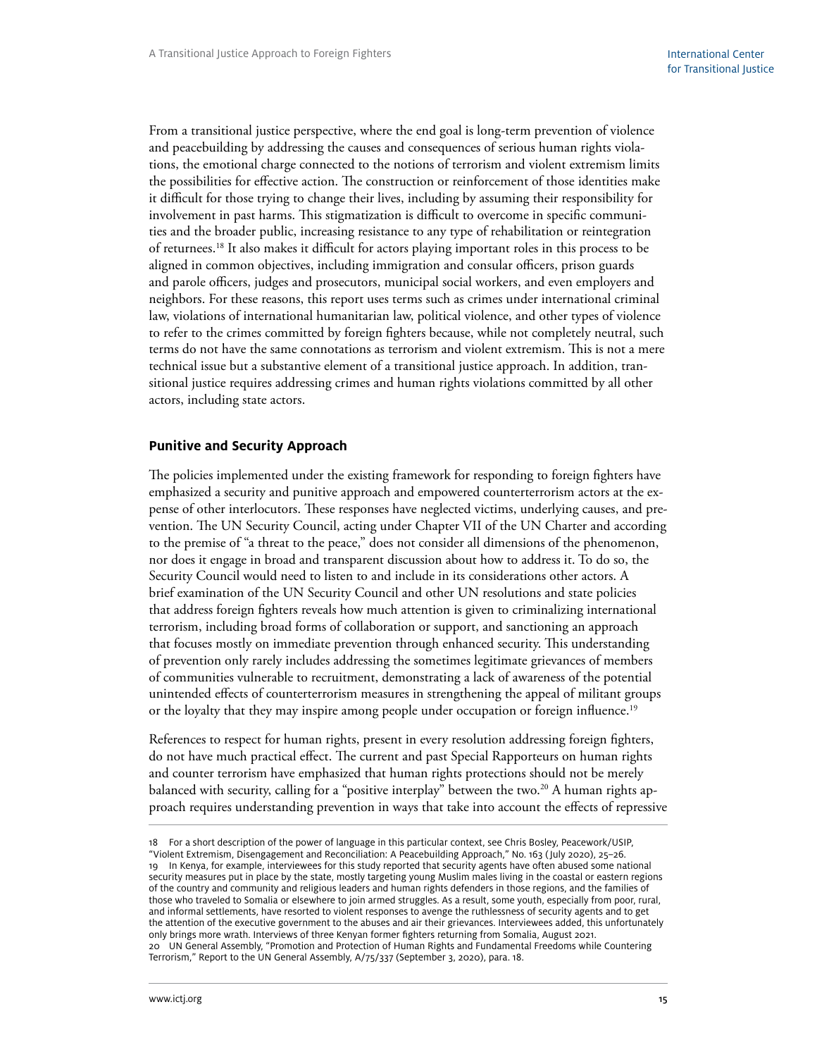From a transitional justice perspective, where the end goal is long-term prevention of violence and peacebuilding by addressing the causes and consequences of serious human rights violations, the emotional charge connected to the notions of terrorism and violent extremism limits the possibilities for effective action. The construction or reinforcement of those identities make it difficult for those trying to change their lives, including by assuming their responsibility for involvement in past harms. This stigmatization is difficult to overcome in specific communities and the broader public, increasing resistance to any type of rehabilitation or reintegration of returnees.[18] It also makes it difficult for actors playing important roles in this process to be aligned in common objectives, including immigration and consular officers, prison guards and parole officers, judges and prosecutors, municipal social workers, and even employers and neighbors. For these reasons, this report uses terms such as crimes under international criminal law, violations of international humanitarian law, political violence, and other types of violence to refer to the crimes committed by foreign fighters because, while not completely neutral, such terms do not have the same connotations as terrorism and violent extremism. This is not a mere technical issue but a substantive element of a transitional justice approach. In addition, transitional justice requires addressing crimes and human rights violations committed by all other actors, including state actors.

## Punitive and Security Approach

The policies implemented under the existing framework for responding to foreign fighters have emphasized a security and punitive approach and empowered counterterrorism actors at the expense of other interlocutors. These responses have neglected victims, underlying causes, and prevention. The UN Security Council, acting under Chapter VII of the UN Charter and according to the premise of "a threat to the peace," does not consider all dimensions of the phenomenon, nor does it engage in broad and transparent discussion about how to address it. To do so, the Security Council would need to listen to and include in its considerations other actors. A brief examination of the UN Security Council and other UN resolutions and state policies that address foreign fighters reveals how much attention is given to criminalizing international terrorism, including broad forms of collaboration or support, and sanctioning an approach that focuses mostly on immediate prevention through enhanced security. This understanding of prevention only rarely includes addressing the sometimes legitimate grievances of members of communities vulnerable to recruitment, demonstrating a lack of awareness of the potential unintended effects of counterterrorism measures in strengthening the appeal of militant groups or the loyalty that they may inspire among people under occupation or foreign influence.[19]

References to respect for human rights, present in every resolution addressing foreign fighters, do not have much practical effect. The current and past Special Rapporteurs on human rights and counter terrorism have emphasized that human rights protections should not be merely balanced with security, calling for a "positive interplay" between the two.[20] A human rights approach requires understanding prevention in ways that take into account the effects of repressive

---

18 For a short description of the power of language in this particular context, see Chris Bosley, Peacework/USIP, "Violent Extremism, Disengagement and Reconciliation: A Peacebuilding Approach," No. 163 (July 2020), 25–26.

19 In Kenya, for example, interviewees for this study reported that security agents have often abused some national security measures put in place by the state, mostly targeting young Muslim males living in the coastal or eastern regions of the country and community and religious leaders and human rights defenders in those regions, and the families of those who traveled to Somalia or elsewhere to join armed struggles. As a result, some youth, especially from poor, rural, and informal settlements, have resorted to violent responses to avenge the ruthlessness of security agents and to get the attention of the executive government to the abuses and air their grievances. Interviewees added, this unfortunately only brings more wrath. Interviews of three Kenyan former fighters returning from Somalia, August 2021.

20 UN General Assembly, "Promotion and Protection of Human Rights and Fundamental Freedoms while Countering Terrorism," Report to the UN General Assembly, A/75/337 (September 3, 2020), para. 18.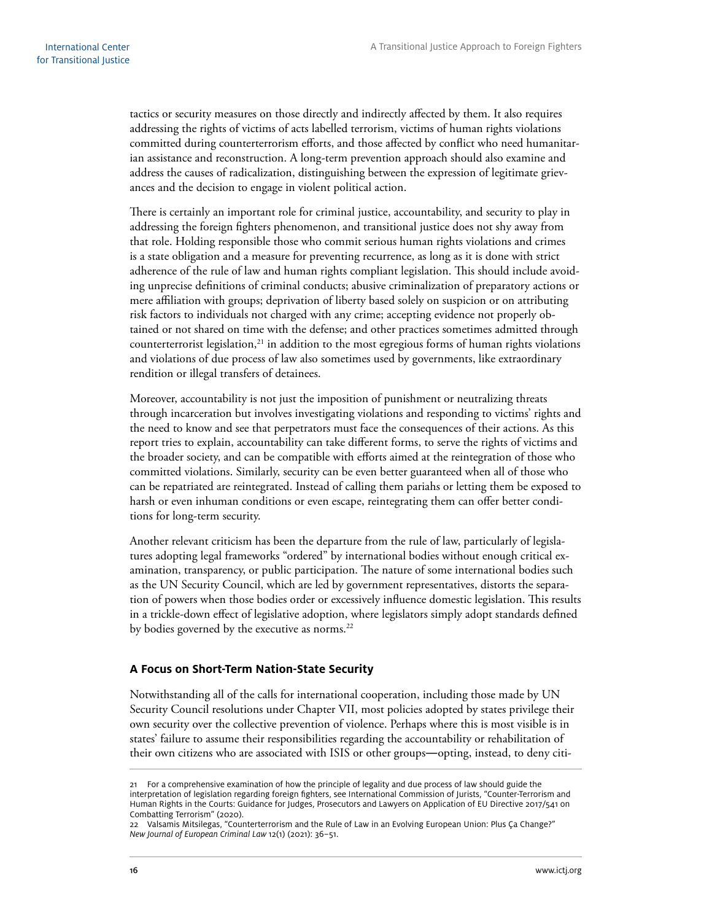tactics or security measures on those directly and indirectly affected by them. It also requires addressing the rights of victims of acts labelled terrorism, victims of human rights violations committed during counterterrorism efforts, and those affected by conflict who need humanitarian assistance and reconstruction. A long-term prevention approach should also examine and address the causes of radicalization, distinguishing between the expression of legitimate grievances and the decision to engage in violent political action.

There is certainly an important role for criminal justice, accountability, and security to play in addressing the foreign fighters phenomenon, and transitional justice does not shy away from that role. Holding responsible those who commit serious human rights violations and crimes is a state obligation and a measure for preventing recurrence, as long as it is done with strict adherence of the rule of law and human rights compliant legislation. This should include avoiding unprecise definitions of criminal conducts; abusive criminalization of preparatory actions or mere affiliation with groups; deprivation of liberty based solely on suspicion or on attributing risk factors to individuals not charged with any crime; accepting evidence not properly obtained or not shared on time with the defense; and other practices sometimes admitted through counterterrorist legislation,[21] in addition to the most egregious forms of human rights violations and violations of due process of law also sometimes used by governments, like extraordinary rendition or illegal transfers of detainees.

Moreover, accountability is not just the imposition of punishment or neutralizing threats through incarceration but involves investigating violations and responding to victims' rights and the need to know and see that perpetrators must face the consequences of their actions. As this report tries to explain, accountability can take different forms, to serve the rights of victims and the broader society, and can be compatible with efforts aimed at the reintegration of those who committed violations. Similarly, security can be even better guaranteed when all of those who can be repatriated are reintegrated. Instead of calling them pariahs or letting them be exposed to harsh or even inhuman conditions or even escape, reintegrating them can offer better conditions for long-term security.

Another relevant criticism has been the departure from the rule of law, particularly of legislatures adopting legal frameworks "ordered" by international bodies without enough critical examination, transparency, or public participation. The nature of some international bodies such as the UN Security Council, which are led by government representatives, distorts the separation of powers when those bodies order or excessively influence domestic legislation. This results in a trickle-down effect of legislative adoption, where legislators simply adopt standards defined by bodies governed by the executive as norms.[22]

### A Focus on Short-Term Nation-State Security

Notwithstanding all of the calls for international cooperation, including those made by UN Security Council resolutions under Chapter VII, most policies adopted by states privilege their own security over the collective prevention of violence. Perhaps where this is most visible is in states' failure to assume their responsibilities regarding the accountability or rehabilitation of their own citizens who are associated with ISIS or other groups—opting, instead, to deny citi-

---

21 For a comprehensive examination of how the principle of legality and due process of law should guide the interpretation of legislation regarding foreign fighters, see International Commission of Jurists, "Counter-Terrorism and Human Rights in the Courts: Guidance for Judges, Prosecutors and Lawyers on Application of EU Directive 2017/541 on Combatting Terrorism" (2020).

22 Valsamis Mitsilegas, "Counterterrorism and the Rule of Law in an Evolving European Union: Plus Ça Change?" *New Journal of European Criminal Law* 12(1) (2021): 36–51.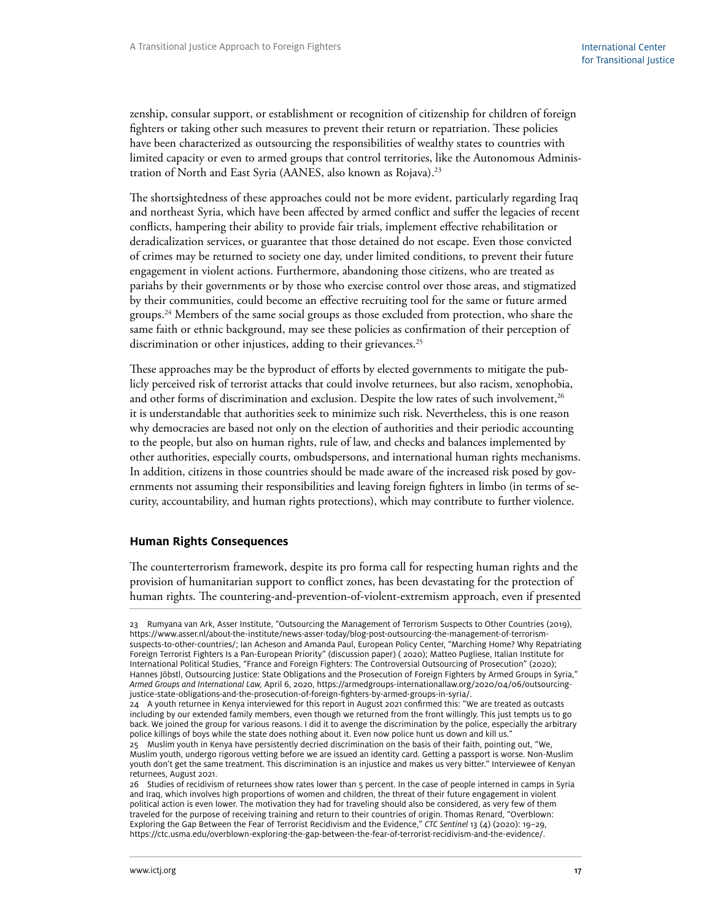zenship, consular support, or establishment or recognition of citizenship for children of foreign fighters or taking other such measures to prevent their return or repatriation. These policies have been characterized as outsourcing the responsibilities of wealthy states to countries with limited capacity or even to armed groups that control territories, like the Autonomous Administration of North and East Syria (AANES, also known as Rojava).[23]

The shortsightedness of these approaches could not be more evident, particularly regarding Iraq and northeast Syria, which have been affected by armed conflict and suffer the legacies of recent conflicts, hampering their ability to provide fair trials, implement effective rehabilitation or deradicalization services, or guarantee that those detained do not escape. Even those convicted of crimes may be returned to society one day, under limited conditions, to prevent their future engagement in violent actions. Furthermore, abandoning those citizens, who are treated as pariahs by their governments or by those who exercise control over those areas, and stigmatized by their communities, could become an effective recruiting tool for the same or future armed groups.[24] Members of the same social groups as those excluded from protection, who share the same faith or ethnic background, may see these policies as confirmation of their perception of discrimination or other injustices, adding to their grievances.[25]

These approaches may be the byproduct of efforts by elected governments to mitigate the publicly perceived risk of terrorist attacks that could involve returnees, but also racism, xenophobia, and other forms of discrimination and exclusion. Despite the low rates of such involvement,[26] it is understandable that authorities seek to minimize such risk. Nevertheless, this is one reason why democracies are based not only on the election of authorities and their periodic accounting to the people, but also on human rights, rule of law, and checks and balances implemented by other authorities, especially courts, ombudspersons, and international human rights mechanisms. In addition, citizens in those countries should be made aware of the increased risk posed by governments not assuming their responsibilities and leaving foreign fighters in limbo (in terms of security, accountability, and human rights protections), which may contribute to further violence.

### Human Rights Consequences

The counterterrorism framework, despite its pro forma call for respecting human rights and the provision of humanitarian support to conflict zones, has been devastating for the protection of human rights. The countering-and-prevention-of-violent-extremism approach, even if presented

---

23 Rumyana van Ark, Asser Institute, "Outsourcing the Management of Terrorism Suspects to Other Countries (2019), https://www.asser.nl/about-the-institute/news-asser-today/blog-post-outsourcing-the-management-of-terrorism-suspects-to-other-countries/; Ian Acheson and Amanda Paul, European Policy Center, "Marching Home? Why Repatriating Foreign Terrorist Fighters Is a Pan-European Priority" (discussion paper) ( 2020); Matteo Pugliese, Italian Institute for International Political Studies, "France and Foreign Fighters: The Controversial Outsourcing of Prosecution" (2020); Hannes Jöbstl, Outsourcing Justice: State Obligations and the Prosecution of Foreign Fighters by Armed Groups in Syria," *Armed Groups and International Law,* April 6, 2020, https://armedgroups-internationallaw.org/2020/04/06/outsourcing-justice-state-obligations-and-the-prosecution-of-foreign-fighters-by-armed-groups-in-syria/.

24 A youth returnee in Kenya interviewed for this report in August 2021 confirmed this: "We are treated as outcasts including by our extended family members, even though we returned from the front willingly. This just tempts us to go back. We joined the group for various reasons. I did it to avenge the discrimination by the police, especially the arbitrary police killings of boys while the state does nothing about it. Even now police hunt us down and kill us."

25 Muslim youth in Kenya have persistently decried discrimination on the basis of their faith, pointing out, "We, Muslim youth, undergo rigorous vetting before we are issued an identity card. Getting a passport is worse. Non-Muslim youth don't get the same treatment. This discrimination is an injustice and makes us very bitter." Interviewee of Kenyan returnees, August 2021.

26 Studies of recidivism of returnees show rates lower than 5 percent. In the case of people interned in camps in Syria and Iraq, which involves high proportions of women and children, the threat of their future engagement in violent political action is even lower. The motivation they had for traveling should also be considered, as very few of them traveled for the purpose of receiving training and return to their countries of origin. Thomas Renard, "Overblown: Exploring the Gap Between the Fear of Terrorist Recidivism and the Evidence," *CTC Sentinel* 13 (4) (2020): 19–29, https://ctc.usma.edu/overblown-exploring-the-gap-between-the-fear-of-terrorist-recidivism-and-the-evidence/.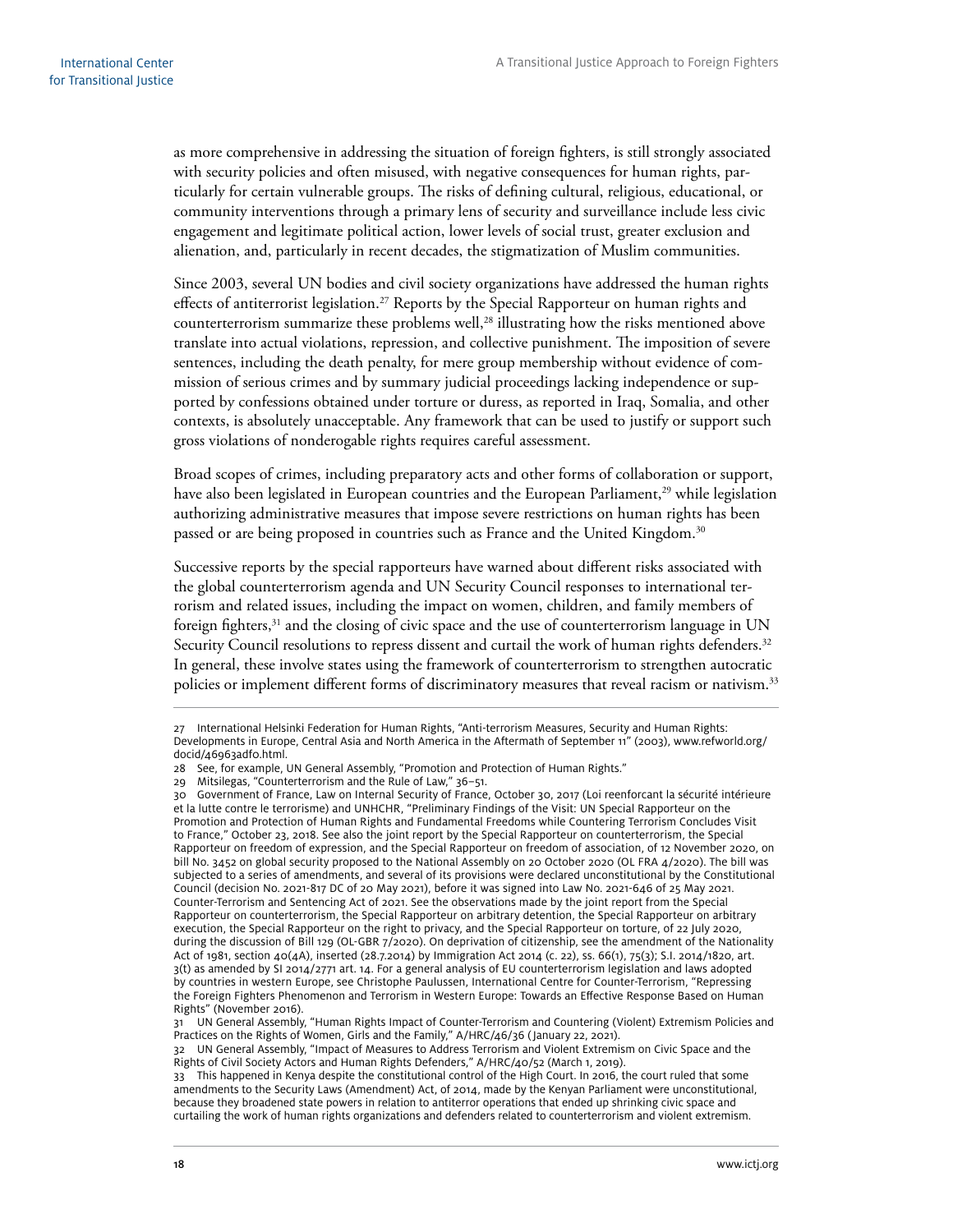as more comprehensive in addressing the situation of foreign fighters, is still strongly associated with security policies and often misused, with negative consequences for human rights, particularly for certain vulnerable groups. The risks of defining cultural, religious, educational, or community interventions through a primary lens of security and surveillance include less civic engagement and legitimate political action, lower levels of social trust, greater exclusion and alienation, and, particularly in recent decades, the stigmatization of Muslim communities.

Since 2003, several UN bodies and civil society organizations have addressed the human rights effects of antiterrorist legislation.[27] Reports by the Special Rapporteur on human rights and counterterrorism summarize these problems well,[28] illustrating how the risks mentioned above translate into actual violations, repression, and collective punishment. The imposition of severe sentences, including the death penalty, for mere group membership without evidence of commission of serious crimes and by summary judicial proceedings lacking independence or supported by confessions obtained under torture or duress, as reported in Iraq, Somalia, and other contexts, is absolutely unacceptable. Any framework that can be used to justify or support such gross violations of nonderogable rights requires careful assessment.

Broad scopes of crimes, including preparatory acts and other forms of collaboration or support, have also been legislated in European countries and the European Parliament,[29] while legislation authorizing administrative measures that impose severe restrictions on human rights has been passed or are being proposed in countries such as France and the United Kingdom.[30]

Successive reports by the special rapporteurs have warned about different risks associated with the global counterterrorism agenda and UN Security Council responses to international terrorism and related issues, including the impact on women, children, and family members of foreign fighters,[31] and the closing of civic space and the use of counterterrorism language in UN Security Council resolutions to repress dissent and curtail the work of human rights defenders.[32] In general, these involve states using the framework of counterterrorism to strengthen autocratic policies or implement different forms of discriminatory measures that reveal racism or nativism.[33]

---

27 International Helsinki Federation for Human Rights, "Anti-terrorism Measures, Security and Human Rights: Developments in Europe, Central Asia and North America in the Aftermath of September 11" (2003), www.refworld.org/docid/46963adf0.html.

28 See, for example, UN General Assembly, "Promotion and Protection of Human Rights."

29 Mitsilegas, "Counterterrorism and the Rule of Law," 36–51.

30 Government of France, Law on Internal Security of France, October 30, 2017 (Loi reenforcant la sécurité intérieure et la lutte contre le terrorisme) and UNHCHR, "Preliminary Findings of the Visit: UN Special Rapporteur on the Promotion and Protection of Human Rights and Fundamental Freedoms while Countering Terrorism Concludes Visit to France," October 23, 2018. See also the joint report by the Special Rapporteur on counterterrorism, the Special Rapporteur on freedom of expression, and the Special Rapporteur on freedom of association, of 12 November 2020, on bill No. 3452 on global security proposed to the National Assembly on 20 October 2020 (OL FRA 4/2020). The bill was subjected to a series of amendments, and several of its provisions were declared unconstitutional by the Constitutional Council (decision No. 2021-817 DC of 20 May 2021), before it was signed into Law No. 2021-646 of 25 May 2021. Counter-Terrorism and Sentencing Act of 2021. See the observations made by the joint report from the Special Rapporteur on counterterrorism, the Special Rapporteur on arbitrary detention, the Special Rapporteur on arbitrary execution, the Special Rapporteur on the right to privacy, and the Special Rapporteur on torture, of 22 July 2020, during the discussion of Bill 129 (OL-GBR 7/2020). On deprivation of citizenship, see the amendment of the Nationality Act of 1981, section 40(4A), inserted (28.7.2014) by Immigration Act 2014 (c. 22), ss. 66(1), 75(3); S.I. 2014/1820, art. 3(t) as amended by SI 2014/2771 art. 14. For a general analysis of EU counterterrorism legislation and laws adopted by countries in western Europe, see Christophe Paulussen, International Centre for Counter-Terrorism, "Repressing the Foreign Fighters Phenomenon and Terrorism in Western Europe: Towards an Effective Response Based on Human Rights" (November 2016).

31 UN General Assembly, "Human Rights Impact of Counter-Terrorism and Countering (Violent) Extremism Policies and Practices on the Rights of Women, Girls and the Family," A/HRC/46/36 (January 22, 2021).

32 UN General Assembly, "Impact of Measures to Address Terrorism and Violent Extremism on Civic Space and the Rights of Civil Society Actors and Human Rights Defenders," A/HRC/40/52 (March 1, 2019).

33 This happened in Kenya despite the constitutional control of the High Court. In 2016, the court ruled that some amendments to the Security Laws (Amendment) Act, of 2014, made by the Kenyan Parliament were unconstitutional, because they broadened state powers in relation to antiterror operations that ended up shrinking civic space and curtailing the work of human rights organizations and defenders related to counterterrorism and violent extremism.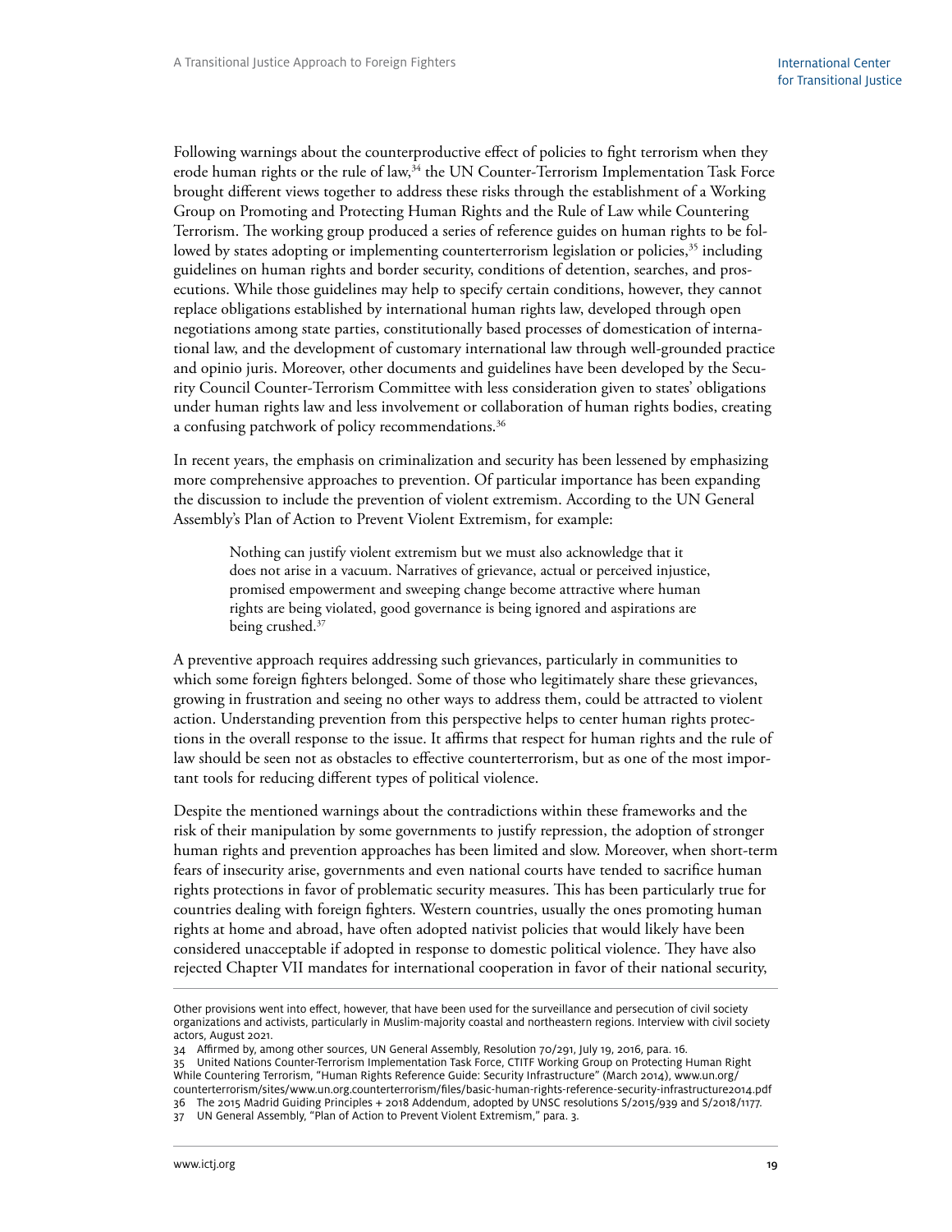Following warnings about the counterproductive effect of policies to fight terrorism when they erode human rights or the rule of law,[34] the UN Counter-Terrorism Implementation Task Force brought different views together to address these risks through the establishment of a Working Group on Promoting and Protecting Human Rights and the Rule of Law while Countering Terrorism. The working group produced a series of reference guides on human rights to be followed by states adopting or implementing counterterrorism legislation or policies,[35] including guidelines on human rights and border security, conditions of detention, searches, and prosecutions. While those guidelines may help to specify certain conditions, however, they cannot replace obligations established by international human rights law, developed through open negotiations among state parties, constitutionally based processes of domestication of international law, and the development of customary international law through well-grounded practice and opinio juris. Moreover, other documents and guidelines have been developed by the Security Council Counter-Terrorism Committee with less consideration given to states' obligations under human rights law and less involvement or collaboration of human rights bodies, creating a confusing patchwork of policy recommendations.[36]

In recent years, the emphasis on criminalization and security has been lessened by emphasizing more comprehensive approaches to prevention. Of particular importance has been expanding the discussion to include the prevention of violent extremism. According to the UN General Assembly's Plan of Action to Prevent Violent Extremism, for example:

> Nothing can justify violent extremism but we must also acknowledge that it does not arise in a vacuum. Narratives of grievance, actual or perceived injustice, promised empowerment and sweeping change become attractive where human rights are being violated, good governance is being ignored and aspirations are being crushed.[37]

A preventive approach requires addressing such grievances, particularly in communities to which some foreign fighters belonged. Some of those who legitimately share these grievances, growing in frustration and seeing no other ways to address them, could be attracted to violent action. Understanding prevention from this perspective helps to center human rights protections in the overall response to the issue. It affirms that respect for human rights and the rule of law should be seen not as obstacles to effective counterterrorism, but as one of the most important tools for reducing different types of political violence.

Despite the mentioned warnings about the contradictions within these frameworks and the risk of their manipulation by some governments to justify repression, the adoption of stronger human rights and prevention approaches has been limited and slow. Moreover, when short-term fears of insecurity arise, governments and even national courts have tended to sacrifice human rights protections in favor of problematic security measures. This has been particularly true for countries dealing with foreign fighters. Western countries, usually the ones promoting human rights at home and abroad, have often adopted nativist policies that would likely have been considered unacceptable if adopted in response to domestic political violence. They have also rejected Chapter VII mandates for international cooperation in favor of their national security,

---

Other provisions went into effect, however, that have been used for the surveillance and persecution of civil society organizations and activists, particularly in Muslim-majority coastal and northeastern regions. Interview with civil society actors, August 2021.

34 Affirmed by, among other sources, UN General Assembly, Resolution 70/291, July 19, 2016, para. 16.

35 United Nations Counter-Terrorism Implementation Task Force, CTITF Working Group on Protecting Human Right While Countering Terrorism, "Human Rights Reference Guide: Security Infrastructure" (March 2014), www.un.org/counterterrorism/sites/www.un.org.counterterrorism/files/basic-human-rights-reference-security-infrastructure2014.pdf

36 The 2015 Madrid Guiding Principles + 2018 Addendum, adopted by UNSC resolutions S/2015/939 and S/2018/1177.

37 UN General Assembly, "Plan of Action to Prevent Violent Extremism," para. 3.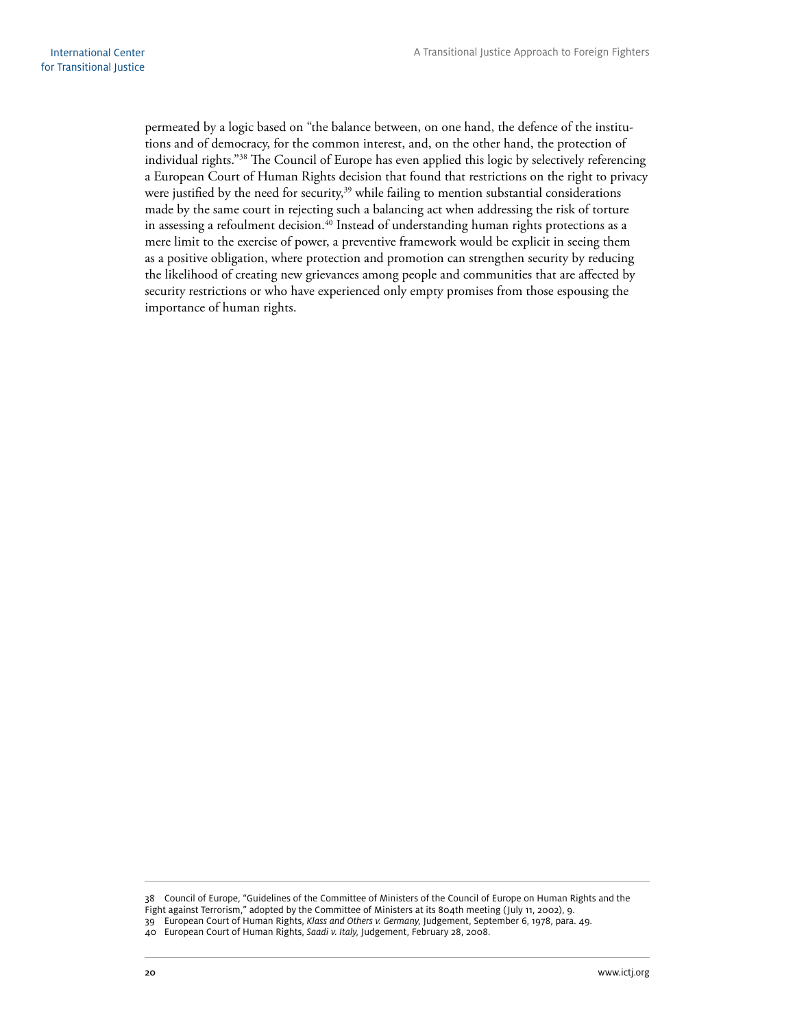permeated by a logic based on "the balance between, on one hand, the defence of the institutions and of democracy, for the common interest, and, on the other hand, the protection of individual rights."[38] The Council of Europe has even applied this logic by selectively referencing a European Court of Human Rights decision that found that restrictions on the right to privacy were justified by the need for security,[39] while failing to mention substantial considerations made by the same court in rejecting such a balancing act when addressing the risk of torture in assessing a refoulment decision.[40] Instead of understanding human rights protections as a mere limit to the exercise of power, a preventive framework would be explicit in seeing them as a positive obligation, where protection and promotion can strengthen security by reducing the likelihood of creating new grievances among people and communities that are affected by security restrictions or who have experienced only empty promises from those espousing the importance of human rights.

---

38 Council of Europe, "Guidelines of the Committee of Ministers of the Council of Europe on Human Rights and the Fight against Terrorism," adopted by the Committee of Ministers at its 804th meeting (July 11, 2002), 9.

39 European Court of Human Rights, *Klass and Others v. Germany,* Judgement, September 6, 1978, para. 49.

40 European Court of Human Rights, *Saadi v. Italy,* Judgement, February 28, 2008.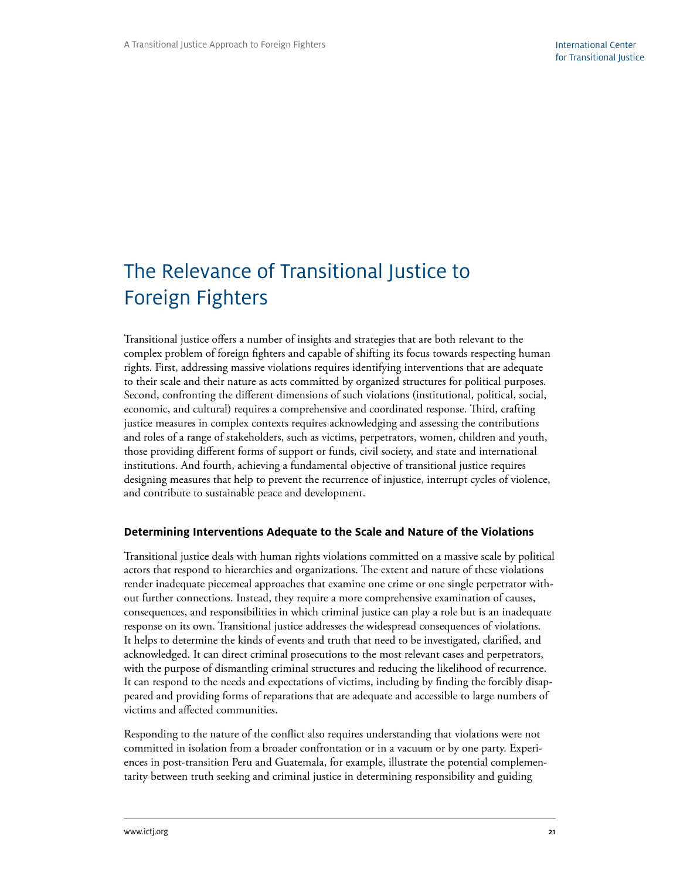# The Relevance of Transitional Justice to Foreign Fighters

Transitional justice offers a number of insights and strategies that are both relevant to the complex problem of foreign fighters and capable of shifting its focus towards respecting human rights. First, addressing massive violations requires identifying interventions that are adequate to their scale and their nature as acts committed by organized structures for political purposes. Second, confronting the different dimensions of such violations (institutional, political, social, economic, and cultural) requires a comprehensive and coordinated response. Third, crafting justice measures in complex contexts requires acknowledging and assessing the contributions and roles of a range of stakeholders, such as victims, perpetrators, women, children and youth, those providing different forms of support or funds, civil society, and state and international institutions. And fourth, achieving a fundamental objective of transitional justice requires designing measures that help to prevent the recurrence of injustice, interrupt cycles of violence, and contribute to sustainable peace and development.

### Determining Interventions Adequate to the Scale and Nature of the Violations

Transitional justice deals with human rights violations committed on a massive scale by political actors that respond to hierarchies and organizations. The extent and nature of these violations render inadequate piecemeal approaches that examine one crime or one single perpetrator without further connections. Instead, they require a more comprehensive examination of causes, consequences, and responsibilities in which criminal justice can play a role but is an inadequate response on its own. Transitional justice addresses the widespread consequences of violations. It helps to determine the kinds of events and truth that need to be investigated, clarified, and acknowledged. It can direct criminal prosecutions to the most relevant cases and perpetrators, with the purpose of dismantling criminal structures and reducing the likelihood of recurrence. It can respond to the needs and expectations of victims, including by finding the forcibly disappeared and providing forms of reparations that are adequate and accessible to large numbers of victims and affected communities.

Responding to the nature of the conflict also requires understanding that violations were not committed in isolation from a broader confrontation or in a vacuum or by one party. Experiences in post-transition Peru and Guatemala, for example, illustrate the potential complementarity between truth seeking and criminal justice in determining responsibility and guiding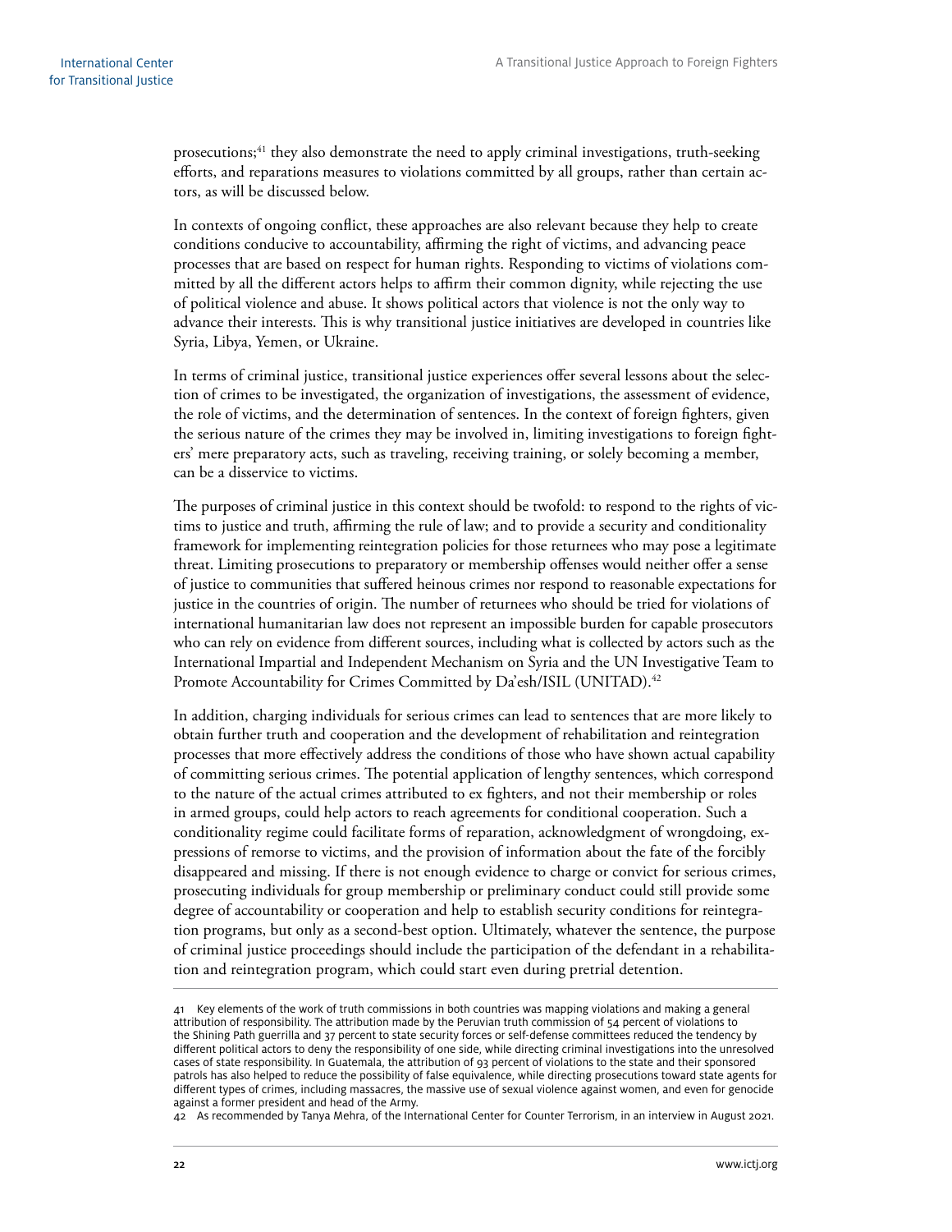prosecutions;[41] they also demonstrate the need to apply criminal investigations, truth-seeking efforts, and reparations measures to violations committed by all groups, rather than certain actors, as will be discussed below.

In contexts of ongoing conflict, these approaches are also relevant because they help to create conditions conducive to accountability, affirming the right of victims, and advancing peace processes that are based on respect for human rights. Responding to victims of violations committed by all the different actors helps to affirm their common dignity, while rejecting the use of political violence and abuse. It shows political actors that violence is not the only way to advance their interests. This is why transitional justice initiatives are developed in countries like Syria, Libya, Yemen, or Ukraine.

In terms of criminal justice, transitional justice experiences offer several lessons about the selection of crimes to be investigated, the organization of investigations, the assessment of evidence, the role of victims, and the determination of sentences. In the context of foreign fighters, given the serious nature of the crimes they may be involved in, limiting investigations to foreign fighters' mere preparatory acts, such as traveling, receiving training, or solely becoming a member, can be a disservice to victims.

The purposes of criminal justice in this context should be twofold: to respond to the rights of victims to justice and truth, affirming the rule of law; and to provide a security and conditionality framework for implementing reintegration policies for those returnees who may pose a legitimate threat. Limiting prosecutions to preparatory or membership offenses would neither offer a sense of justice to communities that suffered heinous crimes nor respond to reasonable expectations for justice in the countries of origin. The number of returnees who should be tried for violations of international humanitarian law does not represent an impossible burden for capable prosecutors who can rely on evidence from different sources, including what is collected by actors such as the International Impartial and Independent Mechanism on Syria and the UN Investigative Team to Promote Accountability for Crimes Committed by Da'esh/ISIL (UNITAD).[42]

In addition, charging individuals for serious crimes can lead to sentences that are more likely to obtain further truth and cooperation and the development of rehabilitation and reintegration processes that more effectively address the conditions of those who have shown actual capability of committing serious crimes. The potential application of lengthy sentences, which correspond to the nature of the actual crimes attributed to ex fighters, and not their membership or roles in armed groups, could help actors to reach agreements for conditional cooperation. Such a conditionality regime could facilitate forms of reparation, acknowledgment of wrongdoing, expressions of remorse to victims, and the provision of information about the fate of the forcibly disappeared and missing. If there is not enough evidence to charge or convict for serious crimes, prosecuting individuals for group membership or preliminary conduct could still provide some degree of accountability or cooperation and help to establish security conditions for reintegration programs, but only as a second-best option. Ultimately, whatever the sentence, the purpose of criminal justice proceedings should include the participation of the defendant in a rehabilitation and reintegration program, which could start even during pretrial detention.

---

41 Key elements of the work of truth commissions in both countries was mapping violations and making a general attribution of responsibility. The attribution made by the Peruvian truth commission of 54 percent of violations to the Shining Path guerrilla and 37 percent to state security forces or self-defense committees reduced the tendency by different political actors to deny the responsibility of one side, while directing criminal investigations into the unresolved cases of state responsibility. In Guatemala, the attribution of 93 percent of violations to the state and their sponsored patrols has also helped to reduce the possibility of false equivalence, while directing prosecutions toward state agents for different types of crimes, including massacres, the massive use of sexual violence against women, and even for genocide against a former president and head of the Army.

42 As recommended by Tanya Mehra, of the International Center for Counter Terrorism, in an interview in August 2021.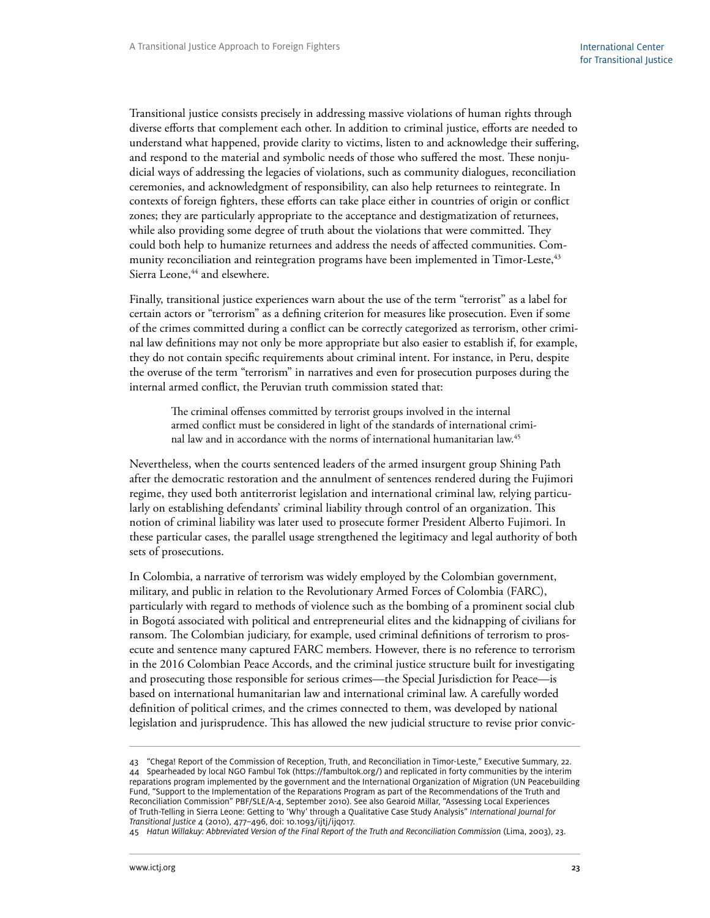Transitional justice consists precisely in addressing massive violations of human rights through diverse efforts that complement each other. In addition to criminal justice, efforts are needed to understand what happened, provide clarity to victims, listen to and acknowledge their suffering, and respond to the material and symbolic needs of those who suffered the most. These nonjudicial ways of addressing the legacies of violations, such as community dialogues, reconciliation ceremonies, and acknowledgment of responsibility, can also help returnees to reintegrate. In contexts of foreign fighters, these efforts can take place either in countries of origin or conflict zones; they are particularly appropriate to the acceptance and destigmatization of returnees, while also providing some degree of truth about the violations that were committed. They could both help to humanize returnees and address the needs of affected communities. Community reconciliation and reintegration programs have been implemented in Timor-Leste,[43] Sierra Leone,[44] and elsewhere.

Finally, transitional justice experiences warn about the use of the term "terrorist" as a label for certain actors or "terrorism" as a defining criterion for measures like prosecution. Even if some of the crimes committed during a conflict can be correctly categorized as terrorism, other criminal law definitions may not only be more appropriate but also easier to establish if, for example, they do not contain specific requirements about criminal intent. For instance, in Peru, despite the overuse of the term "terrorism" in narratives and even for prosecution purposes during the internal armed conflict, the Peruvian truth commission stated that:

> The criminal offenses committed by terrorist groups involved in the internal armed conflict must be considered in light of the standards of international criminal law and in accordance with the norms of international humanitarian law.[45]

Nevertheless, when the courts sentenced leaders of the armed insurgent group Shining Path after the democratic restoration and the annulment of sentences rendered during the Fujimori regime, they used both antiterrorist legislation and international criminal law, relying particularly on establishing defendants' criminal liability through control of an organization. This notion of criminal liability was later used to prosecute former President Alberto Fujimori. In these particular cases, the parallel usage strengthened the legitimacy and legal authority of both sets of prosecutions.

In Colombia, a narrative of terrorism was widely employed by the Colombian government, military, and public in relation to the Revolutionary Armed Forces of Colombia (FARC), particularly with regard to methods of violence such as the bombing of a prominent social club in Bogotá associated with political and entrepreneurial elites and the kidnapping of civilians for ransom. The Colombian judiciary, for example, used criminal definitions of terrorism to prosecute and sentence many captured FARC members. However, there is no reference to terrorism in the 2016 Colombian Peace Accords, and the criminal justice structure built for investigating and prosecuting those responsible for serious crimes—the Special Jurisdiction for Peace—is based on international humanitarian law and international criminal law. A carefully worded definition of political crimes, and the crimes connected to them, was developed by national legislation and jurisprudence. This has allowed the new judicial structure to revise prior convic-

---

43 "Chega! Report of the Commission of Reception, Truth, and Reconciliation in Timor-Leste," Executive Summary, 22.

44 Spearheaded by local NGO Fambul Tok (https://fambultok.org/) and replicated in forty communities by the interim reparations program implemented by the government and the International Organization of Migration (UN Peacebuilding Fund, "Support to the Implementation of the Reparations Program as part of the Recommendations of the Truth and Reconciliation Commission" PBF/SLE/A-4, September 2010). See also Gearoid Millar, "Assessing Local Experiences of Truth-Telling in Sierra Leone: Getting to 'Why' through a Qualitative Case Study Analysis" *International Journal for Transitional Justice* 4 (2010), 477–496, doi: 10.1093/ijtj/ijq017.

45 *Hatun Willakuy: Abbreviated Version of the Final Report of the Truth and Reconciliation Commission* (Lima, 2003), 23.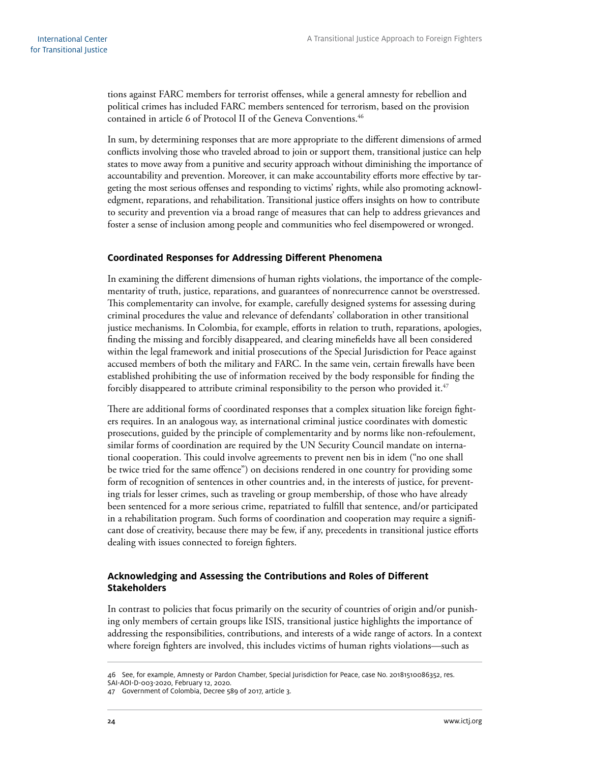tions against FARC members for terrorist offenses, while a general amnesty for rebellion and political crimes has included FARC members sentenced for terrorism, based on the provision contained in article 6 of Protocol II of the Geneva Conventions.[46]

In sum, by determining responses that are more appropriate to the different dimensions of armed conflicts involving those who traveled abroad to join or support them, transitional justice can help states to move away from a punitive and security approach without diminishing the importance of accountability and prevention. Moreover, it can make accountability efforts more effective by targeting the most serious offenses and responding to victims' rights, while also promoting acknowledgment, reparations, and rehabilitation. Transitional justice offers insights on how to contribute to security and prevention via a broad range of measures that can help to address grievances and foster a sense of inclusion among people and communities who feel disempowered or wronged.

## Coordinated Responses for Addressing Different Phenomena

In examining the different dimensions of human rights violations, the importance of the complementarity of truth, justice, reparations, and guarantees of nonrecurrence cannot be overstressed. This complementarity can involve, for example, carefully designed systems for assessing during criminal procedures the value and relevance of defendants' collaboration in other transitional justice mechanisms. In Colombia, for example, efforts in relation to truth, reparations, apologies, finding the missing and forcibly disappeared, and clearing minefields have all been considered within the legal framework and initial prosecutions of the Special Jurisdiction for Peace against accused members of both the military and FARC. In the same vein, certain firewalls have been established prohibiting the use of information received by the body responsible for finding the forcibly disappeared to attribute criminal responsibility to the person who provided it.[47]

There are additional forms of coordinated responses that a complex situation like foreign fighters requires. In an analogous way, as international criminal justice coordinates with domestic prosecutions, guided by the principle of complementarity and by norms like non-refoulement, similar forms of coordination are required by the UN Security Council mandate on international cooperation. This could involve agreements to prevent nen bis in idem ("no one shall be twice tried for the same offence") on decisions rendered in one country for providing some form of recognition of sentences in other countries and, in the interests of justice, for preventing trials for lesser crimes, such as traveling or group membership, of those who have already been sentenced for a more serious crime, repatriated to fulfill that sentence, and/or participated in a rehabilitation program. Such forms of coordination and cooperation may require a significant dose of creativity, because there may be few, if any, precedents in transitional justice efforts dealing with issues connected to foreign fighters.

## Acknowledging and Assessing the Contributions and Roles of Different Stakeholders

In contrast to policies that focus primarily on the security of countries of origin and/or punishing only members of certain groups like ISIS, transitional justice highlights the importance of addressing the responsibilities, contributions, and interests of a wide range of actors. In a context where foreign fighters are involved, this includes victims of human rights violations—such as

46 See, for example, Amnesty or Pardon Chamber, Special Jurisdiction for Peace, case No. 20181510086352, res. SAI-AOI-D-003-2020, February 12, 2020.

47 Government of Colombia, Decree 589 of 2017, article 3.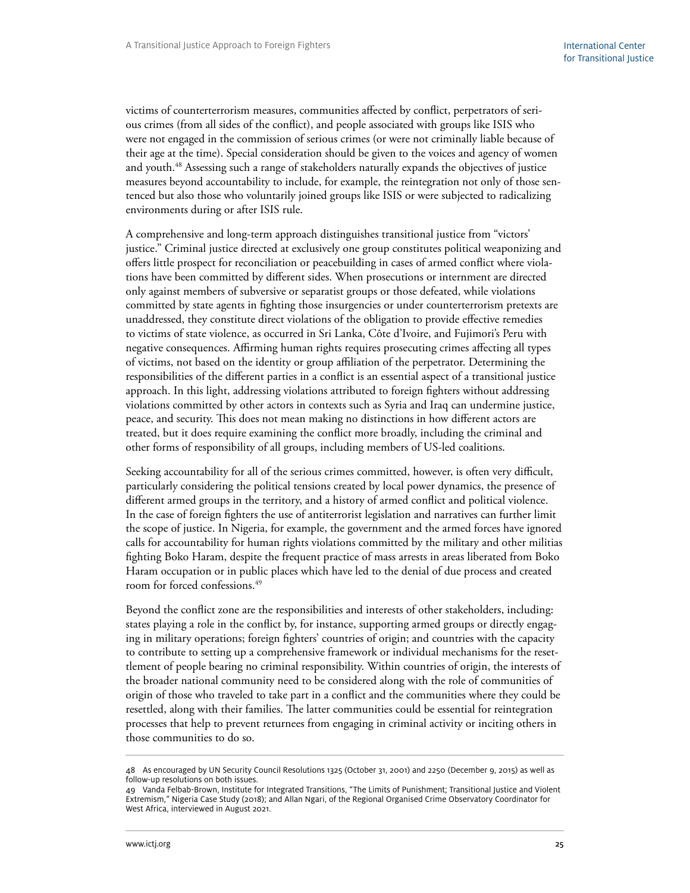victims of counterterrorism measures, communities affected by conflict, perpetrators of serious crimes (from all sides of the conflict), and people associated with groups like ISIS who were not engaged in the commission of serious crimes (or were not criminally liable because of their age at the time). Special consideration should be given to the voices and agency of women and youth.[48] Assessing such a range of stakeholders naturally expands the objectives of justice measures beyond accountability to include, for example, the reintegration not only of those sentenced but also those who voluntarily joined groups like ISIS or were subjected to radicalizing environments during or after ISIS rule.

A comprehensive and long-term approach distinguishes transitional justice from "victors' justice." Criminal justice directed at exclusively one group constitutes political weaponizing and offers little prospect for reconciliation or peacebuilding in cases of armed conflict where violations have been committed by different sides. When prosecutions or internment are directed only against members of subversive or separatist groups or those defeated, while violations committed by state agents in fighting those insurgencies or under counterterrorism pretexts are unaddressed, they constitute direct violations of the obligation to provide effective remedies to victims of state violence, as occurred in Sri Lanka, Côte d'Ivoire, and Fujimori's Peru with negative consequences. Affirming human rights requires prosecuting crimes affecting all types of victims, not based on the identity or group affiliation of the perpetrator. Determining the responsibilities of the different parties in a conflict is an essential aspect of a transitional justice approach. In this light, addressing violations attributed to foreign fighters without addressing violations committed by other actors in contexts such as Syria and Iraq can undermine justice, peace, and security. This does not mean making no distinctions in how different actors are treated, but it does require examining the conflict more broadly, including the criminal and other forms of responsibility of all groups, including members of US-led coalitions.

Seeking accountability for all of the serious crimes committed, however, is often very difficult, particularly considering the political tensions created by local power dynamics, the presence of different armed groups in the territory, and a history of armed conflict and political violence. In the case of foreign fighters the use of antiterrorist legislation and narratives can further limit the scope of justice. In Nigeria, for example, the government and the armed forces have ignored calls for accountability for human rights violations committed by the military and other militias fighting Boko Haram, despite the frequent practice of mass arrests in areas liberated from Boko Haram occupation or in public places which have led to the denial of due process and created room for forced confessions.[49]

Beyond the conflict zone are the responsibilities and interests of other stakeholders, including: states playing a role in the conflict by, for instance, supporting armed groups or directly engaging in military operations; foreign fighters' countries of origin; and countries with the capacity to contribute to setting up a comprehensive framework or individual mechanisms for the resettlement of people bearing no criminal responsibility. Within countries of origin, the interests of the broader national community need to be considered along with the role of communities of origin of those who traveled to take part in a conflict and the communities where they could be resettled, along with their families. The latter communities could be essential for reintegration processes that help to prevent returnees from engaging in criminal activity or inciting others in those communities to do so.

---

48 As encouraged by UN Security Council Resolutions 1325 (October 31, 2001) and 2250 (December 9, 2015) as well as follow-up resolutions on both issues.

49 Vanda Felbab-Brown, Institute for Integrated Transitions, "The Limits of Punishment; Transitional Justice and Violent Extremism," Nigeria Case Study (2018); and Allan Ngari, of the Regional Organised Crime Observatory Coordinator for West Africa, interviewed in August 2021.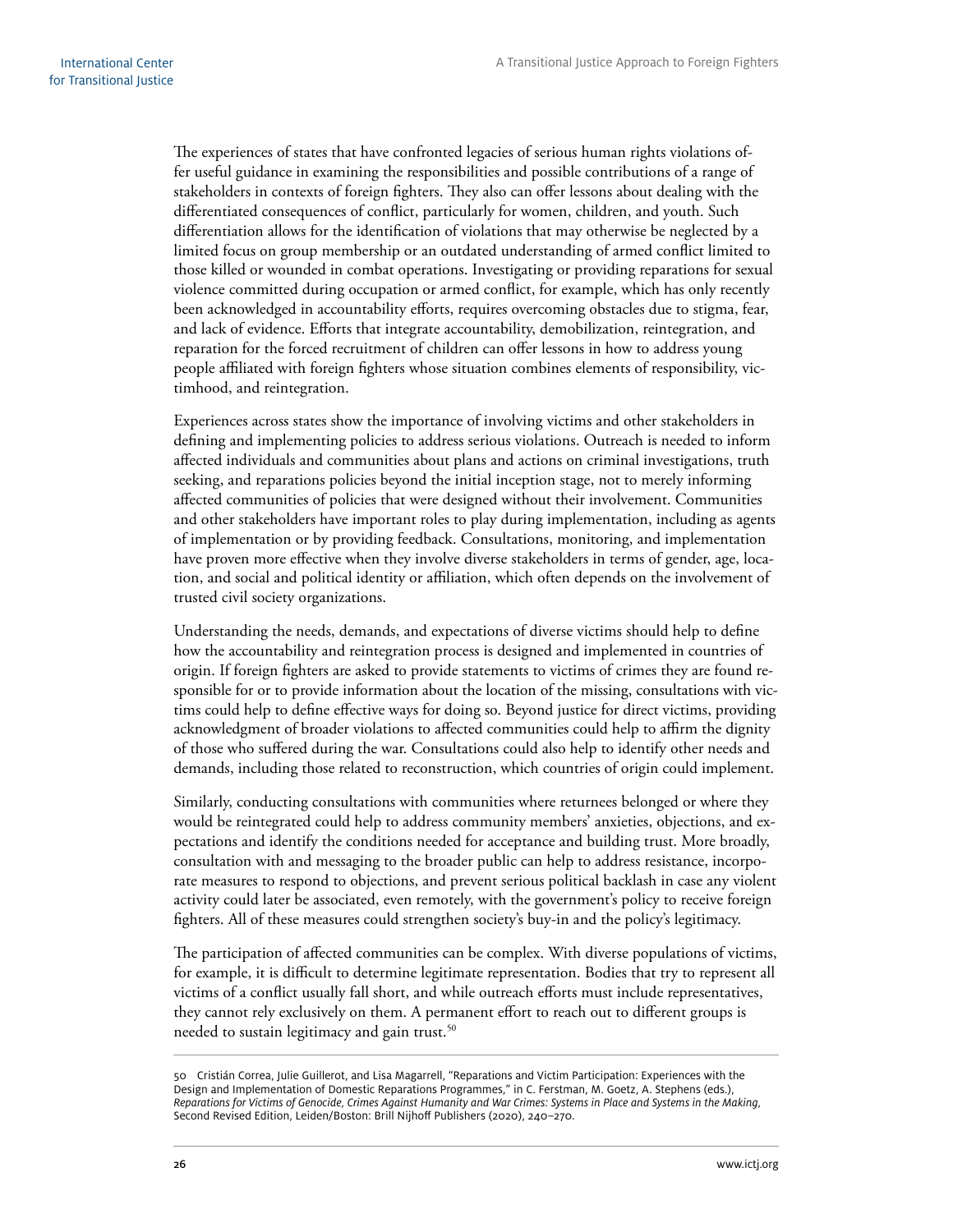The experiences of states that have confronted legacies of serious human rights violations offer useful guidance in examining the responsibilities and possible contributions of a range of stakeholders in contexts of foreign fighters. They also can offer lessons about dealing with the differentiated consequences of conflict, particularly for women, children, and youth. Such differentiation allows for the identification of violations that may otherwise be neglected by a limited focus on group membership or an outdated understanding of armed conflict limited to those killed or wounded in combat operations. Investigating or providing reparations for sexual violence committed during occupation or armed conflict, for example, which has only recently been acknowledged in accountability efforts, requires overcoming obstacles due to stigma, fear, and lack of evidence. Efforts that integrate accountability, demobilization, reintegration, and reparation for the forced recruitment of children can offer lessons in how to address young people affiliated with foreign fighters whose situation combines elements of responsibility, victimhood, and reintegration.

Experiences across states show the importance of involving victims and other stakeholders in defining and implementing policies to address serious violations. Outreach is needed to inform affected individuals and communities about plans and actions on criminal investigations, truth seeking, and reparations policies beyond the initial inception stage, not to merely informing affected communities of policies that were designed without their involvement. Communities and other stakeholders have important roles to play during implementation, including as agents of implementation or by providing feedback. Consultations, monitoring, and implementation have proven more effective when they involve diverse stakeholders in terms of gender, age, location, and social and political identity or affiliation, which often depends on the involvement of trusted civil society organizations.

Understanding the needs, demands, and expectations of diverse victims should help to define how the accountability and reintegration process is designed and implemented in countries of origin. If foreign fighters are asked to provide statements to victims of crimes they are found responsible for or to provide information about the location of the missing, consultations with victims could help to define effective ways for doing so. Beyond justice for direct victims, providing acknowledgment of broader violations to affected communities could help to affirm the dignity of those who suffered during the war. Consultations could also help to identify other needs and demands, including those related to reconstruction, which countries of origin could implement.

Similarly, conducting consultations with communities where returnees belonged or where they would be reintegrated could help to address community members' anxieties, objections, and expectations and identify the conditions needed for acceptance and building trust. More broadly, consultation with and messaging to the broader public can help to address resistance, incorporate measures to respond to objections, and prevent serious political backlash in case any violent activity could later be associated, even remotely, with the government's policy to receive foreign fighters. All of these measures could strengthen society's buy-in and the policy's legitimacy.

The participation of affected communities can be complex. With diverse populations of victims, for example, it is difficult to determine legitimate representation. Bodies that try to represent all victims of a conflict usually fall short, and while outreach efforts must include representatives, they cannot rely exclusively on them. A permanent effort to reach out to different groups is needed to sustain legitimacy and gain trust.[50]

---

50 Cristián Correa, Julie Guillerot, and Lisa Magarrell, "Reparations and Victim Participation: Experiences with the Design and Implementation of Domestic Reparations Programmes," in C. Ferstman, M. Goetz, A. Stephens (eds.), *Reparations for Victims of Genocide, Crimes Against Humanity and War Crimes: Systems in Place and Systems in the Making,* Second Revised Edition, Leiden/Boston: Brill Nijhoff Publishers (2020), 240–270.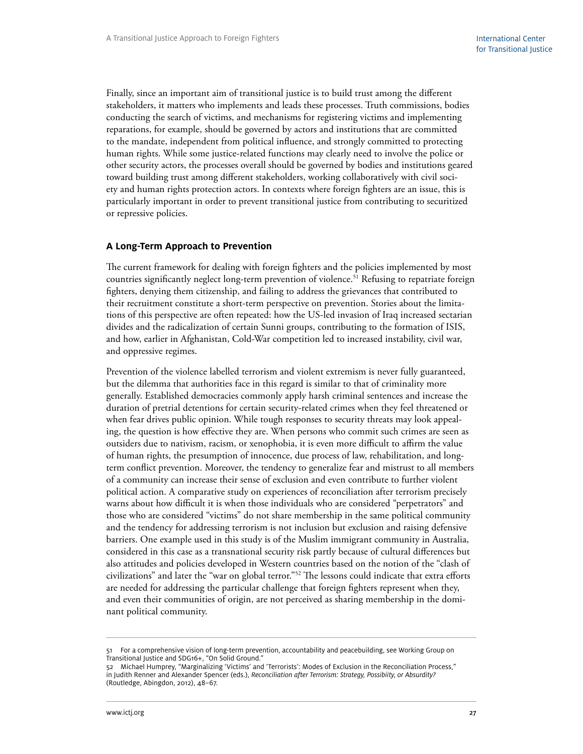Finally, since an important aim of transitional justice is to build trust among the different stakeholders, it matters who implements and leads these processes. Truth commissions, bodies conducting the search of victims, and mechanisms for registering victims and implementing reparations, for example, should be governed by actors and institutions that are committed to the mandate, independent from political influence, and strongly committed to protecting human rights. While some justice-related functions may clearly need to involve the police or other security actors, the processes overall should be governed by bodies and institutions geared toward building trust among different stakeholders, working collaboratively with civil society and human rights protection actors. In contexts where foreign fighters are an issue, this is particularly important in order to prevent transitional justice from contributing to securitized or repressive policies.

## A Long-Term Approach to Prevention

The current framework for dealing with foreign fighters and the policies implemented by most countries significantly neglect long-term prevention of violence.[51] Refusing to repatriate foreign fighters, denying them citizenship, and failing to address the grievances that contributed to their recruitment constitute a short-term perspective on prevention. Stories about the limitations of this perspective are often repeated: how the US-led invasion of Iraq increased sectarian divides and the radicalization of certain Sunni groups, contributing to the formation of ISIS, and how, earlier in Afghanistan, Cold-War competition led to increased instability, civil war, and oppressive regimes.

Prevention of the violence labelled terrorism and violent extremism is never fully guaranteed, but the dilemma that authorities face in this regard is similar to that of criminality more generally. Established democracies commonly apply harsh criminal sentences and increase the duration of pretrial detentions for certain security-related crimes when they feel threatened or when fear drives public opinion. While tough responses to security threats may look appealing, the question is how effective they are. When persons who commit such crimes are seen as outsiders due to nativism, racism, or xenophobia, it is even more difficult to affirm the value of human rights, the presumption of innocence, due process of law, rehabilitation, and long-term conflict prevention. Moreover, the tendency to generalize fear and mistrust to all members of a community can increase their sense of exclusion and even contribute to further violent political action. A comparative study on experiences of reconciliation after terrorism precisely warns about how difficult it is when those individuals who are considered "perpetrators" and those who are considered "victims" do not share membership in the same political community and the tendency for addressing terrorism is not inclusion but exclusion and raising defensive barriers. One example used in this study is of the Muslim immigrant community in Australia, considered in this case as a transnational security risk partly because of cultural differences but also attitudes and policies developed in Western countries based on the notion of the "clash of civilizations" and later the "war on global terror."[52] The lessons could indicate that extra efforts are needed for addressing the particular challenge that foreign fighters represent when they, and even their communities of origin, are not perceived as sharing membership in the dominant political community.

---

51 For a comprehensive vision of long-term prevention, accountability and peacebuilding, see Working Group on Transitional Justice and SDG16+, "On Solid Ground."

52 Michael Humprey, "Marginalizing 'Victims' and 'Terrorists': Modes of Exclusion in the Reconciliation Process," in Judith Renner and Alexander Spencer (eds.), *Reconciliation after Terrorism: Strategy, Possibiity, or Absurdity?* (Routledge, Abingdon, 2012), 48–67.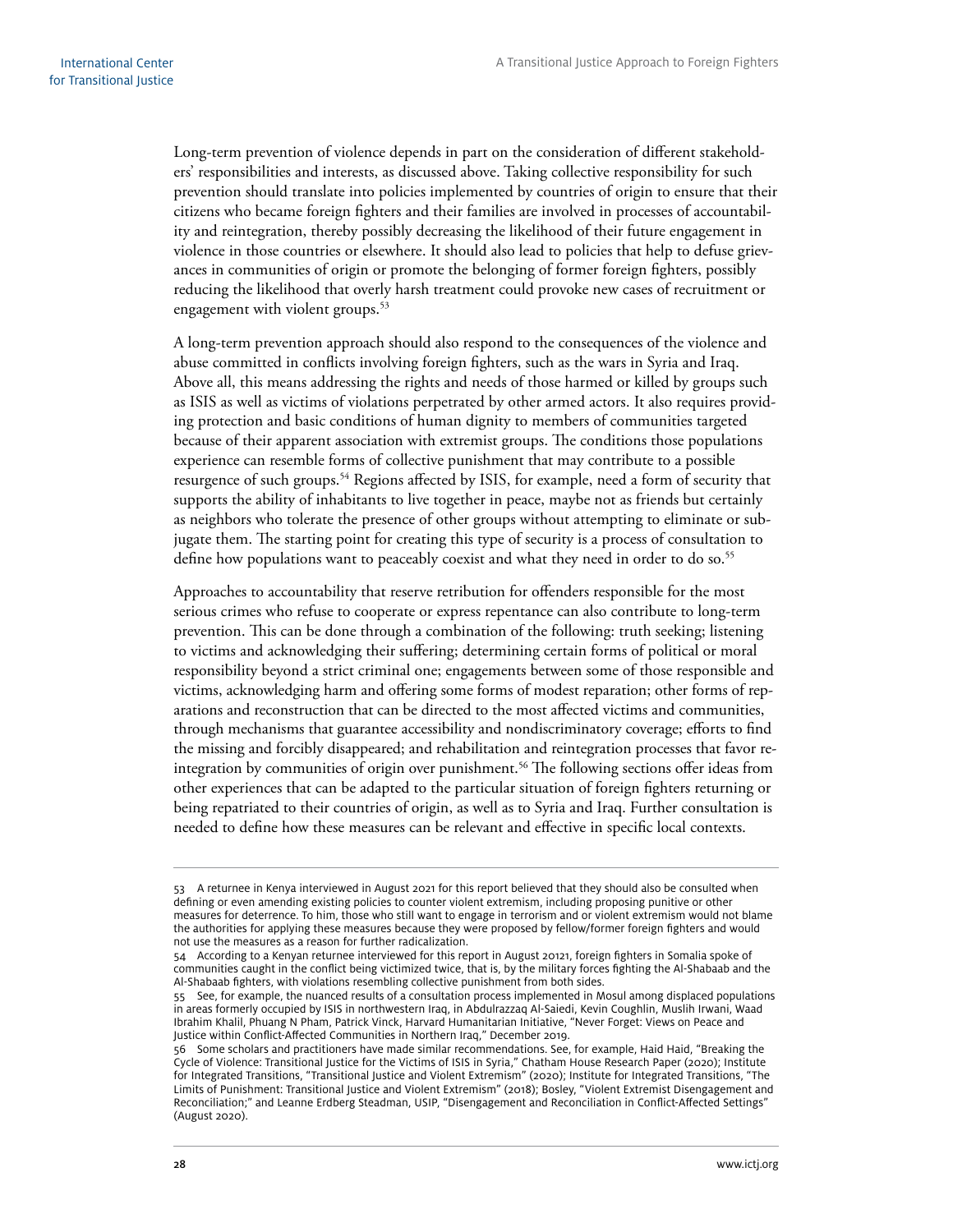Long-term prevention of violence depends in part on the consideration of different stakeholders' responsibilities and interests, as discussed above. Taking collective responsibility for such prevention should translate into policies implemented by countries of origin to ensure that their citizens who became foreign fighters and their families are involved in processes of accountability and reintegration, thereby possibly decreasing the likelihood of their future engagement in violence in those countries or elsewhere. It should also lead to policies that help to defuse grievances in communities of origin or promote the belonging of former foreign fighters, possibly reducing the likelihood that overly harsh treatment could provoke new cases of recruitment or engagement with violent groups.[53]

A long-term prevention approach should also respond to the consequences of the violence and abuse committed in conflicts involving foreign fighters, such as the wars in Syria and Iraq. Above all, this means addressing the rights and needs of those harmed or killed by groups such as ISIS as well as victims of violations perpetrated by other armed actors. It also requires providing protection and basic conditions of human dignity to members of communities targeted because of their apparent association with extremist groups. The conditions those populations experience can resemble forms of collective punishment that may contribute to a possible resurgence of such groups.[54] Regions affected by ISIS, for example, need a form of security that supports the ability of inhabitants to live together in peace, maybe not as friends but certainly as neighbors who tolerate the presence of other groups without attempting to eliminate or subjugate them. The starting point for creating this type of security is a process of consultation to define how populations want to peaceably coexist and what they need in order to do so.[55]

Approaches to accountability that reserve retribution for offenders responsible for the most serious crimes who refuse to cooperate or express repentance can also contribute to long-term prevention. This can be done through a combination of the following: truth seeking; listening to victims and acknowledging their suffering; determining certain forms of political or moral responsibility beyond a strict criminal one; engagements between some of those responsible and victims, acknowledging harm and offering some forms of modest reparation; other forms of reparations and reconstruction that can be directed to the most affected victims and communities, through mechanisms that guarantee accessibility and nondiscriminatory coverage; efforts to find the missing and forcibly disappeared; and rehabilitation and reintegration processes that favor reintegration by communities of origin over punishment.[56] The following sections offer ideas from other experiences that can be adapted to the particular situation of foreign fighters returning or being repatriated to their countries of origin, as well as to Syria and Iraq. Further consultation is needed to define how these measures can be relevant and effective in specific local contexts.

---

53 A returnee in Kenya interviewed in August 2021 for this report believed that they should also be consulted when defining or even amending existing policies to counter violent extremism, including proposing punitive or other measures for deterrence. To him, those who still want to engage in terrorism and or violent extremism would not blame the authorities for applying these measures because they were proposed by fellow/former foreign fighters and would not use the measures as a reason for further radicalization.

54 According to a Kenyan returnee interviewed for this report in August 20121, foreign fighters in Somalia spoke of communities caught in the conflict being victimized twice, that is, by the military forces fighting the Al-Shabaab and the Al-Shabaab fighters, with violations resembling collective punishment from both sides.

55 See, for example, the nuanced results of a consultation process implemented in Mosul among displaced populations in areas formerly occupied by ISIS in northwestern Iraq, in Abdulrazzaq Al-Saiedi, Kevin Coughlin, Muslih Irwani, Waad Ibrahim Khalil, Phuang N Pham, Patrick Vinck, Harvard Humanitarian Initiative, "Never Forget: Views on Peace and Justice within Conflict-Affected Communities in Northern Iraq," December 2019.

56 Some scholars and practitioners have made similar recommendations. See, for example, Haid Haid, "Breaking the Cycle of Violence: Transitional Justice for the Victims of ISIS in Syria," Chatham House Research Paper (2020); Institute for Integrated Transitions, "Transitional Justice and Violent Extremism" (2020); Institute for Integrated Transitions, "The Limits of Punishment: Transitional Justice and Violent Extremism" (2018); Bosley, "Violent Extremist Disengagement and Reconciliation;" and Leanne Erdberg Steadman, USIP, "Disengagement and Reconciliation in Conflict-Affected Settings" (August 2020).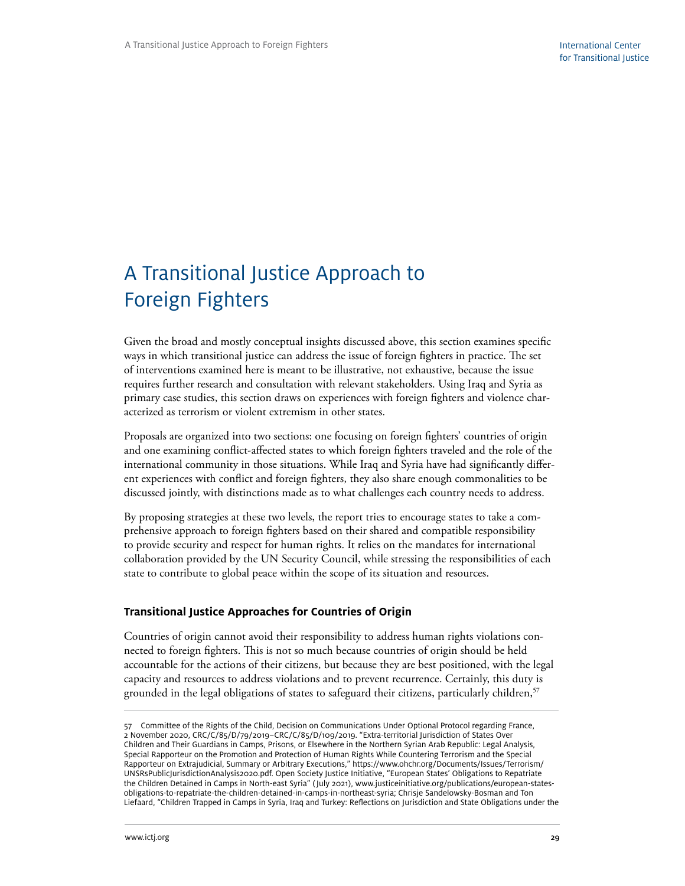# A Transitional Justice Approach to Foreign Fighters

Given the broad and mostly conceptual insights discussed above, this section examines specific ways in which transitional justice can address the issue of foreign fighters in practice. The set of interventions examined here is meant to be illustrative, not exhaustive, because the issue requires further research and consultation with relevant stakeholders. Using Iraq and Syria as primary case studies, this section draws on experiences with foreign fighters and violence characterized as terrorism or violent extremism in other states.

Proposals are organized into two sections: one focusing on foreign fighters' countries of origin and one examining conflict-affected states to which foreign fighters traveled and the role of the international community in those situations. While Iraq and Syria have had significantly different experiences with conflict and foreign fighters, they also share enough commonalities to be discussed jointly, with distinctions made as to what challenges each country needs to address.

By proposing strategies at these two levels, the report tries to encourage states to take a comprehensive approach to foreign fighters based on their shared and compatible responsibility to provide security and respect for human rights. It relies on the mandates for international collaboration provided by the UN Security Council, while stressing the responsibilities of each state to contribute to global peace within the scope of its situation and resources.

### Transitional Justice Approaches for Countries of Origin

Countries of origin cannot avoid their responsibility to address human rights violations connected to foreign fighters. This is not so much because countries of origin should be held accountable for the actions of their citizens, but because they are best positioned, with the legal capacity and resources to address violations and to prevent recurrence. Certainly, this duty is grounded in the legal obligations of states to safeguard their citizens, particularly children,[57]

57 Committee of the Rights of the Child, Decision on Communications Under Optional Protocol regarding France, 2 November 2020, CRC/C/85/D/79/2019–CRC/C/85/D/109/2019. "Extra-territorial Jurisdiction of States Over Children and Their Guardians in Camps, Prisons, or Elsewhere in the Northern Syrian Arab Republic: Legal Analysis, Special Rapporteur on the Promotion and Protection of Human Rights While Countering Terrorism and the Special Rapporteur on Extrajudicial, Summary or Arbitrary Executions," https://www.ohchr.org/Documents/Issues/Terrorism/UNSRsPublicJurisdictionAnalysis2020.pdf. Open Society Justice Initiative, "European States' Obligations to Repatriate the Children Detained in Camps in North-east Syria" (July 2021), www.justiceinitiative.org/publications/european-states-obligations-to-repatriate-the-children-detained-in-camps-in-northeast-syria; Chrisje Sandelowsky-Bosman and Ton Liefaard, "Children Trapped in Camps in Syria, Iraq and Turkey: Reflections on Jurisdiction and State Obligations under the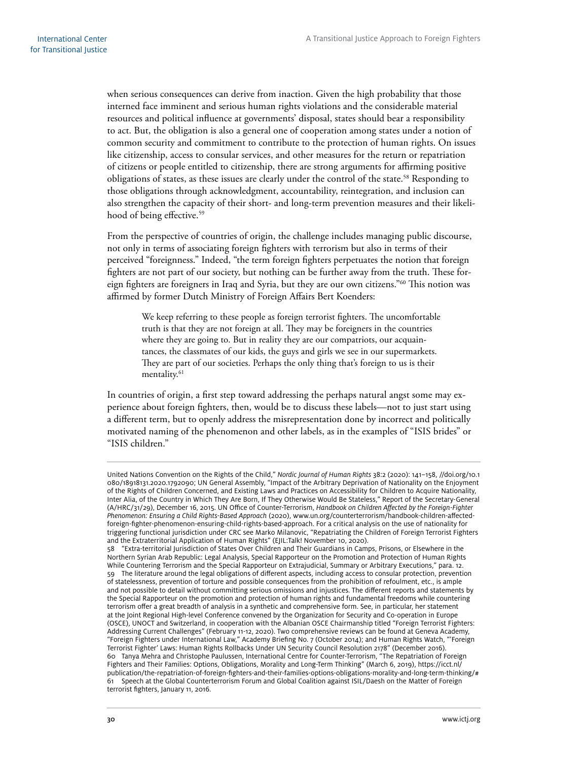when serious consequences can derive from inaction. Given the high probability that those interned face imminent and serious human rights violations and the considerable material resources and political influence at governments' disposal, states should bear a responsibility to act. But, the obligation is also a general one of cooperation among states under a notion of common security and commitment to contribute to the protection of human rights. On issues like citizenship, access to consular services, and other measures for the return or repatriation of citizens or people entitled to citizenship, there are strong arguments for affirming positive obligations of states, as these issues are clearly under the control of the state.[58] Responding to those obligations through acknowledgment, accountability, reintegration, and inclusion can also strengthen the capacity of their short- and long-term prevention measures and their likelihood of being effective.[59]

From the perspective of countries of origin, the challenge includes managing public discourse, not only in terms of associating foreign fighters with terrorism but also in terms of their perceived "foreignness." Indeed, "the term foreign fighters perpetuates the notion that foreign fighters are not part of our society, but nothing can be further away from the truth. These foreign fighters are foreigners in Iraq and Syria, but they are our own citizens."[60] This notion was affirmed by former Dutch Ministry of Foreign Affairs Bert Koenders:

> We keep referring to these people as foreign terrorist fighters. The uncomfortable truth is that they are not foreign at all. They may be foreigners in the countries where they are going to. But in reality they are our compatriots, our acquaintances, the classmates of our kids, the guys and girls we see in our supermarkets. They are part of our societies. Perhaps the only thing that's foreign to us is their mentality.[61]

In countries of origin, a first step toward addressing the perhaps natural angst some may experience about foreign fighters, then, would be to discuss these labels—not to just start using a different term, but to openly address the misrepresentation done by incorrect and politically motivated naming of the phenomenon and other labels, as in the examples of "ISIS brides" or "ISIS children."

---

United Nations Convention on the Rights of the Child," *Nordic Journal of Human Rights* 38:2 (2020): 141–158, //doi.org/10.1080/18918131.2020.1792090; UN General Assembly, "Impact of the Arbitrary Deprivation of Nationality on the Enjoyment of the Rights of Children Concerned, and Existing Laws and Practices on Accessibility for Children to Acquire Nationality, Inter Alia, of the Country in Which They Are Born, If They Otherwise Would Be Stateless," Report of the Secretary-General (A/HRC/31/29), December 16, 2015. UN Office of Counter-Terrorism, *Handbook on Children Affected by the Foreign-Fighter Phenomenon: Ensuring a Child Rights-Based Approach* (2020), www.un.org/counterterrorism/handbook-children-affected-foreign-fighter-phenomenon-ensuring-child-rights-based-approach. For a critical analysis on the use of nationality for triggering functional jurisdiction under CRC see Marko Milanovic, "Repatriating the Children of Foreign Terrorist Fighters and the Extraterritorial Application of Human Rights" (EJIL:Talk! November 10, 2020).

58 "Extra-territorial Jurisdiction of States Over Children and Their Guardians in Camps, Prisons, or Elsewhere in the Northern Syrian Arab Republic: Legal Analysis, Special Rapporteur on the Promotion and Protection of Human Rights While Countering Terrorism and the Special Rapporteur on Extrajudicial, Summary or Arbitrary Executions," para. 12.

59 The literature around the legal obligations of different aspects, including access to consular protection, prevention of statelessness, prevention of torture and possible consequences from the prohibition of refoulment, etc., is ample and not possible to detail without committing serious omissions and injustices. The different reports and statements by the Special Rapporteur on the promotion and protection of human rights and fundamental freedoms while countering terrorism offer a great breadth of analysis in a synthetic and comprehensive form. See, in particular, her statement at the Joint Regional High-level Conference convened by the Organization for Security and Co-operation in Europe (OSCE), UNOCT and Switzerland, in cooperation with the Albanian OSCE Chairmanship titled "Foreign Terrorist Fighters: Addressing Current Challenges" (February 11-12, 2020). Two comprehensive reviews can be found at Geneva Academy, "Foreign Fighters under International Law," Academy Briefing No. 7 (October 2014); and Human Rights Watch, "'Foreign Terrorist Fighter' Laws: Human Rights Rollbacks Under UN Security Council Resolution 2178" (December 2016).

60 Tanya Mehra and Christophe Paulussen, International Centre for Counter-Terrorism, "The Repatriation of Foreign Fighters and Their Families: Options, Obligations, Morality and Long-Term Thinking" (March 6, 2019), https://icct.nl/publication/the-repatriation-of-foreign-fighters-and-their-families-options-obligations-morality-and-long-term-thinking/#

61 Speech at the Global Counterterrorism Forum and Global Coalition against ISIL/Daesh on the Matter of Foreign terrorist fighters, January 11, 2016.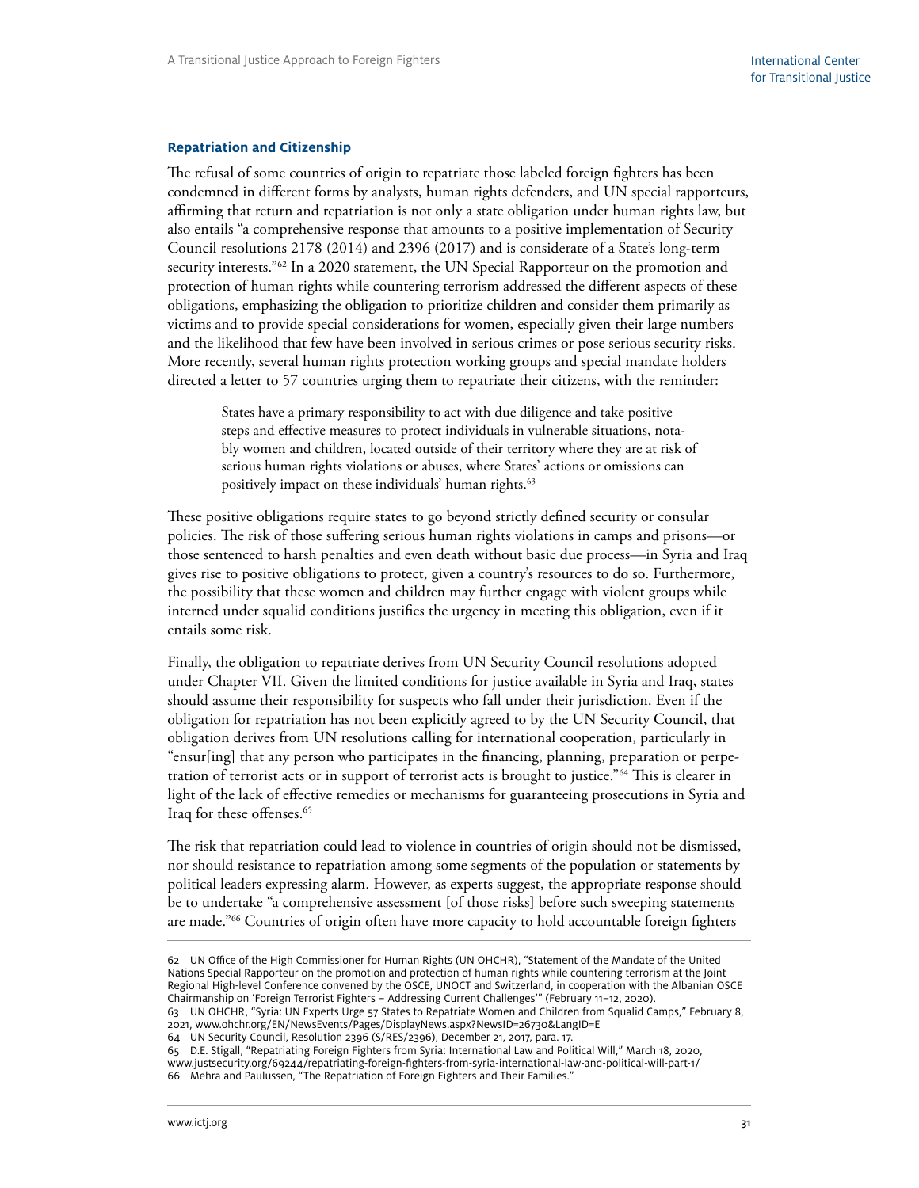### Repatriation and Citizenship

The refusal of some countries of origin to repatriate those labeled foreign fighters has been condemned in different forms by analysts, human rights defenders, and UN special rapporteurs, affirming that return and repatriation is not only a state obligation under human rights law, but also entails "a comprehensive response that amounts to a positive implementation of Security Council resolutions 2178 (2014) and 2396 (2017) and is considerate of a State's long-term security interests."[62] In a 2020 statement, the UN Special Rapporteur on the promotion and protection of human rights while countering terrorism addressed the different aspects of these obligations, emphasizing the obligation to prioritize children and consider them primarily as victims and to provide special considerations for women, especially given their large numbers and the likelihood that few have been involved in serious crimes or pose serious security risks. More recently, several human rights protection working groups and special mandate holders directed a letter to 57 countries urging them to repatriate their citizens, with the reminder:

> States have a primary responsibility to act with due diligence and take positive steps and effective measures to protect individuals in vulnerable situations, notably women and children, located outside of their territory where they are at risk of serious human rights violations or abuses, where States' actions or omissions can positively impact on these individuals' human rights.[63]

These positive obligations require states to go beyond strictly defined security or consular policies. The risk of those suffering serious human rights violations in camps and prisons—or those sentenced to harsh penalties and even death without basic due process—in Syria and Iraq gives rise to positive obligations to protect, given a country's resources to do so. Furthermore, the possibility that these women and children may further engage with violent groups while interned under squalid conditions justifies the urgency in meeting this obligation, even if it entails some risk.

Finally, the obligation to repatriate derives from UN Security Council resolutions adopted under Chapter VII. Given the limited conditions for justice available in Syria and Iraq, states should assume their responsibility for suspects who fall under their jurisdiction. Even if the obligation for repatriation has not been explicitly agreed to by the UN Security Council, that obligation derives from UN resolutions calling for international cooperation, particularly in "ensur[ing] that any person who participates in the financing, planning, preparation or perpetration of terrorist acts or in support of terrorist acts is brought to justice."[64] This is clearer in light of the lack of effective remedies or mechanisms for guaranteeing prosecutions in Syria and Iraq for these offenses.[65]

The risk that repatriation could lead to violence in countries of origin should not be dismissed, nor should resistance to repatriation among some segments of the population or statements by political leaders expressing alarm. However, as experts suggest, the appropriate response should be to undertake "a comprehensive assessment [of those risks] before such sweeping statements are made."[66] Countries of origin often have more capacity to hold accountable foreign fighters

---

62 UN Office of the High Commissioner for Human Rights (UN OHCHR), "Statement of the Mandate of the United Nations Special Rapporteur on the promotion and protection of human rights while countering terrorism at the Joint Regional High-level Conference convened by the OSCE, UNOCT and Switzerland, in cooperation with the Albanian OSCE Chairmanship on 'Foreign Terrorist Fighters – Addressing Current Challenges'" (February 11–12, 2020).

63 UN OHCHR, "Syria: UN Experts Urge 57 States to Repatriate Women and Children from Squalid Camps," February 8, 2021, www.ohchr.org/EN/NewsEvents/Pages/DisplayNews.aspx?NewsID=26730&LangID=E

64 UN Security Council, Resolution 2396 (S/RES/2396), December 21, 2017, para. 17.

65 D.E. Stigall, "Repatriating Foreign Fighters from Syria: International Law and Political Will," March 18, 2020, www.justsecurity.org/69244/repatriating-foreign-fighters-from-syria-international-law-and-political-will-part-1/

66 Mehra and Paulussen, "The Repatriation of Foreign Fighters and Their Families."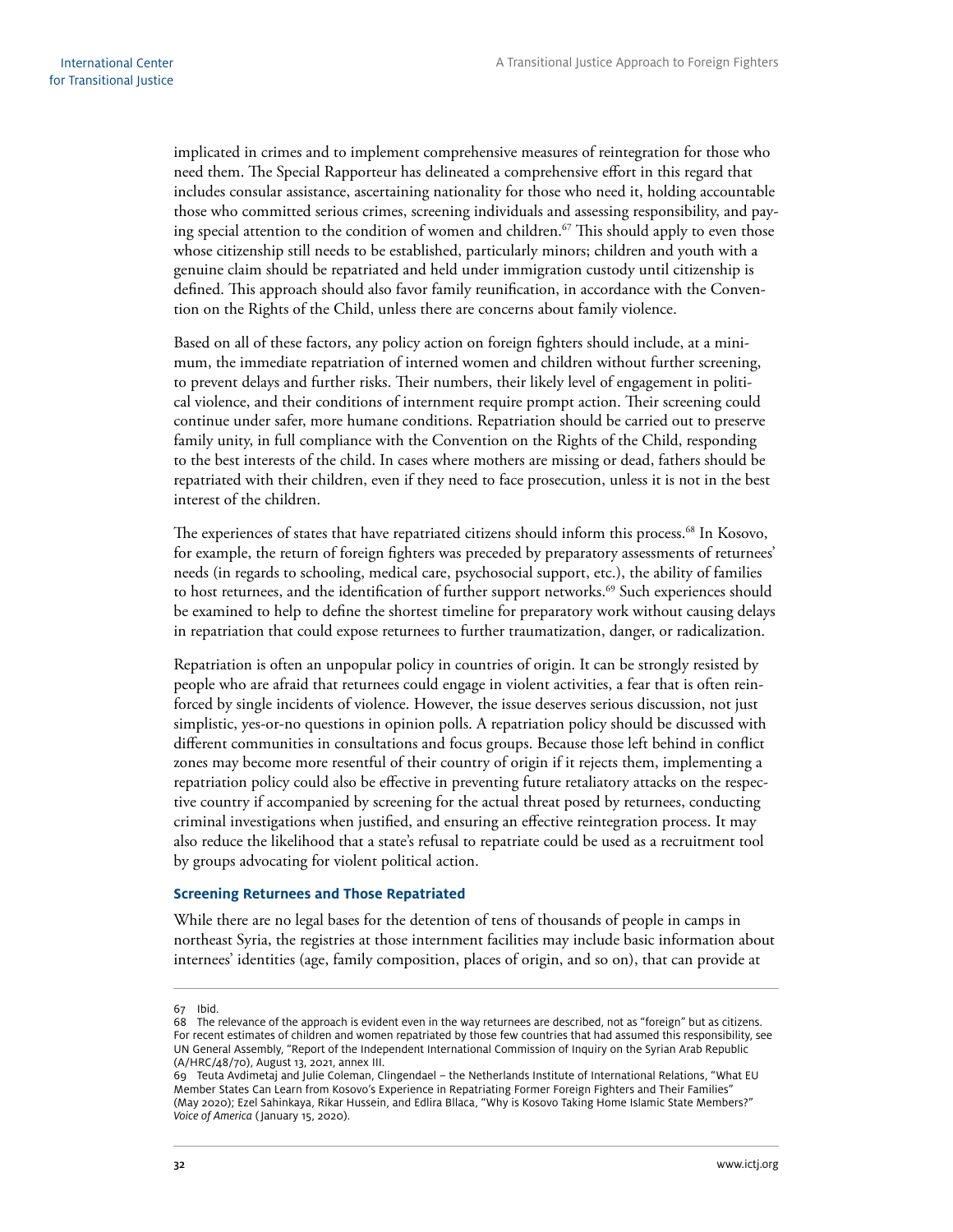implicated in crimes and to implement comprehensive measures of reintegration for those who need them. The Special Rapporteur has delineated a comprehensive effort in this regard that includes consular assistance, ascertaining nationality for those who need it, holding accountable those who committed serious crimes, screening individuals and assessing responsibility, and paying special attention to the condition of women and children.[67] This should apply to even those whose citizenship still needs to be established, particularly minors; children and youth with a genuine claim should be repatriated and held under immigration custody until citizenship is defined. This approach should also favor family reunification, in accordance with the Convention on the Rights of the Child, unless there are concerns about family violence.

Based on all of these factors, any policy action on foreign fighters should include, at a minimum, the immediate repatriation of interned women and children without further screening, to prevent delays and further risks. Their numbers, their likely level of engagement in political violence, and their conditions of internment require prompt action. Their screening could continue under safer, more humane conditions. Repatriation should be carried out to preserve family unity, in full compliance with the Convention on the Rights of the Child, responding to the best interests of the child. In cases where mothers are missing or dead, fathers should be repatriated with their children, even if they need to face prosecution, unless it is not in the best interest of the children.

The experiences of states that have repatriated citizens should inform this process.[68] In Kosovo, for example, the return of foreign fighters was preceded by preparatory assessments of returnees' needs (in regards to schooling, medical care, psychosocial support, etc.), the ability of families to host returnees, and the identification of further support networks.[69] Such experiences should be examined to help to define the shortest timeline for preparatory work without causing delays in repatriation that could expose returnees to further traumatization, danger, or radicalization.

Repatriation is often an unpopular policy in countries of origin. It can be strongly resisted by people who are afraid that returnees could engage in violent activities, a fear that is often reinforced by single incidents of violence. However, the issue deserves serious discussion, not just simplistic, yes-or-no questions in opinion polls. A repatriation policy should be discussed with different communities in consultations and focus groups. Because those left behind in conflict zones may become more resentful of their country of origin if it rejects them, implementing a repatriation policy could also be effective in preventing future retaliatory attacks on the respective country if accompanied by screening for the actual threat posed by returnees, conducting criminal investigations when justified, and ensuring an effective reintegration process. It may also reduce the likelihood that a state's refusal to repatriate could be used as a recruitment tool by groups advocating for violent political action.

### Screening Returnees and Those Repatriated

While there are no legal bases for the detention of tens of thousands of people in camps in northeast Syria, the registries at those internment facilities may include basic information about internees' identities (age, family composition, places of origin, and so on), that can provide at

---

67 Ibid.

68 The relevance of the approach is evident even in the way returnees are described, not as "foreign" but as citizens. For recent estimates of children and women repatriated by those few countries that had assumed this responsibility, see UN General Assembly, "Report of the Independent International Commission of Inquiry on the Syrian Arab Republic (A/HRC/48/70), August 13, 2021, annex III.

69 Teuta Avdimetaj and Julie Coleman, Clingendael – the Netherlands Institute of International Relations, "What EU Member States Can Learn from Kosovo's Experience in Repatriating Former Foreign Fighters and Their Families" (May 2020); Ezel Sahinkaya, Rikar Hussein, and Edlira Bllaca, "Why is Kosovo Taking Home Islamic State Members?" *Voice of America* (January 15, 2020).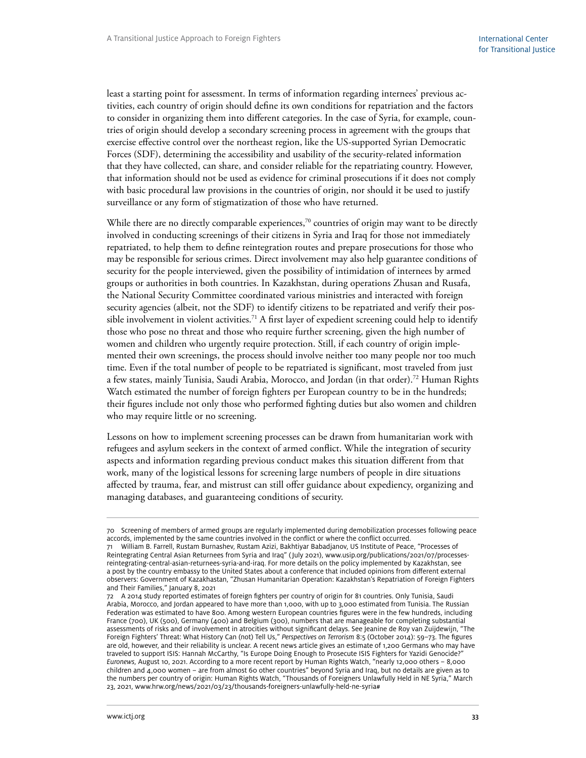least a starting point for assessment. In terms of information regarding internees' previous activities, each country of origin should define its own conditions for repatriation and the factors to consider in organizing them into different categories. In the case of Syria, for example, countries of origin should develop a secondary screening process in agreement with the groups that exercise effective control over the northeast region, like the US-supported Syrian Democratic Forces (SDF), determining the accessibility and usability of the security-related information that they have collected, can share, and consider reliable for the repatriating country. However, that information should not be used as evidence for criminal prosecutions if it does not comply with basic procedural law provisions in the countries of origin, nor should it be used to justify surveillance or any form of stigmatization of those who have returned.

While there are no directly comparable experiences,[70] countries of origin may want to be directly involved in conducting screenings of their citizens in Syria and Iraq for those not immediately repatriated, to help them to define reintegration routes and prepare prosecutions for those who may be responsible for serious crimes. Direct involvement may also help guarantee conditions of security for the people interviewed, given the possibility of intimidation of internees by armed groups or authorities in both countries. In Kazakhstan, during operations Zhusan and Rusafa, the National Security Committee coordinated various ministries and interacted with foreign security agencies (albeit, not the SDF) to identify citizens to be repatriated and verify their possible involvement in violent activities.[71] A first layer of expedient screening could help to identify those who pose no threat and those who require further screening, given the high number of women and children who urgently require protection. Still, if each country of origin implemented their own screenings, the process should involve neither too many people nor too much time. Even if the total number of people to be repatriated is significant, most traveled from just a few states, mainly Tunisia, Saudi Arabia, Morocco, and Jordan (in that order).[72] Human Rights Watch estimated the number of foreign fighters per European country to be in the hundreds; their figures include not only those who performed fighting duties but also women and children who may require little or no screening.

Lessons on how to implement screening processes can be drawn from humanitarian work with refugees and asylum seekers in the context of armed conflict. While the integration of security aspects and information regarding previous conduct makes this situation different from that work, many of the logistical lessons for screening large numbers of people in dire situations affected by trauma, fear, and mistrust can still offer guidance about expediency, organizing and managing databases, and guaranteeing conditions of security.

---

70 Screening of members of armed groups are regularly implemented during demobilization processes following peace accords, implemented by the same countries involved in the conflict or where the conflict occurred.

71 William B. Farrell, Rustam Burnashev, Rustam Azizi, Bakhtiyar Babadjanov, US Institute of Peace, "Processes of Reintegrating Central Asian Returnees from Syria and Iraq" (July 2021), www.usip.org/publications/2021/07/processes-reintegrating-central-asian-returnees-syria-and-iraq. For more details on the policy implemented by Kazakhstan, see a post by the country embassy to the United States about a conference that included opinions from different external observers: Government of Kazakhstan, "Zhusan Humanitarian Operation: Kazakhstan's Repatriation of Foreign Fighters and Their Families," January 8, 2021

72 A 2014 study reported estimates of foreign fighters per country of origin for 81 countries. Only Tunisia, Saudi Arabia, Morocco, and Jordan appeared to have more than 1,000, with up to 3,000 estimated from Tunisia. The Russian Federation was estimated to have 800. Among western European countries figures were in the few hundreds, including France (700), UK (500), Germany (400) and Belgium (300), numbers that are manageable for completing substantial assessments of risks and of involvement in atrocities without significant delays. See Jeanine de Roy van Zuijdewijn, "The Foreign Fighters' Threat: What History Can (not) Tell Us," *Perspectives on Terrorism* 8:5 (October 2014): 59–73. The figures are old, however, and their reliability is unclear. A recent news article gives an estimate of 1,200 Germans who may have traveled to support ISIS: Hannah McCarthy, "Is Europe Doing Enough to Prosecute ISIS Fighters for Yazidi Genocide?" *Euronews,* August 10, 2021. According to a more recent report by Human Rights Watch, "nearly 12,000 others – 8,000 children and 4,000 women – are from almost 60 other countries" beyond Syria and Iraq, but no details are given as to the numbers per country of origin: Human Rights Watch, "Thousands of Foreigners Unlawfully Held in NE Syria," March 23, 2021, www.hrw.org/news/2021/03/23/thousands-foreigners-unlawfully-held-ne-syria#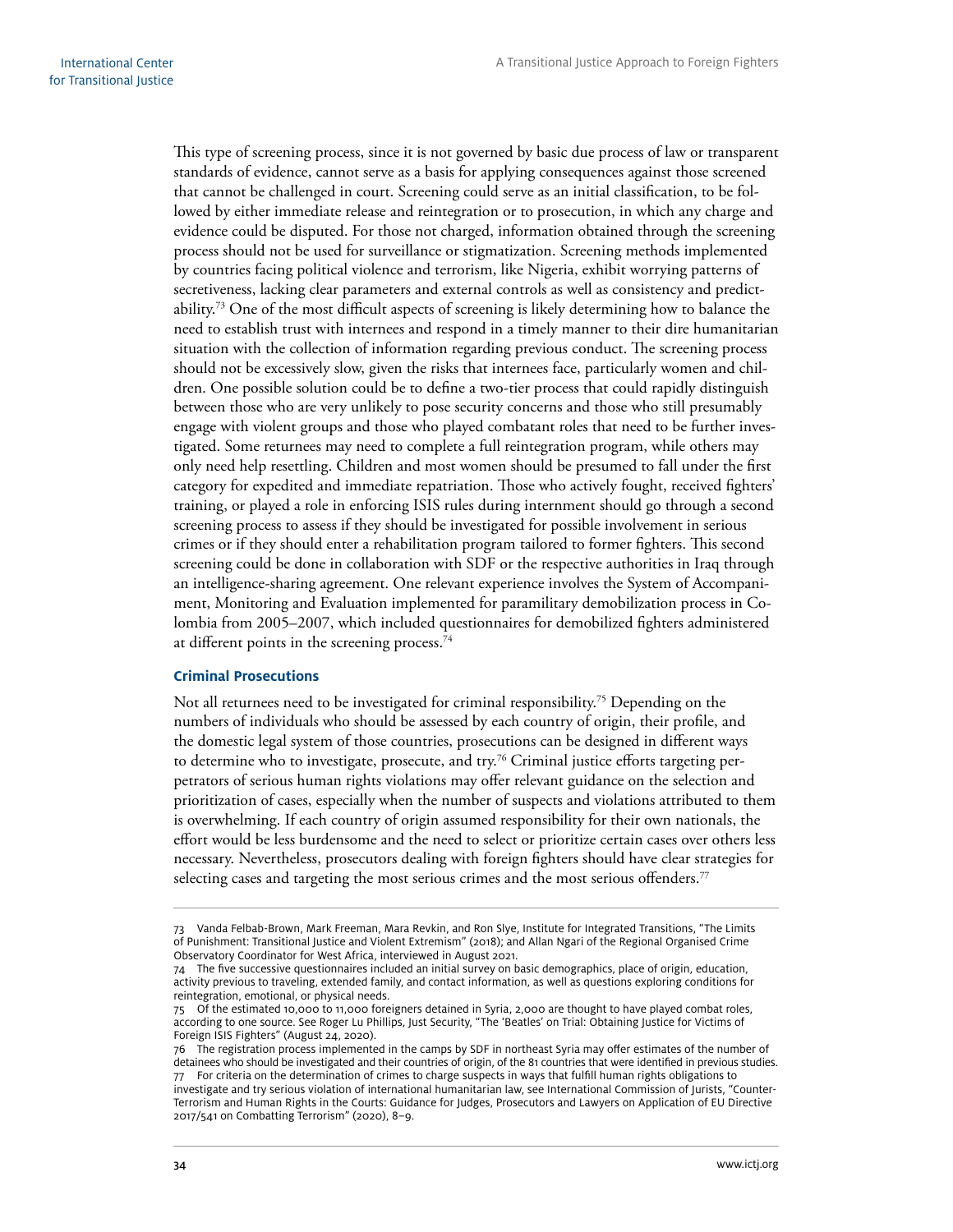This type of screening process, since it is not governed by basic due process of law or transparent standards of evidence, cannot serve as a basis for applying consequences against those screened that cannot be challenged in court. Screening could serve as an initial classification, to be followed by either immediate release and reintegration or to prosecution, in which any charge and evidence could be disputed. For those not charged, information obtained through the screening process should not be used for surveillance or stigmatization. Screening methods implemented by countries facing political violence and terrorism, like Nigeria, exhibit worrying patterns of secretiveness, lacking clear parameters and external controls as well as consistency and predictability.[73] One of the most difficult aspects of screening is likely determining how to balance the need to establish trust with internees and respond in a timely manner to their dire humanitarian situation with the collection of information regarding previous conduct. The screening process should not be excessively slow, given the risks that internees face, particularly women and children. One possible solution could be to define a two-tier process that could rapidly distinguish between those who are very unlikely to pose security concerns and those who still presumably engage with violent groups and those who played combatant roles that need to be further investigated. Some returnees may need to complete a full reintegration program, while others may only need help resettling. Children and most women should be presumed to fall under the first category for expedited and immediate repatriation. Those who actively fought, received fighters' training, or played a role in enforcing ISIS rules during internment should go through a second screening process to assess if they should be investigated for possible involvement in serious crimes or if they should enter a rehabilitation program tailored to former fighters. This second screening could be done in collaboration with SDF or the respective authorities in Iraq through an intelligence-sharing agreement. One relevant experience involves the System of Accompaniment, Monitoring and Evaluation implemented for paramilitary demobilization process in Colombia from 2005–2007, which included questionnaires for demobilized fighters administered at different points in the screening process.[74]

### Criminal Prosecutions

Not all returnees need to be investigated for criminal responsibility.[75] Depending on the numbers of individuals who should be assessed by each country of origin, their profile, and the domestic legal system of those countries, prosecutions can be designed in different ways to determine who to investigate, prosecute, and try.[76] Criminal justice efforts targeting perpetrators of serious human rights violations may offer relevant guidance on the selection and prioritization of cases, especially when the number of suspects and violations attributed to them is overwhelming. If each country of origin assumed responsibility for their own nationals, the effort would be less burdensome and the need to select or prioritize certain cases over others less necessary. Nevertheless, prosecutors dealing with foreign fighters should have clear strategies for selecting cases and targeting the most serious crimes and the most serious offenders.[77]

---

73 Vanda Felbab-Brown, Mark Freeman, Mara Revkin, and Ron Slye, Institute for Integrated Transitions, "The Limits of Punishment: Transitional Justice and Violent Extremism" (2018); and Allan Ngari of the Regional Organised Crime Observatory Coordinator for West Africa, interviewed in August 2021.

74 The five successive questionnaires included an initial survey on basic demographics, place of origin, education, activity previous to traveling, extended family, and contact information, as well as questions exploring conditions for reintegration, emotional, or physical needs.

75 Of the estimated 10,000 to 11,000 foreigners detained in Syria, 2,000 are thought to have played combat roles, according to one source. See Roger Lu Phillips, Just Security, "The 'Beatles' on Trial: Obtaining Justice for Victims of Foreign ISIS Fighters" (August 24, 2020).

76 The registration process implemented in the camps by SDF in northeast Syria may offer estimates of the number of detainees who should be investigated and their countries of origin, of the 81 countries that were identified in previous studies.

77 For criteria on the determination of crimes to charge suspects in ways that fulfill human rights obligations to investigate and try serious violation of international humanitarian law, see International Commission of Jurists, "Counter-Terrorism and Human Rights in the Courts: Guidance for Judges, Prosecutors and Lawyers on Application of EU Directive 2017/541 on Combatting Terrorism" (2020), 8–9.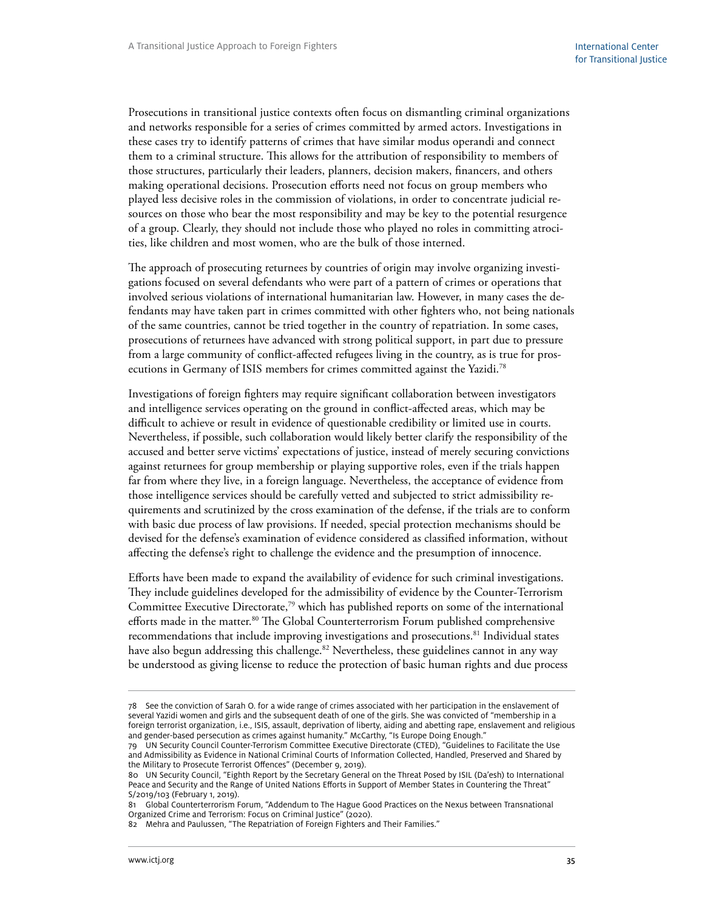Prosecutions in transitional justice contexts often focus on dismantling criminal organizations and networks responsible for a series of crimes committed by armed actors. Investigations in these cases try to identify patterns of crimes that have similar modus operandi and connect them to a criminal structure. This allows for the attribution of responsibility to members of those structures, particularly their leaders, planners, decision makers, financers, and others making operational decisions. Prosecution efforts need not focus on group members who played less decisive roles in the commission of violations, in order to concentrate judicial resources on those who bear the most responsibility and may be key to the potential resurgence of a group. Clearly, they should not include those who played no roles in committing atrocities, like children and most women, who are the bulk of those interned.

The approach of prosecuting returnees by countries of origin may involve organizing investigations focused on several defendants who were part of a pattern of crimes or operations that involved serious violations of international humanitarian law. However, in many cases the defendants may have taken part in crimes committed with other fighters who, not being nationals of the same countries, cannot be tried together in the country of repatriation. In some cases, prosecutions of returnees have advanced with strong political support, in part due to pressure from a large community of conflict-affected refugees living in the country, as is true for prosecutions in Germany of ISIS members for crimes committed against the Yazidi.[78]

Investigations of foreign fighters may require significant collaboration between investigators and intelligence services operating on the ground in conflict-affected areas, which may be difficult to achieve or result in evidence of questionable credibility or limited use in courts. Nevertheless, if possible, such collaboration would likely better clarify the responsibility of the accused and better serve victims' expectations of justice, instead of merely securing convictions against returnees for group membership or playing supportive roles, even if the trials happen far from where they live, in a foreign language. Nevertheless, the acceptance of evidence from those intelligence services should be carefully vetted and subjected to strict admissibility requirements and scrutinized by the cross examination of the defense, if the trials are to conform with basic due process of law provisions. If needed, special protection mechanisms should be devised for the defense's examination of evidence considered as classified information, without affecting the defense's right to challenge the evidence and the presumption of innocence.

Efforts have been made to expand the availability of evidence for such criminal investigations. They include guidelines developed for the admissibility of evidence by the Counter-Terrorism Committee Executive Directorate,[79] which has published reports on some of the international efforts made in the matter.[80] The Global Counterterrorism Forum published comprehensive recommendations that include improving investigations and prosecutions.[81] Individual states have also begun addressing this challenge.[82] Nevertheless, these guidelines cannot in any way be understood as giving license to reduce the protection of basic human rights and due process

---

78 See the conviction of Sarah O. for a wide range of crimes associated with her participation in the enslavement of several Yazidi women and girls and the subsequent death of one of the girls. She was convicted of "membership in a foreign terrorist organization, i.e., ISIS, assault, deprivation of liberty, aiding and abetting rape, enslavement and religious and gender-based persecution as crimes against humanity." McCarthy, "Is Europe Doing Enough."

79 UN Security Council Counter-Terrorism Committee Executive Directorate (CTED), "Guidelines to Facilitate the Use and Admissibility as Evidence in National Criminal Courts of Information Collected, Handled, Preserved and Shared by the Military to Prosecute Terrorist Offences" (December 9, 2019).

80 UN Security Council, "Eighth Report by the Secretary General on the Threat Posed by ISIL (Da'esh) to International Peace and Security and the Range of United Nations Efforts in Support of Member States in Countering the Threat" S/2019/103 (February 1, 2019).

81 Global Counterterrorism Forum, "Addendum to The Hague Good Practices on the Nexus between Transnational Organized Crime and Terrorism: Focus on Criminal Justice" (2020).

82 Mehra and Paulussen, "The Repatriation of Foreign Fighters and Their Families."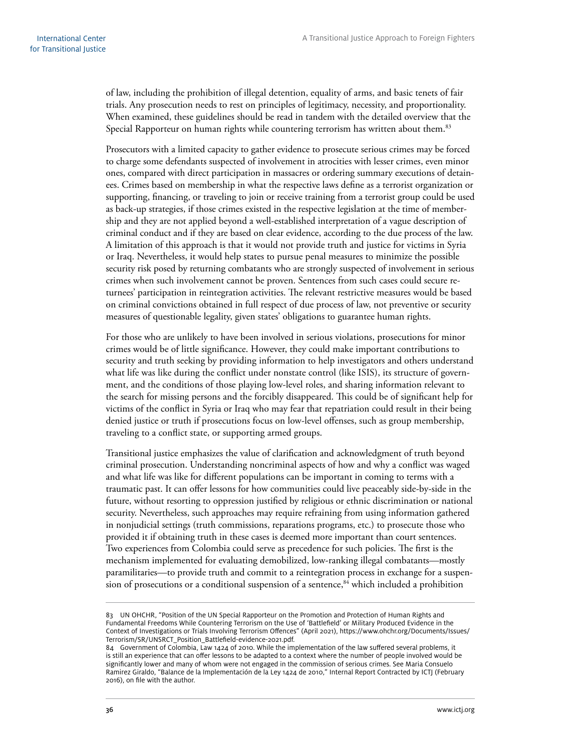of law, including the prohibition of illegal detention, equality of arms, and basic tenets of fair trials. Any prosecution needs to rest on principles of legitimacy, necessity, and proportionality. When examined, these guidelines should be read in tandem with the detailed overview that the Special Rapporteur on human rights while countering terrorism has written about them.[83]

Prosecutors with a limited capacity to gather evidence to prosecute serious crimes may be forced to charge some defendants suspected of involvement in atrocities with lesser crimes, even minor ones, compared with direct participation in massacres or ordering summary executions of detainees. Crimes based on membership in what the respective laws define as a terrorist organization or supporting, financing, or traveling to join or receive training from a terrorist group could be used as back-up strategies, if those crimes existed in the respective legislation at the time of membership and they are not applied beyond a well-established interpretation of a vague description of criminal conduct and if they are based on clear evidence, according to the due process of the law. A limitation of this approach is that it would not provide truth and justice for victims in Syria or Iraq. Nevertheless, it would help states to pursue penal measures to minimize the possible security risk posed by returning combatants who are strongly suspected of involvement in serious crimes when such involvement cannot be proven. Sentences from such cases could secure returnees' participation in reintegration activities. The relevant restrictive measures would be based on criminal convictions obtained in full respect of due process of law, not preventive or security measures of questionable legality, given states' obligations to guarantee human rights.

For those who are unlikely to have been involved in serious violations, prosecutions for minor crimes would be of little significance. However, they could make important contributions to security and truth seeking by providing information to help investigators and others understand what life was like during the conflict under nonstate control (like ISIS), its structure of government, and the conditions of those playing low-level roles, and sharing information relevant to the search for missing persons and the forcibly disappeared. This could be of significant help for victims of the conflict in Syria or Iraq who may fear that repatriation could result in their being denied justice or truth if prosecutions focus on low-level offenses, such as group membership, traveling to a conflict state, or supporting armed groups.

Transitional justice emphasizes the value of clarification and acknowledgment of truth beyond criminal prosecution. Understanding noncriminal aspects of how and why a conflict was waged and what life was like for different populations can be important in coming to terms with a traumatic past. It can offer lessons for how communities could live peaceably side-by-side in the future, without resorting to oppression justified by religious or ethnic discrimination or national security. Nevertheless, such approaches may require refraining from using information gathered in nonjudicial settings (truth commissions, reparations programs, etc.) to prosecute those who provided it if obtaining truth in these cases is deemed more important than court sentences. Two experiences from Colombia could serve as precedence for such policies. The first is the mechanism implemented for evaluating demobilized, low-ranking illegal combatants—mostly paramilitaries—to provide truth and commit to a reintegration process in exchange for a suspension of prosecutions or a conditional suspension of a sentence,[84] which included a prohibition

---

[83] UN OHCHR, "Position of the UN Special Rapporteur on the Promotion and Protection of Human Rights and Fundamental Freedoms While Countering Terrorism on the Use of 'Battlefield' or Military Produced Evidence in the Context of Investigations or Trials Involving Terrorism Offences" (April 2021), https://www.ohchr.org/Documents/Issues/Terrorism/SR/UNSRCT_Position_Battlefield-evidence-2021.pdf.

[84] Government of Colombia, Law 1424 of 2010. While the implementation of the law suffered several problems, it is still an experience that can offer lessons to be adapted to a context where the number of people involved would be significantly lower and many of whom were not engaged in the commission of serious crimes. See Maria Consuelo Ramirez Giraldo, "Balance de la Implementación de la Ley 1424 de 2010," Internal Report Contracted by ICTJ (February 2016), on file with the author.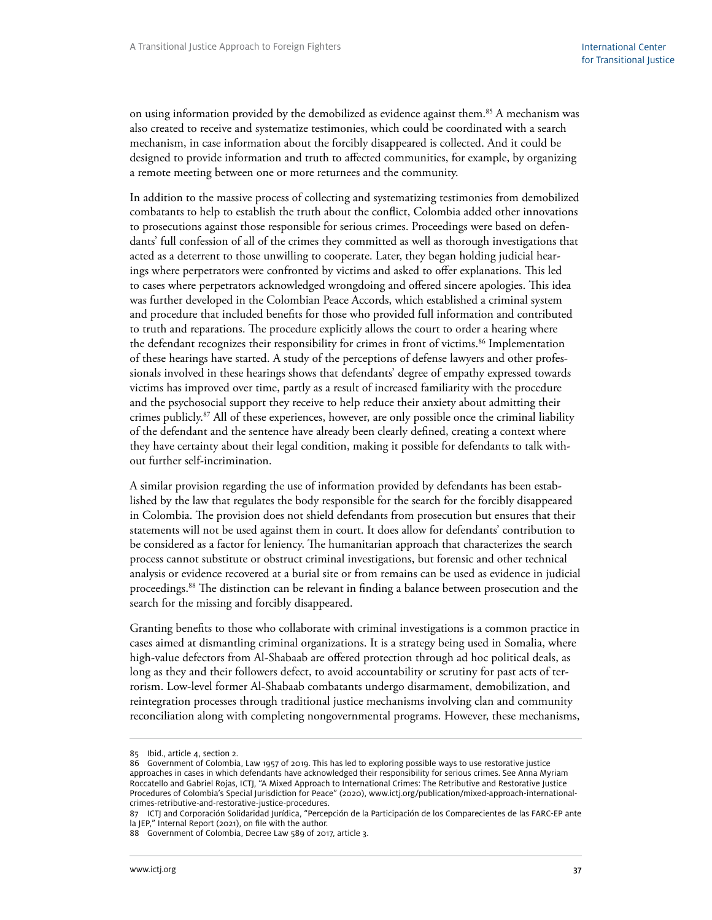on using information provided by the demobilized as evidence against them.[85] A mechanism was also created to receive and systematize testimonies, which could be coordinated with a search mechanism, in case information about the forcibly disappeared is collected. And it could be designed to provide information and truth to affected communities, for example, by organizing a remote meeting between one or more returnees and the community.

In addition to the massive process of collecting and systematizing testimonies from demobilized combatants to help to establish the truth about the conflict, Colombia added other innovations to prosecutions against those responsible for serious crimes. Proceedings were based on defendants' full confession of all of the crimes they committed as well as thorough investigations that acted as a deterrent to those unwilling to cooperate. Later, they began holding judicial hearings where perpetrators were confronted by victims and asked to offer explanations. This led to cases where perpetrators acknowledged wrongdoing and offered sincere apologies. This idea was further developed in the Colombian Peace Accords, which established a criminal system and procedure that included benefits for those who provided full information and contributed to truth and reparations. The procedure explicitly allows the court to order a hearing where the defendant recognizes their responsibility for crimes in front of victims.[86] Implementation of these hearings have started. A study of the perceptions of defense lawyers and other professionals involved in these hearings shows that defendants' degree of empathy expressed towards victims has improved over time, partly as a result of increased familiarity with the procedure and the psychosocial support they receive to help reduce their anxiety about admitting their crimes publicly.[87] All of these experiences, however, are only possible once the criminal liability of the defendant and the sentence have already been clearly defined, creating a context where they have certainty about their legal condition, making it possible for defendants to talk without further self-incrimination.

A similar provision regarding the use of information provided by defendants has been established by the law that regulates the body responsible for the search for the forcibly disappeared in Colombia. The provision does not shield defendants from prosecution but ensures that their statements will not be used against them in court. It does allow for defendants' contribution to be considered as a factor for leniency. The humanitarian approach that characterizes the search process cannot substitute or obstruct criminal investigations, but forensic and other technical analysis or evidence recovered at a burial site or from remains can be used as evidence in judicial proceedings.[88] The distinction can be relevant in finding a balance between prosecution and the search for the missing and forcibly disappeared.

Granting benefits to those who collaborate with criminal investigations is a common practice in cases aimed at dismantling criminal organizations. It is a strategy being used in Somalia, where high-value defectors from Al-Shabaab are offered protection through ad hoc political deals, as long as they and their followers defect, to avoid accountability or scrutiny for past acts of terrorism. Low-level former Al-Shabaab combatants undergo disarmament, demobilization, and reintegration processes through traditional justice mechanisms involving clan and community reconciliation along with completing nongovernmental programs. However, these mechanisms,

---

85 Ibid., article 4, section 2.

86 Government of Colombia, Law 1957 of 2019. This has led to exploring possible ways to use restorative justice approaches in cases in which defendants have acknowledged their responsibility for serious crimes. See Anna Myriam Roccatello and Gabriel Rojas, ICTJ, "A Mixed Approach to International Crimes: The Retributive and Restorative Justice Procedures of Colombia's Special Jurisdiction for Peace" (2020), www.ictj.org/publication/mixed-approach-international-crimes-retributive-and-restorative-justice-procedures.

87 ICTJ and Corporación Solidaridad Jurídica, "Percepción de la Participación de los Comparecientes de las FARC-EP ante la JEP," Internal Report (2021), on file with the author.

88 Government of Colombia, Decree Law 589 of 2017, article 3.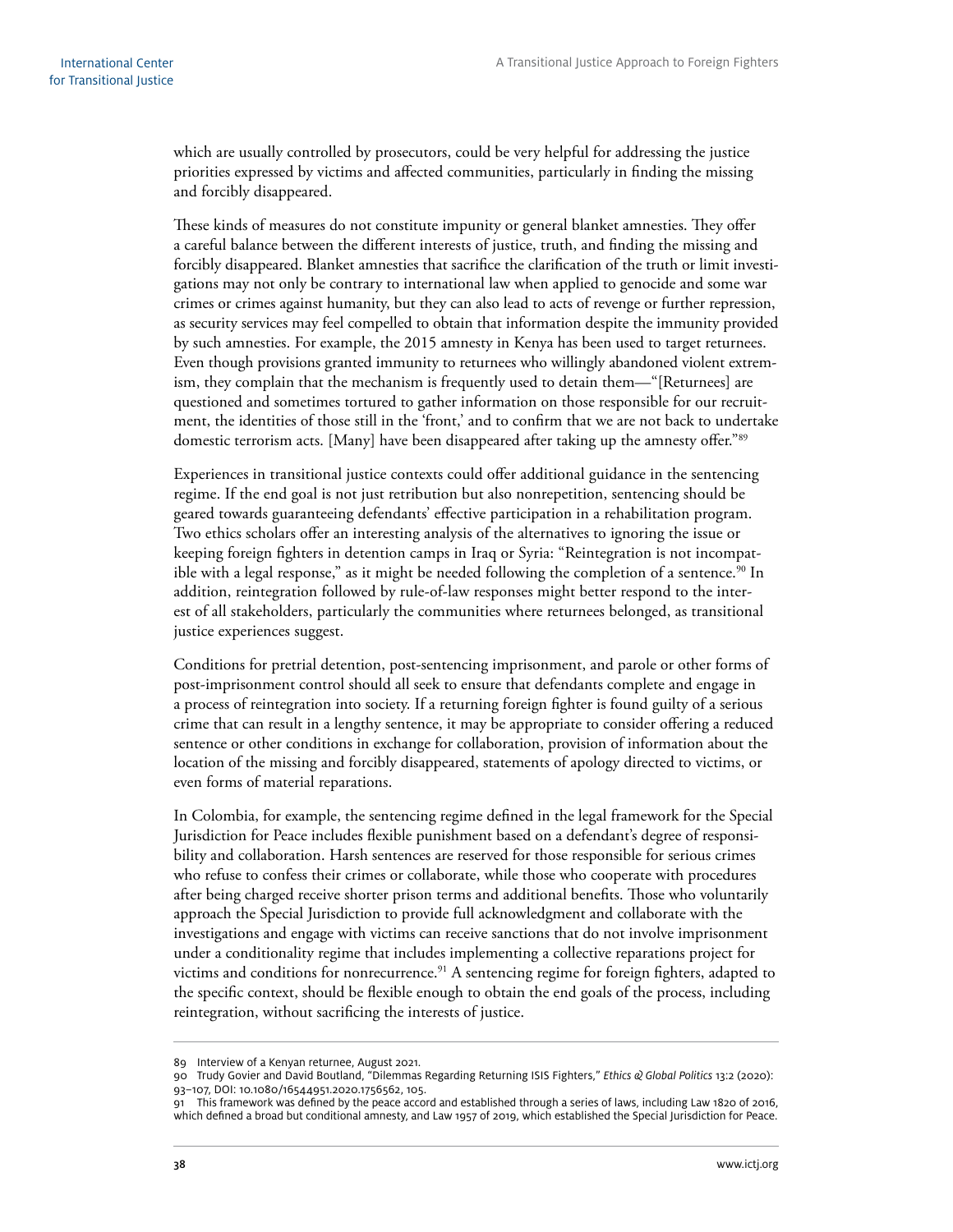which are usually controlled by prosecutors, could be very helpful for addressing the justice priorities expressed by victims and affected communities, particularly in finding the missing and forcibly disappeared.

These kinds of measures do not constitute impunity or general blanket amnesties. They offer a careful balance between the different interests of justice, truth, and finding the missing and forcibly disappeared. Blanket amnesties that sacrifice the clarification of the truth or limit investigations may not only be contrary to international law when applied to genocide and some war crimes or crimes against humanity, but they can also lead to acts of revenge or further repression, as security services may feel compelled to obtain that information despite the immunity provided by such amnesties. For example, the 2015 amnesty in Kenya has been used to target returnees. Even though provisions granted immunity to returnees who willingly abandoned violent extremism, they complain that the mechanism is frequently used to detain them—"[Returnees] are questioned and sometimes tortured to gather information on those responsible for our recruitment, the identities of those still in the 'front,' and to confirm that we are not back to undertake domestic terrorism acts. [Many] have been disappeared after taking up the amnesty offer."[89]

Experiences in transitional justice contexts could offer additional guidance in the sentencing regime. If the end goal is not just retribution but also nonrepetition, sentencing should be geared towards guaranteeing defendants' effective participation in a rehabilitation program. Two ethics scholars offer an interesting analysis of the alternatives to ignoring the issue or keeping foreign fighters in detention camps in Iraq or Syria: "Reintegration is not incompatible with a legal response," as it might be needed following the completion of a sentence.[90] In addition, reintegration followed by rule-of-law responses might better respond to the interest of all stakeholders, particularly the communities where returnees belonged, as transitional justice experiences suggest.

Conditions for pretrial detention, post-sentencing imprisonment, and parole or other forms of post-imprisonment control should all seek to ensure that defendants complete and engage in a process of reintegration into society. If a returning foreign fighter is found guilty of a serious crime that can result in a lengthy sentence, it may be appropriate to consider offering a reduced sentence or other conditions in exchange for collaboration, provision of information about the location of the missing and forcibly disappeared, statements of apology directed to victims, or even forms of material reparations.

In Colombia, for example, the sentencing regime defined in the legal framework for the Special Jurisdiction for Peace includes flexible punishment based on a defendant's degree of responsibility and collaboration. Harsh sentences are reserved for those responsible for serious crimes who refuse to confess their crimes or collaborate, while those who cooperate with procedures after being charged receive shorter prison terms and additional benefits. Those who voluntarily approach the Special Jurisdiction to provide full acknowledgment and collaborate with the investigations and engage with victims can receive sanctions that do not involve imprisonment under a conditionality regime that includes implementing a collective reparations project for victims and conditions for nonrecurrence.[91] A sentencing regime for foreign fighters, adapted to the specific context, should be flexible enough to obtain the end goals of the process, including reintegration, without sacrificing the interests of justice.

---

89 Interview of a Kenyan returnee, August 2021.

90 Trudy Govier and David Boutland, "Dilemmas Regarding Returning ISIS Fighters," *Ethics & Global Politics* 13:2 (2020): 93–107, DOI: 10.1080/16544951.2020.1756562, 105.

91 This framework was defined by the peace accord and established through a series of laws, including Law 1820 of 2016, which defined a broad but conditional amnesty, and Law 1957 of 2019, which established the Special Jurisdiction for Peace.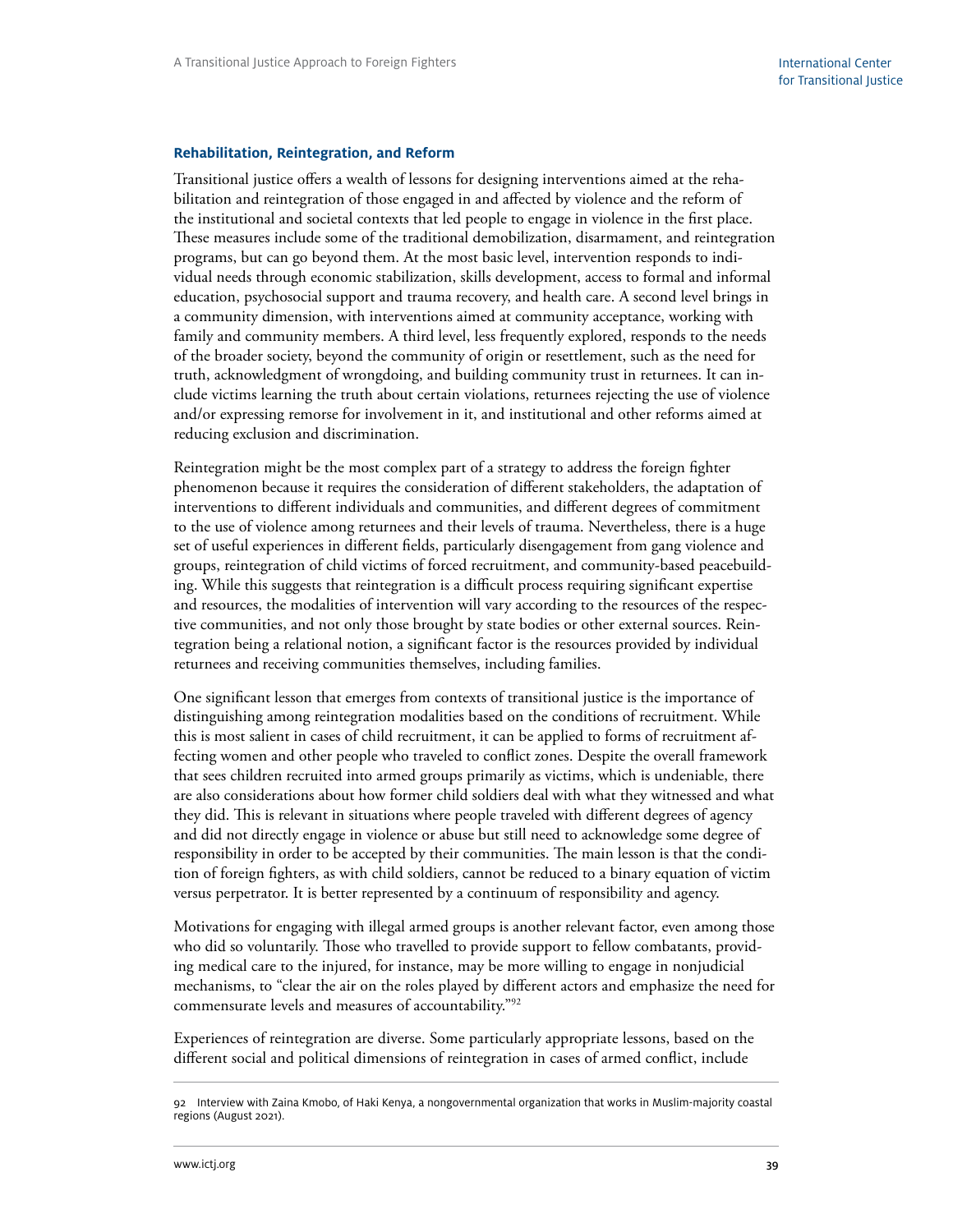### Rehabilitation, Reintegration, and Reform

Transitional justice offers a wealth of lessons for designing interventions aimed at the rehabilitation and reintegration of those engaged in and affected by violence and the reform of the institutional and societal contexts that led people to engage in violence in the first place. These measures include some of the traditional demobilization, disarmament, and reintegration programs, but can go beyond them. At the most basic level, intervention responds to individual needs through economic stabilization, skills development, access to formal and informal education, psychosocial support and trauma recovery, and health care. A second level brings in a community dimension, with interventions aimed at community acceptance, working with family and community members. A third level, less frequently explored, responds to the needs of the broader society, beyond the community of origin or resettlement, such as the need for truth, acknowledgment of wrongdoing, and building community trust in returnees. It can include victims learning the truth about certain violations, returnees rejecting the use of violence and/or expressing remorse for involvement in it, and institutional and other reforms aimed at reducing exclusion and discrimination.

Reintegration might be the most complex part of a strategy to address the foreign fighter phenomenon because it requires the consideration of different stakeholders, the adaptation of interventions to different individuals and communities, and different degrees of commitment to the use of violence among returnees and their levels of trauma. Nevertheless, there is a huge set of useful experiences in different fields, particularly disengagement from gang violence and groups, reintegration of child victims of forced recruitment, and community-based peacebuilding. While this suggests that reintegration is a difficult process requiring significant expertise and resources, the modalities of intervention will vary according to the resources of the respective communities, and not only those brought by state bodies or other external sources. Reintegration being a relational notion, a significant factor is the resources provided by individual returnees and receiving communities themselves, including families.

One significant lesson that emerges from contexts of transitional justice is the importance of distinguishing among reintegration modalities based on the conditions of recruitment. While this is most salient in cases of child recruitment, it can be applied to forms of recruitment affecting women and other people who traveled to conflict zones. Despite the overall framework that sees children recruited into armed groups primarily as victims, which is undeniable, there are also considerations about how former child soldiers deal with what they witnessed and what they did. This is relevant in situations where people traveled with different degrees of agency and did not directly engage in violence or abuse but still need to acknowledge some degree of responsibility in order to be accepted by their communities. The main lesson is that the condition of foreign fighters, as with child soldiers, cannot be reduced to a binary equation of victim versus perpetrator. It is better represented by a continuum of responsibility and agency.

Motivations for engaging with illegal armed groups is another relevant factor, even among those who did so voluntarily. Those who travelled to provide support to fellow combatants, providing medical care to the injured, for instance, may be more willing to engage in nonjudicial mechanisms, to "clear the air on the roles played by different actors and emphasize the need for commensurate levels and measures of accountability."[92]

Experiences of reintegration are diverse. Some particularly appropriate lessons, based on the different social and political dimensions of reintegration in cases of armed conflict, include

---

92 Interview with Zaina Kmobo, of Haki Kenya, a nongovernmental organization that works in Muslim-majority coastal regions (August 2021).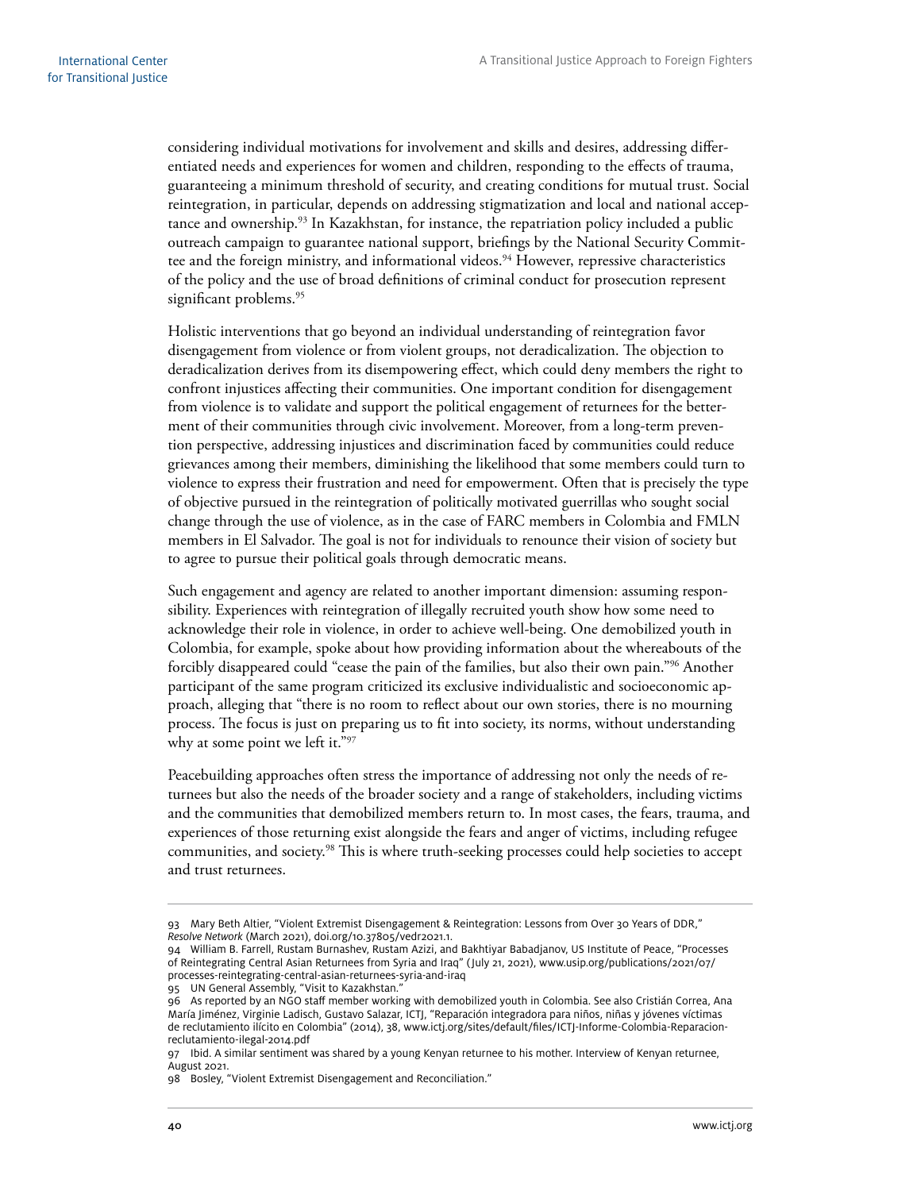considering individual motivations for involvement and skills and desires, addressing differentiated needs and experiences for women and children, responding to the effects of trauma, guaranteeing a minimum threshold of security, and creating conditions for mutual trust. Social reintegration, in particular, depends on addressing stigmatization and local and national acceptance and ownership.[93] In Kazakhstan, for instance, the repatriation policy included a public outreach campaign to guarantee national support, briefings by the National Security Committee and the foreign ministry, and informational videos.[94] However, repressive characteristics of the policy and the use of broad definitions of criminal conduct for prosecution represent significant problems.[95]

Holistic interventions that go beyond an individual understanding of reintegration favor disengagement from violence or from violent groups, not deradicalization. The objection to deradicalization derives from its disempowering effect, which could deny members the right to confront injustices affecting their communities. One important condition for disengagement from violence is to validate and support the political engagement of returnees for the betterment of their communities through civic involvement. Moreover, from a long-term prevention perspective, addressing injustices and discrimination faced by communities could reduce grievances among their members, diminishing the likelihood that some members could turn to violence to express their frustration and need for empowerment. Often that is precisely the type of objective pursued in the reintegration of politically motivated guerrillas who sought social change through the use of violence, as in the case of FARC members in Colombia and FMLN members in El Salvador. The goal is not for individuals to renounce their vision of society but to agree to pursue their political goals through democratic means.

Such engagement and agency are related to another important dimension: assuming responsibility. Experiences with reintegration of illegally recruited youth show how some need to acknowledge their role in violence, in order to achieve well-being. One demobilized youth in Colombia, for example, spoke about how providing information about the whereabouts of the forcibly disappeared could "cease the pain of the families, but also their own pain."[96] Another participant of the same program criticized its exclusive individualistic and socioeconomic approach, alleging that "there is no room to reflect about our own stories, there is no mourning process. The focus is just on preparing us to fit into society, its norms, without understanding why at some point we left it."[97]

Peacebuilding approaches often stress the importance of addressing not only the needs of returnees but also the needs of the broader society and a range of stakeholders, including victims and the communities that demobilized members return to. In most cases, the fears, trauma, and experiences of those returning exist alongside the fears and anger of victims, including refugee communities, and society.[98] This is where truth-seeking processes could help societies to accept and trust returnees.

---

93 Mary Beth Altier, "Violent Extremist Disengagement & Reintegration: Lessons from Over 30 Years of DDR," *Resolve Network* (March 2021), doi.org/10.37805/vedr2021.1.

94 William B. Farrell, Rustam Burnashev, Rustam Azizi, and Bakhtiyar Babadjanov, US Institute of Peace, "Processes of Reintegrating Central Asian Returnees from Syria and Iraq" (July 21, 2021), www.usip.org/publications/2021/07/processes-reintegrating-central-asian-returnees-syria-and-iraq

95 UN General Assembly, "Visit to Kazakhstan."

96 As reported by an NGO staff member working with demobilized youth in Colombia. See also Cristián Correa, Ana María Jiménez, Virginie Ladisch, Gustavo Salazar, ICTJ, "Reparación integradora para niños, niñas y jóvenes víctimas de reclutamiento ilícito en Colombia" (2014), 38, www.ictj.org/sites/default/files/ICTJ-Informe-Colombia-Reparacion-reclutamiento-ilegal-2014.pdf

97 Ibid. A similar sentiment was shared by a young Kenyan returnee to his mother. Interview of Kenyan returnee, August 2021.

98 Bosley, "Violent Extremist Disengagement and Reconciliation."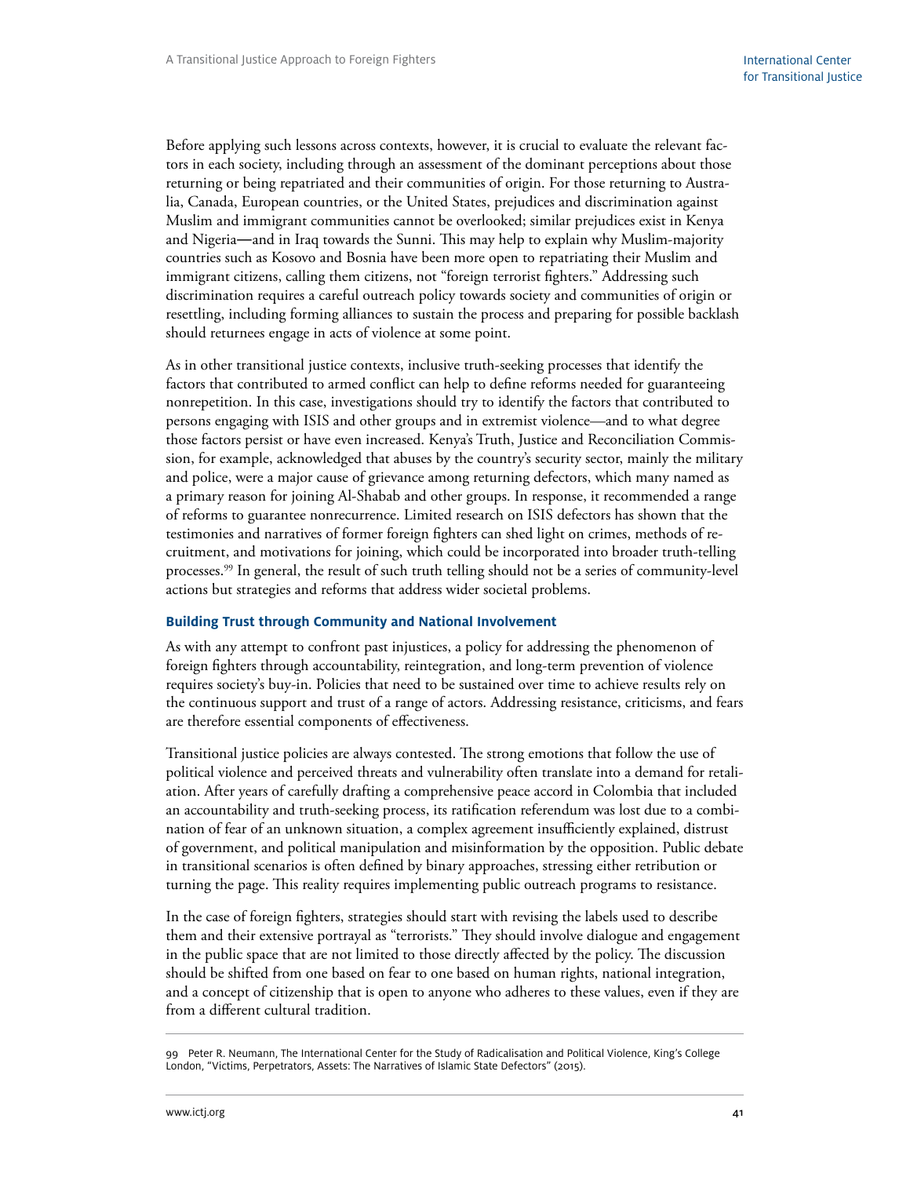Before applying such lessons across contexts, however, it is crucial to evaluate the relevant factors in each society, including through an assessment of the dominant perceptions about those returning or being repatriated and their communities of origin. For those returning to Australia, Canada, European countries, or the United States, prejudices and discrimination against Muslim and immigrant communities cannot be overlooked; similar prejudices exist in Kenya and Nigeria—and in Iraq towards the Sunni. This may help to explain why Muslim-majority countries such as Kosovo and Bosnia have been more open to repatriating their Muslim and immigrant citizens, calling them citizens, not "foreign terrorist fighters." Addressing such discrimination requires a careful outreach policy towards society and communities of origin or resettling, including forming alliances to sustain the process and preparing for possible backlash should returnees engage in acts of violence at some point.

As in other transitional justice contexts, inclusive truth-seeking processes that identify the factors that contributed to armed conflict can help to define reforms needed for guaranteeing nonrepetition. In this case, investigations should try to identify the factors that contributed to persons engaging with ISIS and other groups and in extremist violence—and to what degree those factors persist or have even increased. Kenya's Truth, Justice and Reconciliation Commission, for example, acknowledged that abuses by the country's security sector, mainly the military and police, were a major cause of grievance among returning defectors, which many named as a primary reason for joining Al-Shabab and other groups. In response, it recommended a range of reforms to guarantee nonrecurrence. Limited research on ISIS defectors has shown that the testimonies and narratives of former foreign fighters can shed light on crimes, methods of recruitment, and motivations for joining, which could be incorporated into broader truth-telling processes.[99] In general, the result of such truth telling should not be a series of community-level actions but strategies and reforms that address wider societal problems.

### Building Trust through Community and National Involvement

As with any attempt to confront past injustices, a policy for addressing the phenomenon of foreign fighters through accountability, reintegration, and long-term prevention of violence requires society's buy-in. Policies that need to be sustained over time to achieve results rely on the continuous support and trust of a range of actors. Addressing resistance, criticisms, and fears are therefore essential components of effectiveness.

Transitional justice policies are always contested. The strong emotions that follow the use of political violence and perceived threats and vulnerability often translate into a demand for retaliation. After years of carefully drafting a comprehensive peace accord in Colombia that included an accountability and truth-seeking process, its ratification referendum was lost due to a combination of fear of an unknown situation, a complex agreement insufficiently explained, distrust of government, and political manipulation and misinformation by the opposition. Public debate in transitional scenarios is often defined by binary approaches, stressing either retribution or turning the page. This reality requires implementing public outreach programs to resistance.

In the case of foreign fighters, strategies should start with revising the labels used to describe them and their extensive portrayal as "terrorists." They should involve dialogue and engagement in the public space that are not limited to those directly affected by the policy. The discussion should be shifted from one based on fear to one based on human rights, national integration, and a concept of citizenship that is open to anyone who adheres to these values, even if they are from a different cultural tradition.

---

99 Peter R. Neumann, The International Center for the Study of Radicalisation and Political Violence, King's College London, "Victims, Perpetrators, Assets: The Narratives of Islamic State Defectors" (2015).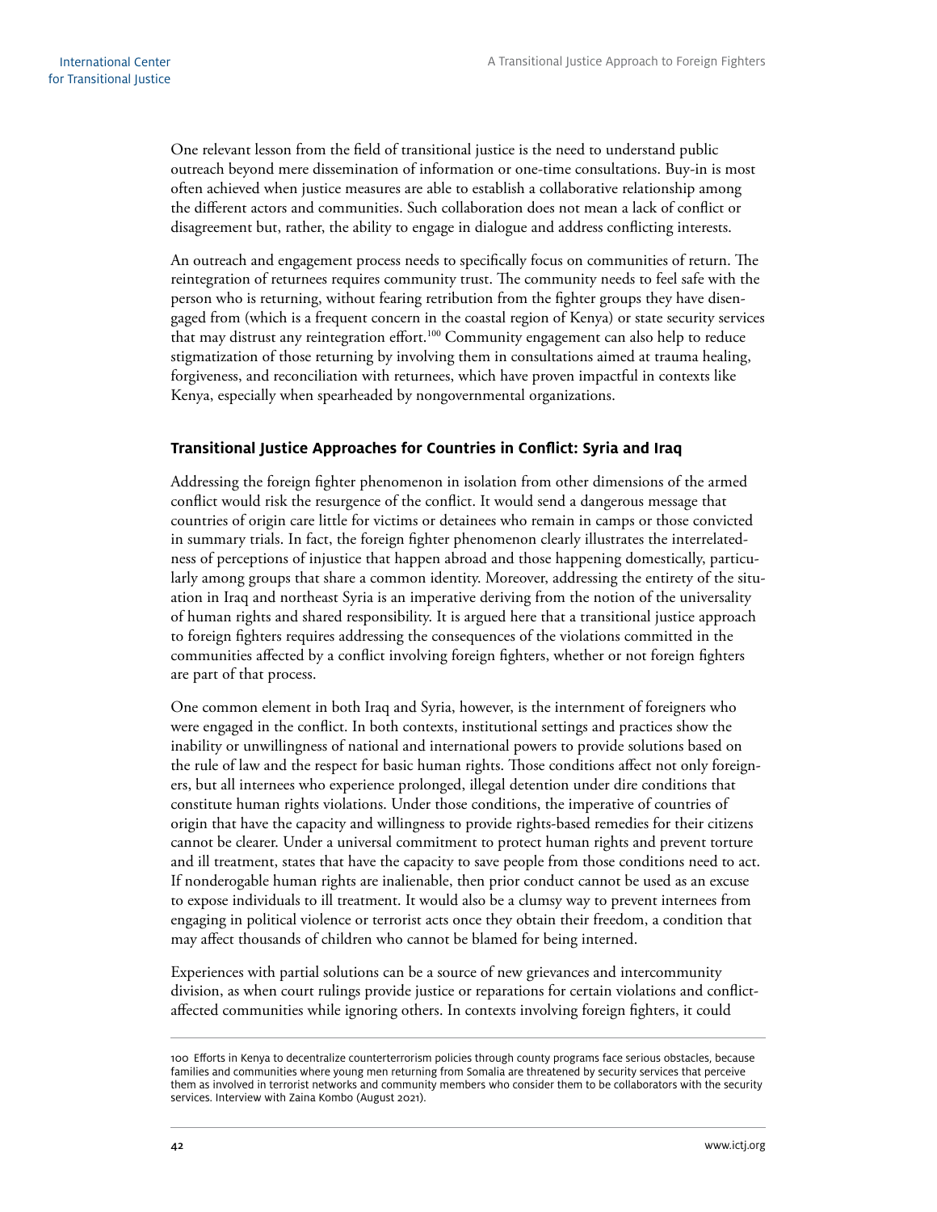One relevant lesson from the field of transitional justice is the need to understand public outreach beyond mere dissemination of information or one-time consultations. Buy-in is most often achieved when justice measures are able to establish a collaborative relationship among the different actors and communities. Such collaboration does not mean a lack of conflict or disagreement but, rather, the ability to engage in dialogue and address conflicting interests.

An outreach and engagement process needs to specifically focus on communities of return. The reintegration of returnees requires community trust. The community needs to feel safe with the person who is returning, without fearing retribution from the fighter groups they have disengaged from (which is a frequent concern in the coastal region of Kenya) or state security services that may distrust any reintegration effort.[100] Community engagement can also help to reduce stigmatization of those returning by involving them in consultations aimed at trauma healing, forgiveness, and reconciliation with returnees, which have proven impactful in contexts like Kenya, especially when spearheaded by nongovernmental organizations.

### Transitional Justice Approaches for Countries in Conflict: Syria and Iraq

Addressing the foreign fighter phenomenon in isolation from other dimensions of the armed conflict would risk the resurgence of the conflict. It would send a dangerous message that countries of origin care little for victims or detainees who remain in camps or those convicted in summary trials. In fact, the foreign fighter phenomenon clearly illustrates the interrelatedness of perceptions of injustice that happen abroad and those happening domestically, particularly among groups that share a common identity. Moreover, addressing the entirety of the situation in Iraq and northeast Syria is an imperative deriving from the notion of the universality of human rights and shared responsibility. It is argued here that a transitional justice approach to foreign fighters requires addressing the consequences of the violations committed in the communities affected by a conflict involving foreign fighters, whether or not foreign fighters are part of that process.

One common element in both Iraq and Syria, however, is the internment of foreigners who were engaged in the conflict. In both contexts, institutional settings and practices show the inability or unwillingness of national and international powers to provide solutions based on the rule of law and the respect for basic human rights. Those conditions affect not only foreigners, but all internees who experience prolonged, illegal detention under dire conditions that constitute human rights violations. Under those conditions, the imperative of countries of origin that have the capacity and willingness to provide rights-based remedies for their citizens cannot be clearer. Under a universal commitment to protect human rights and prevent torture and ill treatment, states that have the capacity to save people from those conditions need to act. If nonderogable human rights are inalienable, then prior conduct cannot be used as an excuse to expose individuals to ill treatment. It would also be a clumsy way to prevent internees from engaging in political violence or terrorist acts once they obtain their freedom, a condition that may affect thousands of children who cannot be blamed for being interned.

Experiences with partial solutions can be a source of new grievances and intercommunity division, as when court rulings provide justice or reparations for certain violations and conflict-affected communities while ignoring others. In contexts involving foreign fighters, it could

---

100 Efforts in Kenya to decentralize counterterrorism policies through county programs face serious obstacles, because families and communities where young men returning from Somalia are threatened by security services that perceive them as involved in terrorist networks and community members who consider them to be collaborators with the security services. Interview with Zaina Kombo (August 2021).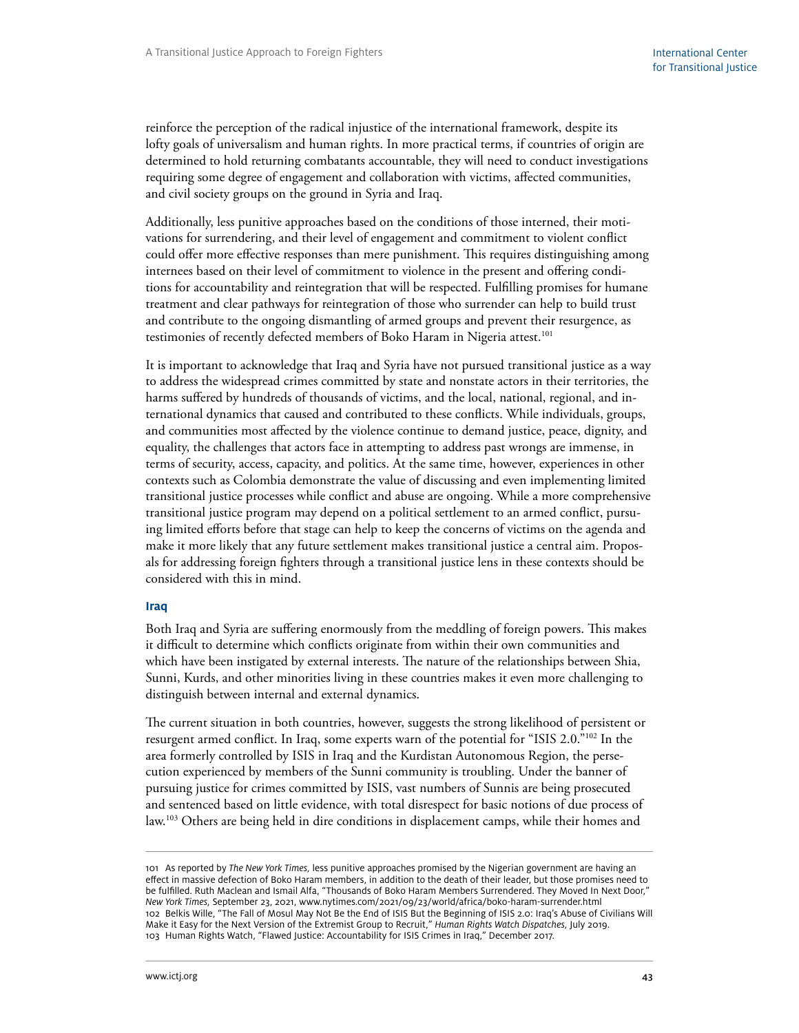reinforce the perception of the radical injustice of the international framework, despite its lofty goals of universalism and human rights. In more practical terms, if countries of origin are determined to hold returning combatants accountable, they will need to conduct investigations requiring some degree of engagement and collaboration with victims, affected communities, and civil society groups on the ground in Syria and Iraq.

Additionally, less punitive approaches based on the conditions of those interned, their motivations for surrendering, and their level of engagement and commitment to violent conflict could offer more effective responses than mere punishment. This requires distinguishing among internees based on their level of commitment to violence in the present and offering conditions for accountability and reintegration that will be respected. Fulfilling promises for humane treatment and clear pathways for reintegration of those who surrender can help to build trust and contribute to the ongoing dismantling of armed groups and prevent their resurgence, as testimonies of recently defected members of Boko Haram in Nigeria attest.[101]

It is important to acknowledge that Iraq and Syria have not pursued transitional justice as a way to address the widespread crimes committed by state and nonstate actors in their territories, the harms suffered by hundreds of thousands of victims, and the local, national, regional, and international dynamics that caused and contributed to these conflicts. While individuals, groups, and communities most affected by the violence continue to demand justice, peace, dignity, and equality, the challenges that actors face in attempting to address past wrongs are immense, in terms of security, access, capacity, and politics. At the same time, however, experiences in other contexts such as Colombia demonstrate the value of discussing and even implementing limited transitional justice processes while conflict and abuse are ongoing. While a more comprehensive transitional justice program may depend on a political settlement to an armed conflict, pursuing limited efforts before that stage can help to keep the concerns of victims on the agenda and make it more likely that any future settlement makes transitional justice a central aim. Proposals for addressing foreign fighters through a transitional justice lens in these contexts should be considered with this in mind.

### Iraq

Both Iraq and Syria are suffering enormously from the meddling of foreign powers. This makes it difficult to determine which conflicts originate from within their own communities and which have been instigated by external interests. The nature of the relationships between Shia, Sunni, Kurds, and other minorities living in these countries makes it even more challenging to distinguish between internal and external dynamics.

The current situation in both countries, however, suggests the strong likelihood of persistent or resurgent armed conflict. In Iraq, some experts warn of the potential for "ISIS 2.0."[102] In the area formerly controlled by ISIS in Iraq and the Kurdistan Autonomous Region, the persecution experienced by members of the Sunni community is troubling. Under the banner of pursuing justice for crimes committed by ISIS, vast numbers of Sunnis are being prosecuted and sentenced based on little evidence, with total disrespect for basic notions of due process of law.[103] Others are being held in dire conditions in displacement camps, while their homes and

---

101 As reported by *The New York Times,* less punitive approaches promised by the Nigerian government are having an effect in massive defection of Boko Haram members, in addition to the death of their leader, but those promises need to be fulfilled. Ruth Maclean and Ismail Alfa, "Thousands of Boko Haram Members Surrendered. They Moved In Next Door," *New York Times,* September 23, 2021, www.nytimes.com/2021/09/23/world/africa/boko-haram-surrender.html

102 Belkis Wille, "The Fall of Mosul May Not Be the End of ISIS But the Beginning of ISIS 2.0: Iraq's Abuse of Civilians Will Make it Easy for the Next Version of the Extremist Group to Recruit," *Human Rights Watch Dispatches,* July 2019.

103 Human Rights Watch, "Flawed Justice: Accountability for ISIS Crimes in Iraq," December 2017.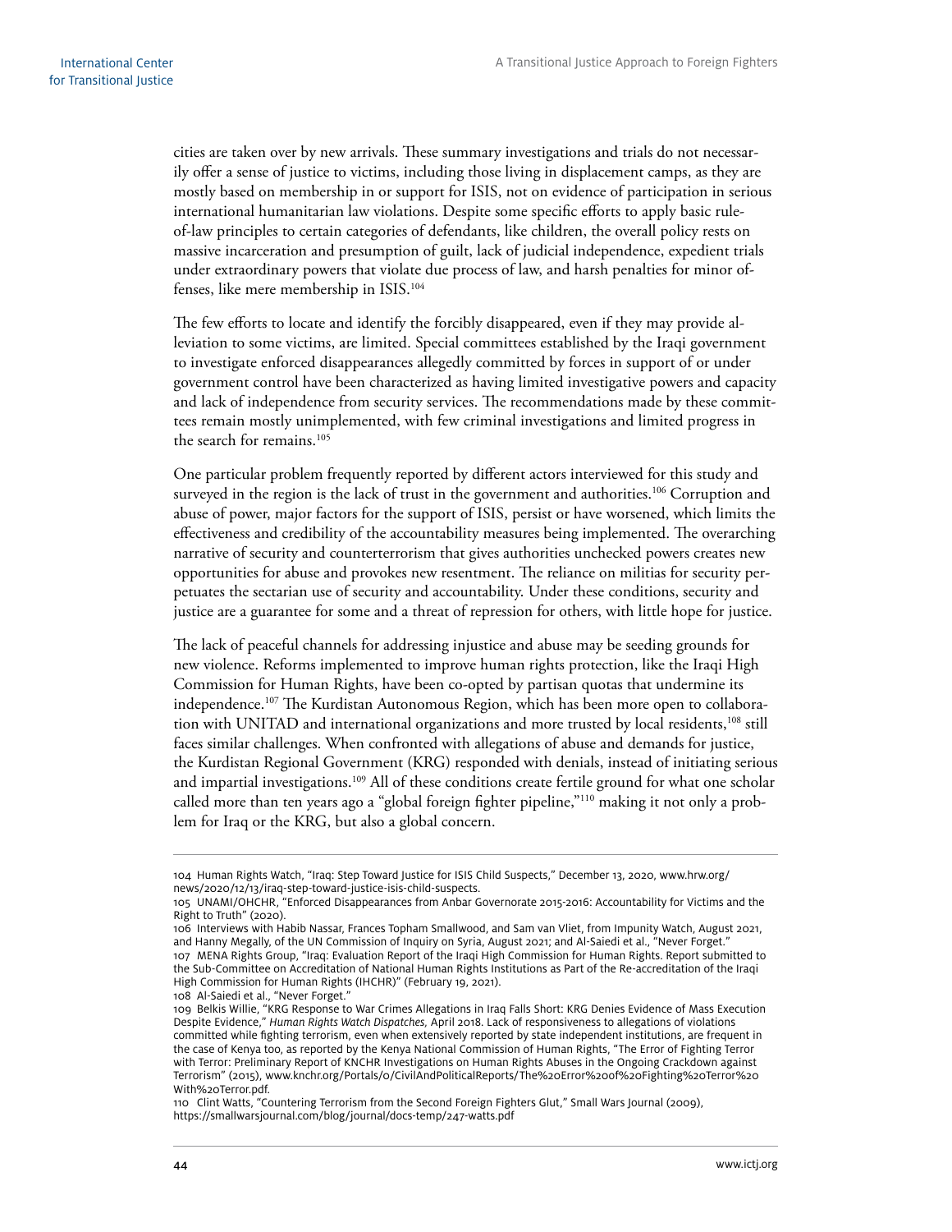cities are taken over by new arrivals. These summary investigations and trials do not necessarily offer a sense of justice to victims, including those living in displacement camps, as they are mostly based on membership in or support for ISIS, not on evidence of participation in serious international humanitarian law violations. Despite some specific efforts to apply basic rule-of-law principles to certain categories of defendants, like children, the overall policy rests on massive incarceration and presumption of guilt, lack of judicial independence, expedient trials under extraordinary powers that violate due process of law, and harsh penalties for minor offenses, like mere membership in ISIS.[104]

The few efforts to locate and identify the forcibly disappeared, even if they may provide alleviation to some victims, are limited. Special committees established by the Iraqi government to investigate enforced disappearances allegedly committed by forces in support of or under government control have been characterized as having limited investigative powers and capacity and lack of independence from security services. The recommendations made by these committees remain mostly unimplemented, with few criminal investigations and limited progress in the search for remains.[105]

One particular problem frequently reported by different actors interviewed for this study and surveyed in the region is the lack of trust in the government and authorities.[106] Corruption and abuse of power, major factors for the support of ISIS, persist or have worsened, which limits the effectiveness and credibility of the accountability measures being implemented. The overarching narrative of security and counterterrorism that gives authorities unchecked powers creates new opportunities for abuse and provokes new resentment. The reliance on militias for security perpetuates the sectarian use of security and accountability. Under these conditions, security and justice are a guarantee for some and a threat of repression for others, with little hope for justice.

The lack of peaceful channels for addressing injustice and abuse may be seeding grounds for new violence. Reforms implemented to improve human rights protection, like the Iraqi High Commission for Human Rights, have been co-opted by partisan quotas that undermine its independence.[107] The Kurdistan Autonomous Region, which has been more open to collaboration with UNITAD and international organizations and more trusted by local residents,[108] still faces similar challenges. When confronted with allegations of abuse and demands for justice, the Kurdistan Regional Government (KRG) responded with denials, instead of initiating serious and impartial investigations.[109] All of these conditions create fertile ground for what one scholar called more than ten years ago a "global foreign fighter pipeline,"[110] making it not only a problem for Iraq or the KRG, but also a global concern.

---

104 Human Rights Watch, "Iraq: Step Toward Justice for ISIS Child Suspects," December 13, 2020, www.hrw.org/news/2020/12/13/iraq-step-toward-justice-isis-child-suspects.

105 UNAMI/OHCHR, "Enforced Disappearances from Anbar Governorate 2015-2016: Accountability for Victims and the Right to Truth" (2020).

106 Interviews with Habib Nassar, Frances Topham Smallwood, and Sam van Vliet, from Impunity Watch, August 2021, and Hanny Megally, of the UN Commission of Inquiry on Syria, August 2021; and Al-Saiedi et al., "Never Forget."

107 MENA Rights Group, "Iraq: Evaluation Report of the Iraqi High Commission for Human Rights. Report submitted to the Sub-Committee on Accreditation of National Human Rights Institutions as Part of the Re-accreditation of the Iraqi High Commission for Human Rights (IHCHR)" (February 19, 2021).

108 Al-Saiedi et al., "Never Forget."

109 Belkis Willie, "KRG Response to War Crimes Allegations in Iraq Falls Short: KRG Denies Evidence of Mass Execution Despite Evidence," *Human Rights Watch Dispatches*, April 2018. Lack of responsiveness to allegations of violations committed while fighting terrorism, even when extensively reported by state independent institutions, are frequent in the case of Kenya too, as reported by the Kenya National Commission of Human Rights, "The Error of Fighting Terror with Terror: Preliminary Report of KNCHR Investigations on Human Rights Abuses in the Ongoing Crackdown against Terrorism" (2015), www.knchr.org/Portals/0/CivilAndPoliticalReports/The%20Error%20of%20Fighting%20Terror%20With%20Terror.pdf.

110 Clint Watts, "Countering Terrorism from the Second Foreign Fighters Glut," Small Wars Journal (2009), https://smallwarsjournal.com/blog/journal/docs-temp/247-watts.pdf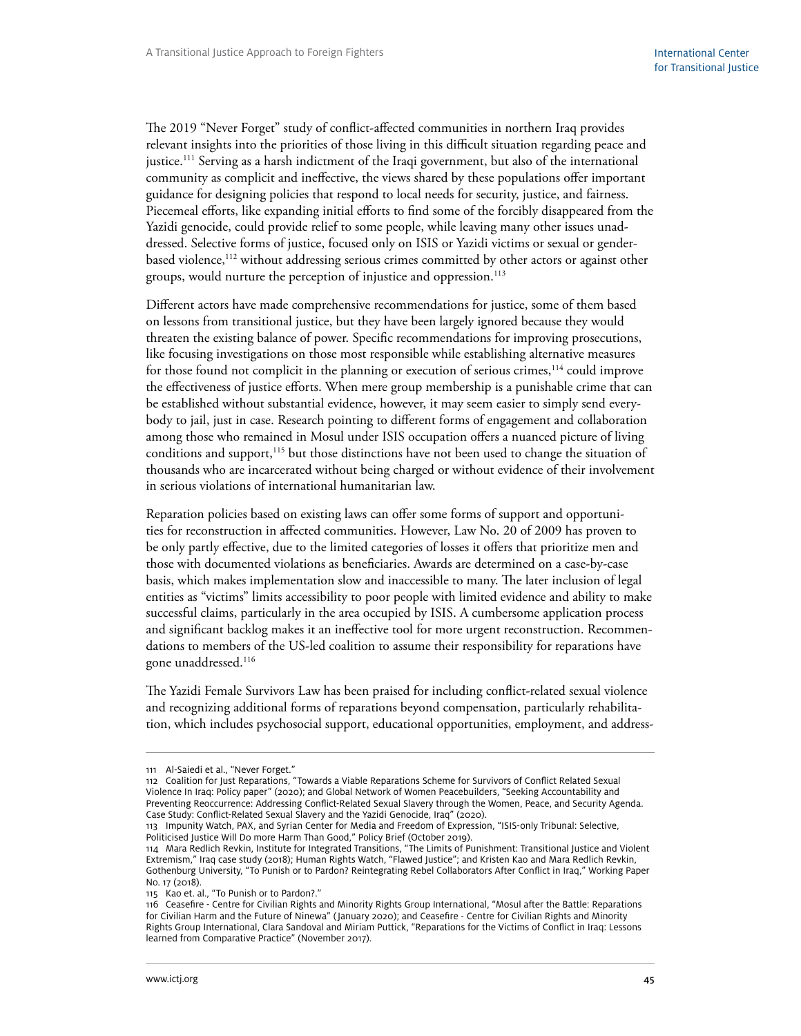The 2019 "Never Forget" study of conflict-affected communities in northern Iraq provides relevant insights into the priorities of those living in this difficult situation regarding peace and justice.[111] Serving as a harsh indictment of the Iraqi government, but also of the international community as complicit and ineffective, the views shared by these populations offer important guidance for designing policies that respond to local needs for security, justice, and fairness. Piecemeal efforts, like expanding initial efforts to find some of the forcibly disappeared from the Yazidi genocide, could provide relief to some people, while leaving many other issues unaddressed. Selective forms of justice, focused only on ISIS or Yazidi victims or sexual or gender-based violence,[112] without addressing serious crimes committed by other actors or against other groups, would nurture the perception of injustice and oppression.[113]

Different actors have made comprehensive recommendations for justice, some of them based on lessons from transitional justice, but they have been largely ignored because they would threaten the existing balance of power. Specific recommendations for improving prosecutions, like focusing investigations on those most responsible while establishing alternative measures for those found not complicit in the planning or execution of serious crimes,[114] could improve the effectiveness of justice efforts. When mere group membership is a punishable crime that can be established without substantial evidence, however, it may seem easier to simply send everybody to jail, just in case. Research pointing to different forms of engagement and collaboration among those who remained in Mosul under ISIS occupation offers a nuanced picture of living conditions and support,[115] but those distinctions have not been used to change the situation of thousands who are incarcerated without being charged or without evidence of their involvement in serious violations of international humanitarian law.

Reparation policies based on existing laws can offer some forms of support and opportunities for reconstruction in affected communities. However, Law No. 20 of 2009 has proven to be only partly effective, due to the limited categories of losses it offers that prioritize men and those with documented violations as beneficiaries. Awards are determined on a case-by-case basis, which makes implementation slow and inaccessible to many. The later inclusion of legal entities as "victims" limits accessibility to poor people with limited evidence and ability to make successful claims, particularly in the area occupied by ISIS. A cumbersome application process and significant backlog makes it an ineffective tool for more urgent reconstruction. Recommendations to members of the US-led coalition to assume their responsibility for reparations have gone unaddressed.[116]

The Yazidi Female Survivors Law has been praised for including conflict-related sexual violence and recognizing additional forms of reparations beyond compensation, particularly rehabilitation, which includes psychosocial support, educational opportunities, employment, and address-

---

111 Al-Saiedi et al., "Never Forget."

112 Coalition for Just Reparations, "Towards a Viable Reparations Scheme for Survivors of Conflict Related Sexual Violence In Iraq: Policy paper" (2020); and Global Network of Women Peacebuilders, "Seeking Accountability and Preventing Reoccurrence: Addressing Conflict-Related Sexual Slavery through the Women, Peace, and Security Agenda. Case Study: Conflict-Related Sexual Slavery and the Yazidi Genocide, Iraq" (2020).

113 Impunity Watch, PAX, and Syrian Center for Media and Freedom of Expression, "ISIS-only Tribunal: Selective, Politicised Justice Will Do more Harm Than Good," Policy Brief (October 2019).

114 Mara Redlich Revkin, Institute for Integrated Transitions, "The Limits of Punishment: Transitional Justice and Violent Extremism," Iraq case study (2018); Human Rights Watch, "Flawed Justice"; and Kristen Kao and Mara Redlich Revkin, Gothenburg University, "To Punish or to Pardon? Reintegrating Rebel Collaborators After Conflict in Iraq," Working Paper No. 17 (2018).

115 Kao et. al., "To Punish or to Pardon?."

116 Ceasefire - Centre for Civilian Rights and Minority Rights Group International, "Mosul after the Battle: Reparations for Civilian Harm and the Future of Ninewa" (January 2020); and Ceasefire - Centre for Civilian Rights and Minority Rights Group International, Clara Sandoval and Miriam Puttick, "Reparations for the Victims of Conflict in Iraq: Lessons learned from Comparative Practice" (November 2017).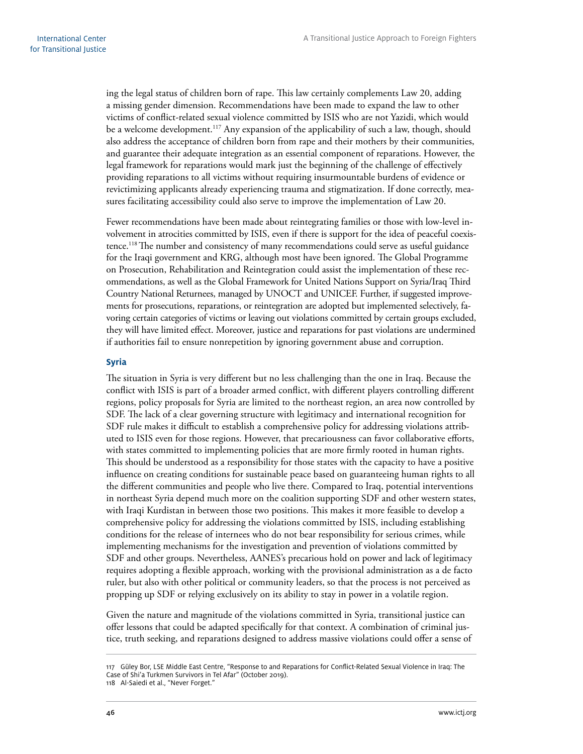ing the legal status of children born of rape. This law certainly complements Law 20, adding a missing gender dimension. Recommendations have been made to expand the law to other victims of conflict-related sexual violence committed by ISIS who are not Yazidi, which would be a welcome development.[117] Any expansion of the applicability of such a law, though, should also address the acceptance of children born from rape and their mothers by their communities, and guarantee their adequate integration as an essential component of reparations. However, the legal framework for reparations would mark just the beginning of the challenge of effectively providing reparations to all victims without requiring insurmountable burdens of evidence or revictimizing applicants already experiencing trauma and stigmatization. If done correctly, measures facilitating accessibility could also serve to improve the implementation of Law 20.

Fewer recommendations have been made about reintegrating families or those with low-level involvement in atrocities committed by ISIS, even if there is support for the idea of peaceful coexistence.[118] The number and consistency of many recommendations could serve as useful guidance for the Iraqi government and KRG, although most have been ignored. The Global Programme on Prosecution, Rehabilitation and Reintegration could assist the implementation of these recommendations, as well as the Global Framework for United Nations Support on Syria/Iraq Third Country National Returnees, managed by UNOCT and UNICEF. Further, if suggested improvements for prosecutions, reparations, or reintegration are adopted but implemented selectively, favoring certain categories of victims or leaving out violations committed by certain groups excluded, they will have limited effect. Moreover, justice and reparations for past violations are undermined if authorities fail to ensure nonrepetition by ignoring government abuse and corruption.

### Syria

The situation in Syria is very different but no less challenging than the one in Iraq. Because the conflict with ISIS is part of a broader armed conflict, with different players controlling different regions, policy proposals for Syria are limited to the northeast region, an area now controlled by SDF. The lack of a clear governing structure with legitimacy and international recognition for SDF rule makes it difficult to establish a comprehensive policy for addressing violations attributed to ISIS even for those regions. However, that precariousness can favor collaborative efforts, with states committed to implementing policies that are more firmly rooted in human rights. This should be understood as a responsibility for those states with the capacity to have a positive influence on creating conditions for sustainable peace based on guaranteeing human rights to all the different communities and people who live there. Compared to Iraq, potential interventions in northeast Syria depend much more on the coalition supporting SDF and other western states, with Iraqi Kurdistan in between those two positions. This makes it more feasible to develop a comprehensive policy for addressing the violations committed by ISIS, including establishing conditions for the release of internees who do not bear responsibility for serious crimes, while implementing mechanisms for the investigation and prevention of violations committed by SDF and other groups. Nevertheless, AANES's precarious hold on power and lack of legitimacy requires adopting a flexible approach, working with the provisional administration as a de facto ruler, but also with other political or community leaders, so that the process is not perceived as propping up SDF or relying exclusively on its ability to stay in power in a volatile region.

Given the nature and magnitude of the violations committed in Syria, transitional justice can offer lessons that could be adapted specifically for that context. A combination of criminal justice, truth seeking, and reparations designed to address massive violations could offer a sense of

117 Güley Bor, LSE Middle East Centre, "Response to and Reparations for Conflict-Related Sexual Violence in Iraq: The Case of Shi'a Turkmen Survivors in Tel Afar" (October 2019).

118 Al-Saiedi et al., "Never Forget."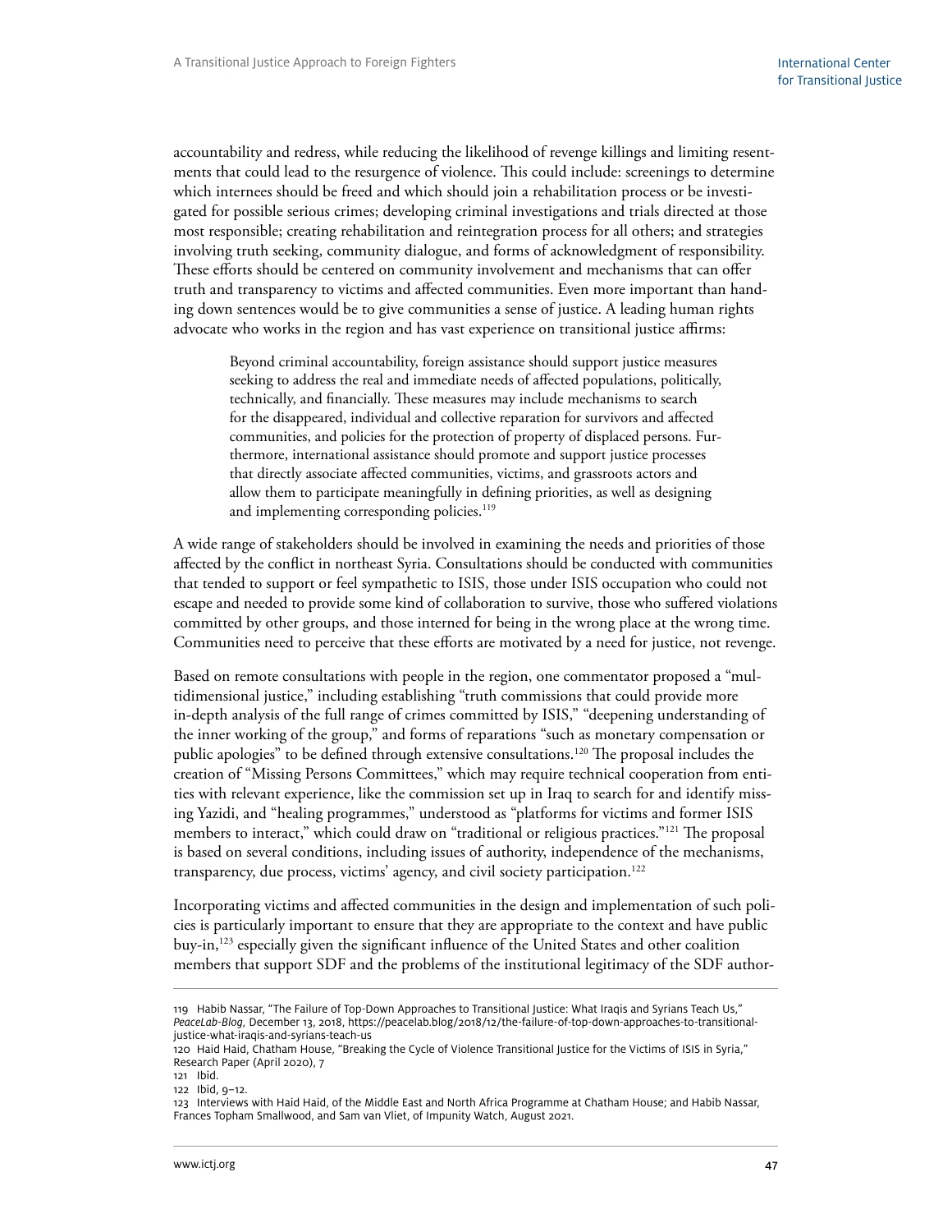accountability and redress, while reducing the likelihood of revenge killings and limiting resentments that could lead to the resurgence of violence. This could include: screenings to determine which internees should be freed and which should join a rehabilitation process or be investigated for possible serious crimes; developing criminal investigations and trials directed at those most responsible; creating rehabilitation and reintegration process for all others; and strategies involving truth seeking, community dialogue, and forms of acknowledgment of responsibility. These efforts should be centered on community involvement and mechanisms that can offer truth and transparency to victims and affected communities. Even more important than handing down sentences would be to give communities a sense of justice. A leading human rights advocate who works in the region and has vast experience on transitional justice affirms:

> Beyond criminal accountability, foreign assistance should support justice measures seeking to address the real and immediate needs of affected populations, politically, technically, and financially. These measures may include mechanisms to search for the disappeared, individual and collective reparation for survivors and affected communities, and policies for the protection of property of displaced persons. Furthermore, international assistance should promote and support justice processes that directly associate affected communities, victims, and grassroots actors and allow them to participate meaningfully in defining priorities, as well as designing and implementing corresponding policies.[119]

A wide range of stakeholders should be involved in examining the needs and priorities of those affected by the conflict in northeast Syria. Consultations should be conducted with communities that tended to support or feel sympathetic to ISIS, those under ISIS occupation who could not escape and needed to provide some kind of collaboration to survive, those who suffered violations committed by other groups, and those interned for being in the wrong place at the wrong time. Communities need to perceive that these efforts are motivated by a need for justice, not revenge.

Based on remote consultations with people in the region, one commentator proposed a "multidimensional justice," including establishing "truth commissions that could provide more in-depth analysis of the full range of crimes committed by ISIS," "deepening understanding of the inner working of the group," and forms of reparations "such as monetary compensation or public apologies" to be defined through extensive consultations.[120] The proposal includes the creation of "Missing Persons Committees," which may require technical cooperation from entities with relevant experience, like the commission set up in Iraq to search for and identify missing Yazidi, and "healing programmes," understood as "platforms for victims and former ISIS members to interact," which could draw on "traditional or religious practices."[121] The proposal is based on several conditions, including issues of authority, independence of the mechanisms, transparency, due process, victims' agency, and civil society participation.[122]

Incorporating victims and affected communities in the design and implementation of such policies is particularly important to ensure that they are appropriate to the context and have public buy-in,[123] especially given the significant influence of the United States and other coalition members that support SDF and the problems of the institutional legitimacy of the SDF author-

---

119 Habib Nassar, "The Failure of Top-Down Approaches to Transitional Justice: What Iraqis and Syrians Teach Us," *PeaceLab-Blog*, December 13, 2018, https://peacelab.blog/2018/12/the-failure-of-top-down-approaches-to-transitional-justice-what-iraqis-and-syrians-teach-us

120 Haid Haid, Chatham House, "Breaking the Cycle of Violence Transitional Justice for the Victims of ISIS in Syria," Research Paper (April 2020), 7

121 Ibid.

122 Ibid, 9–12.

123 Interviews with Haid Haid, of the Middle East and North Africa Programme at Chatham House; and Habib Nassar, Frances Topham Smallwood, and Sam van Vliet, of Impunity Watch, August 2021.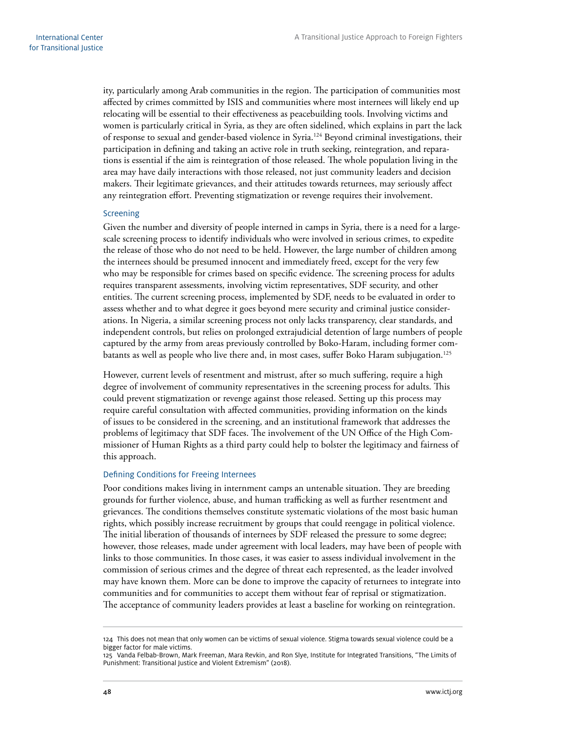ity, particularly among Arab communities in the region. The participation of communities most affected by crimes committed by ISIS and communities where most internees will likely end up relocating will be essential to their effectiveness as peacebuilding tools. Involving victims and women is particularly critical in Syria, as they are often sidelined, which explains in part the lack of response to sexual and gender-based violence in Syria.[124] Beyond criminal investigations, their participation in defining and taking an active role in truth seeking, reintegration, and reparations is essential if the aim is reintegration of those released. The whole population living in the area may have daily interactions with those released, not just community leaders and decision makers. Their legitimate grievances, and their attitudes towards returnees, may seriously affect any reintegration effort. Preventing stigmatization or revenge requires their involvement.

### Screening

Given the number and diversity of people interned in camps in Syria, there is a need for a large-scale screening process to identify individuals who were involved in serious crimes, to expedite the release of those who do not need to be held. However, the large number of children among the internees should be presumed innocent and immediately freed, except for the very few who may be responsible for crimes based on specific evidence. The screening process for adults requires transparent assessments, involving victim representatives, SDF security, and other entities. The current screening process, implemented by SDF, needs to be evaluated in order to assess whether and to what degree it goes beyond mere security and criminal justice considerations. In Nigeria, a similar screening process not only lacks transparency, clear standards, and independent controls, but relies on prolonged extrajudicial detention of large numbers of people captured by the army from areas previously controlled by Boko-Haram, including former combatants as well as people who live there and, in most cases, suffer Boko Haram subjugation.[125]

However, current levels of resentment and mistrust, after so much suffering, require a high degree of involvement of community representatives in the screening process for adults. This could prevent stigmatization or revenge against those released. Setting up this process may require careful consultation with affected communities, providing information on the kinds of issues to be considered in the screening, and an institutional framework that addresses the problems of legitimacy that SDF faces. The involvement of the UN Office of the High Commissioner of Human Rights as a third party could help to bolster the legitimacy and fairness of this approach.

### Defining Conditions for Freeing Internees

Poor conditions makes living in internment camps an untenable situation. They are breeding grounds for further violence, abuse, and human trafficking as well as further resentment and grievances. The conditions themselves constitute systematic violations of the most basic human rights, which possibly increase recruitment by groups that could reengage in political violence. The initial liberation of thousands of internees by SDF released the pressure to some degree; however, those releases, made under agreement with local leaders, may have been of people with links to those communities. In those cases, it was easier to assess individual involvement in the commission of serious crimes and the degree of threat each represented, as the leader involved may have known them. More can be done to improve the capacity of returnees to integrate into communities and for communities to accept them without fear of reprisal or stigmatization. The acceptance of community leaders provides at least a baseline for working on reintegration.

---

124 This does not mean that only women can be victims of sexual violence. Stigma towards sexual violence could be a bigger factor for male victims.

125 Vanda Felbab-Brown, Mark Freeman, Mara Revkin, and Ron Slye, Institute for Integrated Transitions, "The Limits of Punishment: Transitional Justice and Violent Extremism" (2018).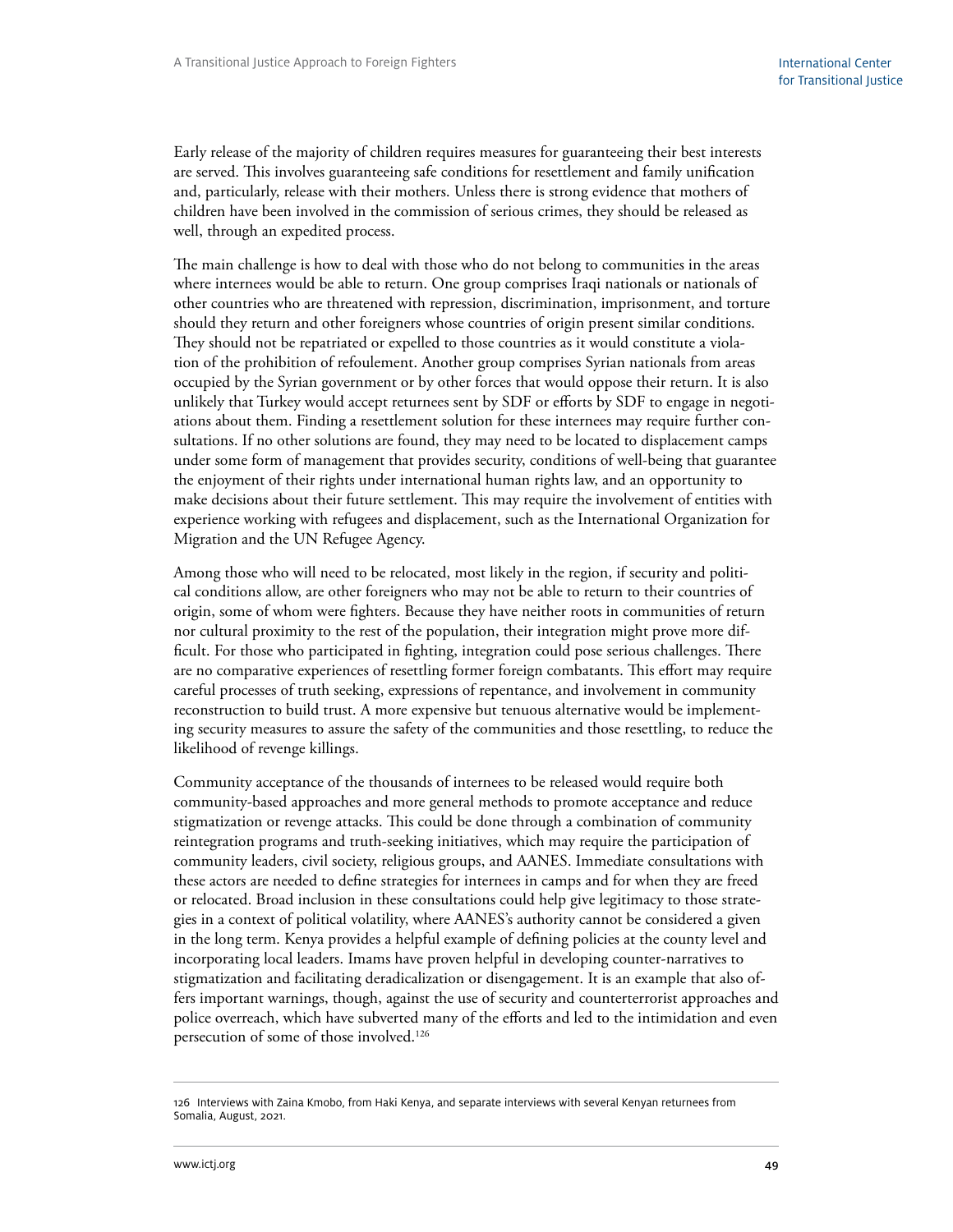Early release of the majority of children requires measures for guaranteeing their best interests are served. This involves guaranteeing safe conditions for resettlement and family unification and, particularly, release with their mothers. Unless there is strong evidence that mothers of children have been involved in the commission of serious crimes, they should be released as well, through an expedited process.

The main challenge is how to deal with those who do not belong to communities in the areas where internees would be able to return. One group comprises Iraqi nationals or nationals of other countries who are threatened with repression, discrimination, imprisonment, and torture should they return and other foreigners whose countries of origin present similar conditions. They should not be repatriated or expelled to those countries as it would constitute a violation of the prohibition of refoulement. Another group comprises Syrian nationals from areas occupied by the Syrian government or by other forces that would oppose their return. It is also unlikely that Turkey would accept returnees sent by SDF or efforts by SDF to engage in negotiations about them. Finding a resettlement solution for these internees may require further consultations. If no other solutions are found, they may need to be located to displacement camps under some form of management that provides security, conditions of well-being that guarantee the enjoyment of their rights under international human rights law, and an opportunity to make decisions about their future settlement. This may require the involvement of entities with experience working with refugees and displacement, such as the International Organization for Migration and the UN Refugee Agency.

Among those who will need to be relocated, most likely in the region, if security and political conditions allow, are other foreigners who may not be able to return to their countries of origin, some of whom were fighters. Because they have neither roots in communities of return nor cultural proximity to the rest of the population, their integration might prove more difficult. For those who participated in fighting, integration could pose serious challenges. There are no comparative experiences of resettling former foreign combatants. This effort may require careful processes of truth seeking, expressions of repentance, and involvement in community reconstruction to build trust. A more expensive but tenuous alternative would be implementing security measures to assure the safety of the communities and those resettling, to reduce the likelihood of revenge killings.

Community acceptance of the thousands of internees to be released would require both community-based approaches and more general methods to promote acceptance and reduce stigmatization or revenge attacks. This could be done through a combination of community reintegration programs and truth-seeking initiatives, which may require the participation of community leaders, civil society, religious groups, and AANES. Immediate consultations with these actors are needed to define strategies for internees in camps and for when they are freed or relocated. Broad inclusion in these consultations could help give legitimacy to those strategies in a context of political volatility, where AANES's authority cannot be considered a given in the long term. Kenya provides a helpful example of defining policies at the county level and incorporating local leaders. Imams have proven helpful in developing counter-narratives to stigmatization and facilitating deradicalization or disengagement. It is an example that also offers important warnings, though, against the use of security and counterterrorist approaches and police overreach, which have subverted many of the efforts and led to the intimidation and even persecution of some of those involved.[126]

---

126 Interviews with Zaina Kmobo, from Haki Kenya, and separate interviews with several Kenyan returnees from Somalia, August, 2021.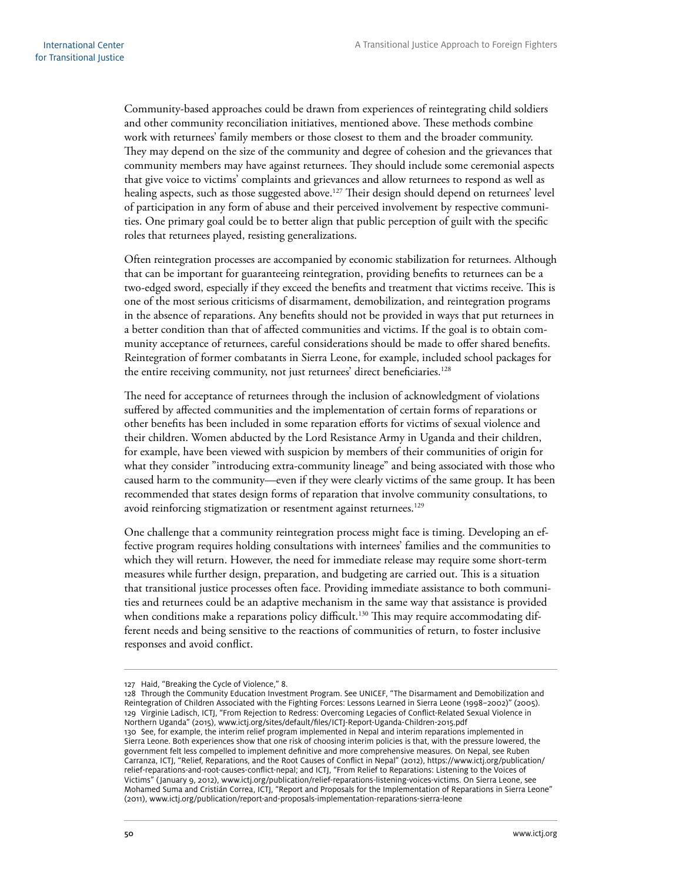Community-based approaches could be drawn from experiences of reintegrating child soldiers and other community reconciliation initiatives, mentioned above. These methods combine work with returnees' family members or those closest to them and the broader community. They may depend on the size of the community and degree of cohesion and the grievances that community members may have against returnees. They should include some ceremonial aspects that give voice to victims' complaints and grievances and allow returnees to respond as well as healing aspects, such as those suggested above.[127] Their design should depend on returnees' level of participation in any form of abuse and their perceived involvement by respective communities. One primary goal could be to better align that public perception of guilt with the specific roles that returnees played, resisting generalizations.

Often reintegration processes are accompanied by economic stabilization for returnees. Although that can be important for guaranteeing reintegration, providing benefits to returnees can be a two-edged sword, especially if they exceed the benefits and treatment that victims receive. This is one of the most serious criticisms of disarmament, demobilization, and reintegration programs in the absence of reparations. Any benefits should not be provided in ways that put returnees in a better condition than that of affected communities and victims. If the goal is to obtain community acceptance of returnees, careful considerations should be made to offer shared benefits. Reintegration of former combatants in Sierra Leone, for example, included school packages for the entire receiving community, not just returnees' direct beneficiaries.[128]

The need for acceptance of returnees through the inclusion of acknowledgment of violations suffered by affected communities and the implementation of certain forms of reparations or other benefits has been included in some reparation efforts for victims of sexual violence and their children. Women abducted by the Lord Resistance Army in Uganda and their children, for example, have been viewed with suspicion by members of their communities of origin for what they consider "introducing extra-community lineage" and being associated with those who caused harm to the community—even if they were clearly victims of the same group. It has been recommended that states design forms of reparation that involve community consultations, to avoid reinforcing stigmatization or resentment against returnees.[129]

One challenge that a community reintegration process might face is timing. Developing an effective program requires holding consultations with internees' families and the communities to which they will return. However, the need for immediate release may require some short-term measures while further design, preparation, and budgeting are carried out. This is a situation that transitional justice processes often face. Providing immediate assistance to both communities and returnees could be an adaptive mechanism in the same way that assistance is provided when conditions make a reparations policy difficult.[130] This may require accommodating different needs and being sensitive to the reactions of communities of return, to foster inclusive responses and avoid conflict.

---

127 Haid, "Breaking the Cycle of Violence," 8.

128 Through the Community Education Investment Program. See UNICEF, "The Disarmament and Demobilization and Reintegration of Children Associated with the Fighting Forces: Lessons Learned in Sierra Leone (1998–2002)" (2005).

129 Virginie Ladisch, ICTJ, "From Rejection to Redress: Overcoming Legacies of Conflict-Related Sexual Violence in Northern Uganda" (2015), www.ictj.org/sites/default/files/ICTJ-Report-Uganda-Children-2015.pdf

130 See, for example, the interim relief program implemented in Nepal and interim reparations implemented in Sierra Leone. Both experiences show that one risk of choosing interim policies is that, with the pressure lowered, the government felt less compelled to implement definitive and more comprehensive measures. On Nepal, see Ruben Carranza, ICTJ, "Relief, Reparations, and the Root Causes of Conflict in Nepal" (2012), https://www.ictj.org/publication/relief-reparations-and-root-causes-conflict-nepal; and ICTJ, "From Relief to Reparations: Listening to the Voices of Victims" (January 9, 2012), www.ictj.org/publication/relief-reparations-listening-voices-victims. On Sierra Leone, see Mohamed Suma and Cristián Correa, ICTJ, "Report and Proposals for the Implementation of Reparations in Sierra Leone" (2011), www.ictj.org/publication/report-and-proposals-implementation-reparations-sierra-leone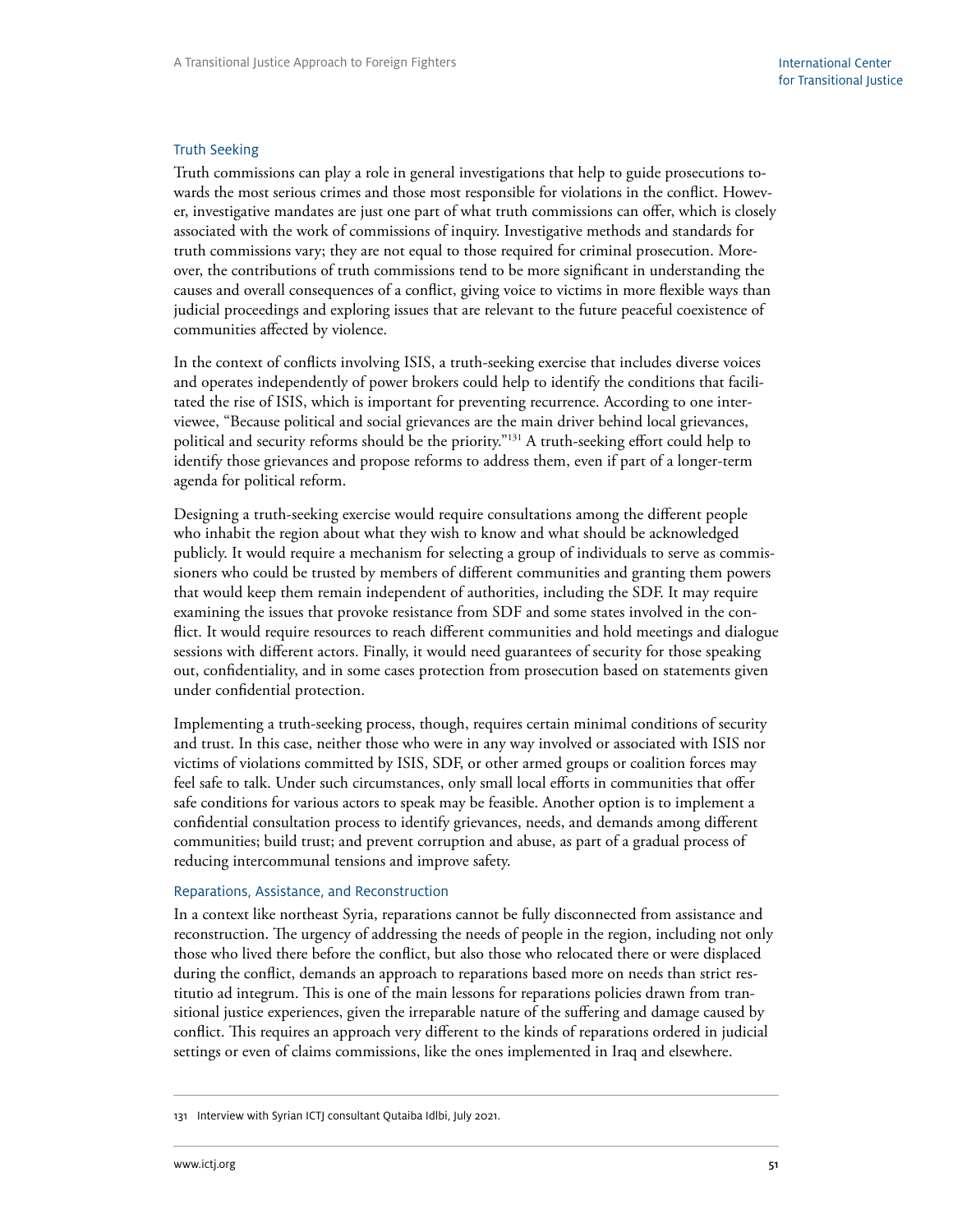### Truth Seeking

Truth commissions can play a role in general investigations that help to guide prosecutions towards the most serious crimes and those most responsible for violations in the conflict. However, investigative mandates are just one part of what truth commissions can offer, which is closely associated with the work of commissions of inquiry. Investigative methods and standards for truth commissions vary; they are not equal to those required for criminal prosecution. Moreover, the contributions of truth commissions tend to be more significant in understanding the causes and overall consequences of a conflict, giving voice to victims in more flexible ways than judicial proceedings and exploring issues that are relevant to the future peaceful coexistence of communities affected by violence.

In the context of conflicts involving ISIS, a truth-seeking exercise that includes diverse voices and operates independently of power brokers could help to identify the conditions that facilitated the rise of ISIS, which is important for preventing recurrence. According to one interviewee, "Because political and social grievances are the main driver behind local grievances, political and security reforms should be the priority."[131] A truth-seeking effort could help to identify those grievances and propose reforms to address them, even if part of a longer-term agenda for political reform.

Designing a truth-seeking exercise would require consultations among the different people who inhabit the region about what they wish to know and what should be acknowledged publicly. It would require a mechanism for selecting a group of individuals to serve as commissioners who could be trusted by members of different communities and granting them powers that would keep them remain independent of authorities, including the SDF. It may require examining the issues that provoke resistance from SDF and some states involved in the conflict. It would require resources to reach different communities and hold meetings and dialogue sessions with different actors. Finally, it would need guarantees of security for those speaking out, confidentiality, and in some cases protection from prosecution based on statements given under confidential protection.

Implementing a truth-seeking process, though, requires certain minimal conditions of security and trust. In this case, neither those who were in any way involved or associated with ISIS nor victims of violations committed by ISIS, SDF, or other armed groups or coalition forces may feel safe to talk. Under such circumstances, only small local efforts in communities that offer safe conditions for various actors to speak may be feasible. Another option is to implement a confidential consultation process to identify grievances, needs, and demands among different communities; build trust; and prevent corruption and abuse, as part of a gradual process of reducing intercommunal tensions and improve safety.

### Reparations, Assistance, and Reconstruction

In a context like northeast Syria, reparations cannot be fully disconnected from assistance and reconstruction. The urgency of addressing the needs of people in the region, including not only those who lived there before the conflict, but also those who relocated there or were displaced during the conflict, demands an approach to reparations based more on needs than strict restitutio ad integrum. This is one of the main lessons for reparations policies drawn from transitional justice experiences, given the irreparable nature of the suffering and damage caused by conflict. This requires an approach very different to the kinds of reparations ordered in judicial settings or even of claims commissions, like the ones implemented in Iraq and elsewhere.

---

131 Interview with Syrian ICTJ consultant Qutaiba Idlbi, July 2021.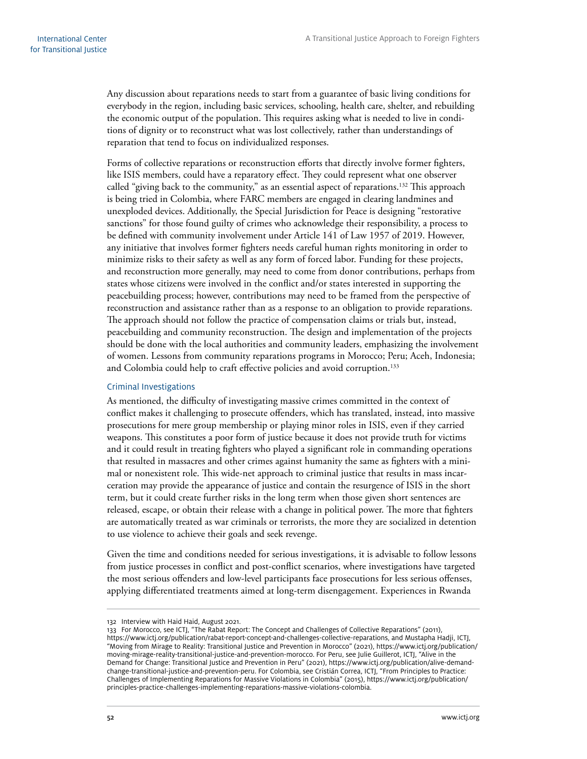Any discussion about reparations needs to start from a guarantee of basic living conditions for everybody in the region, including basic services, schooling, health care, shelter, and rebuilding the economic output of the population. This requires asking what is needed to live in conditions of dignity or to reconstruct what was lost collectively, rather than understandings of reparation that tend to focus on individualized responses.

Forms of collective reparations or reconstruction efforts that directly involve former fighters, like ISIS members, could have a reparatory effect. They could represent what one observer called "giving back to the community," as an essential aspect of reparations.[132] This approach is being tried in Colombia, where FARC members are engaged in clearing landmines and unexploded devices. Additionally, the Special Jurisdiction for Peace is designing "restorative sanctions" for those found guilty of crimes who acknowledge their responsibility, a process to be defined with community involvement under Article 141 of Law 1957 of 2019. However, any initiative that involves former fighters needs careful human rights monitoring in order to minimize risks to their safety as well as any form of forced labor. Funding for these projects, and reconstruction more generally, may need to come from donor contributions, perhaps from states whose citizens were involved in the conflict and/or states interested in supporting the peacebuilding process; however, contributions may need to be framed from the perspective of reconstruction and assistance rather than as a response to an obligation to provide reparations. The approach should not follow the practice of compensation claims or trials but, instead, peacebuilding and community reconstruction. The design and implementation of the projects should be done with the local authorities and community leaders, emphasizing the involvement of women. Lessons from community reparations programs in Morocco; Peru; Aceh, Indonesia; and Colombia could help to craft effective policies and avoid corruption.[133]

### Criminal Investigations

As mentioned, the difficulty of investigating massive crimes committed in the context of conflict makes it challenging to prosecute offenders, which has translated, instead, into massive prosecutions for mere group membership or playing minor roles in ISIS, even if they carried weapons. This constitutes a poor form of justice because it does not provide truth for victims and it could result in treating fighters who played a significant role in commanding operations that resulted in massacres and other crimes against humanity the same as fighters with a minimal or nonexistent role. This wide-net approach to criminal justice that results in mass incarceration may provide the appearance of justice and contain the resurgence of ISIS in the short term, but it could create further risks in the long term when those given short sentences are released, escape, or obtain their release with a change in political power. The more that fighters are automatically treated as war criminals or terrorists, the more they are socialized in detention to use violence to achieve their goals and seek revenge.

Given the time and conditions needed for serious investigations, it is advisable to follow lessons from justice processes in conflict and post-conflict scenarios, where investigations have targeted the most serious offenders and low-level participants face prosecutions for less serious offenses, applying differentiated treatments aimed at long-term disengagement. Experiences in Rwanda

---

132 Interview with Haid Haid, August 2021.

133 For Morocco, see ICTJ, "The Rabat Report: The Concept and Challenges of Collective Reparations" (2011), https://www.ictj.org/publication/rabat-report-concept-and-challenges-collective-reparations, and Mustapha Hadji, ICTJ, "Moving from Mirage to Reality: Transitional Justice and Prevention in Morocco" (2021), https://www.ictj.org/publication/moving-mirage-reality-transitional-justice-and-prevention-morocco. For Peru, see Julie Guillerot, ICTJ, "Alive in the Demand for Change: Transitional Justice and Prevention in Peru" (2021), https://www.ictj.org/publication/alive-demand-change-transitional-justice-and-prevention-peru. For Colombia, see Cristián Correa, ICTJ, "From Principles to Practice: Challenges of Implementing Reparations for Massive Violations in Colombia" (2015), https://www.ictj.org/publication/principles-practice-challenges-implementing-reparations-massive-violations-colombia.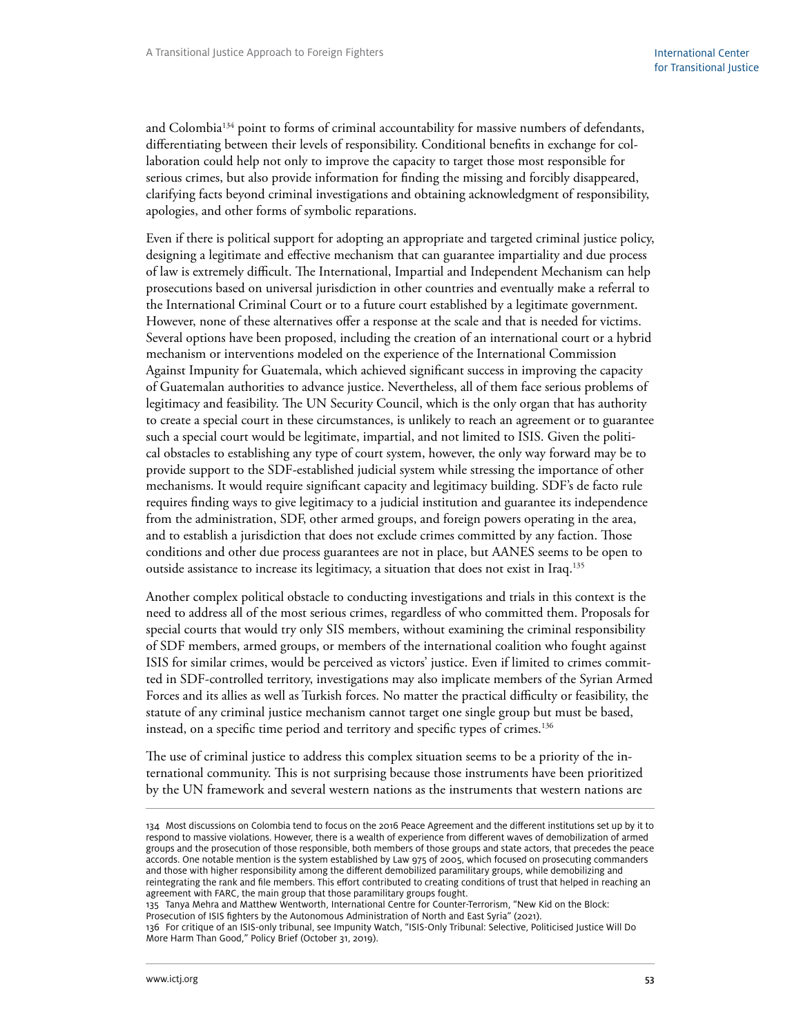and Colombia[134] point to forms of criminal accountability for massive numbers of defendants, differentiating between their levels of responsibility. Conditional benefits in exchange for collaboration could help not only to improve the capacity to target those most responsible for serious crimes, but also provide information for finding the missing and forcibly disappeared, clarifying facts beyond criminal investigations and obtaining acknowledgment of responsibility, apologies, and other forms of symbolic reparations.

Even if there is political support for adopting an appropriate and targeted criminal justice policy, designing a legitimate and effective mechanism that can guarantee impartiality and due process of law is extremely difficult. The International, Impartial and Independent Mechanism can help prosecutions based on universal jurisdiction in other countries and eventually make a referral to the International Criminal Court or to a future court established by a legitimate government. However, none of these alternatives offer a response at the scale and that is needed for victims. Several options have been proposed, including the creation of an international court or a hybrid mechanism or interventions modeled on the experience of the International Commission Against Impunity for Guatemala, which achieved significant success in improving the capacity of Guatemalan authorities to advance justice. Nevertheless, all of them face serious problems of legitimacy and feasibility. The UN Security Council, which is the only organ that has authority to create a special court in these circumstances, is unlikely to reach an agreement or to guarantee such a special court would be legitimate, impartial, and not limited to ISIS. Given the political obstacles to establishing any type of court system, however, the only way forward may be to provide support to the SDF-established judicial system while stressing the importance of other mechanisms. It would require significant capacity and legitimacy building. SDF's de facto rule requires finding ways to give legitimacy to a judicial institution and guarantee its independence from the administration, SDF, other armed groups, and foreign powers operating in the area, and to establish a jurisdiction that does not exclude crimes committed by any faction. Those conditions and other due process guarantees are not in place, but AANES seems to be open to outside assistance to increase its legitimacy, a situation that does not exist in Iraq.[135]

Another complex political obstacle to conducting investigations and trials in this context is the need to address all of the most serious crimes, regardless of who committed them. Proposals for special courts that would try only SIS members, without examining the criminal responsibility of SDF members, armed groups, or members of the international coalition who fought against ISIS for similar crimes, would be perceived as victors' justice. Even if limited to crimes committed in SDF-controlled territory, investigations may also implicate members of the Syrian Armed Forces and its allies as well as Turkish forces. No matter the practical difficulty or feasibility, the statute of any criminal justice mechanism cannot target one single group but must be based, instead, on a specific time period and territory and specific types of crimes.[136]

The use of criminal justice to address this complex situation seems to be a priority of the international community. This is not surprising because those instruments have been prioritized by the UN framework and several western nations as the instruments that western nations are

---

134 Most discussions on Colombia tend to focus on the 2016 Peace Agreement and the different institutions set up by it to respond to massive violations. However, there is a wealth of experience from different waves of demobilization of armed groups and the prosecution of those responsible, both members of those groups and state actors, that precedes the peace accords. One notable mention is the system established by Law 975 of 2005, which focused on prosecuting commanders and those with higher responsibility among the different demobilized paramilitary groups, while demobilizing and reintegrating the rank and file members. This effort contributed to creating conditions of trust that helped in reaching an agreement with FARC, the main group that those paramilitary groups fought.

135 Tanya Mehra and Matthew Wentworth, International Centre for Counter-Terrorism, "New Kid on the Block: Prosecution of ISIS fighters by the Autonomous Administration of North and East Syria" (2021).

136 For critique of an ISIS-only tribunal, see Impunity Watch, "ISIS-Only Tribunal: Selective, Politicised Justice Will Do More Harm Than Good," Policy Brief (October 31, 2019).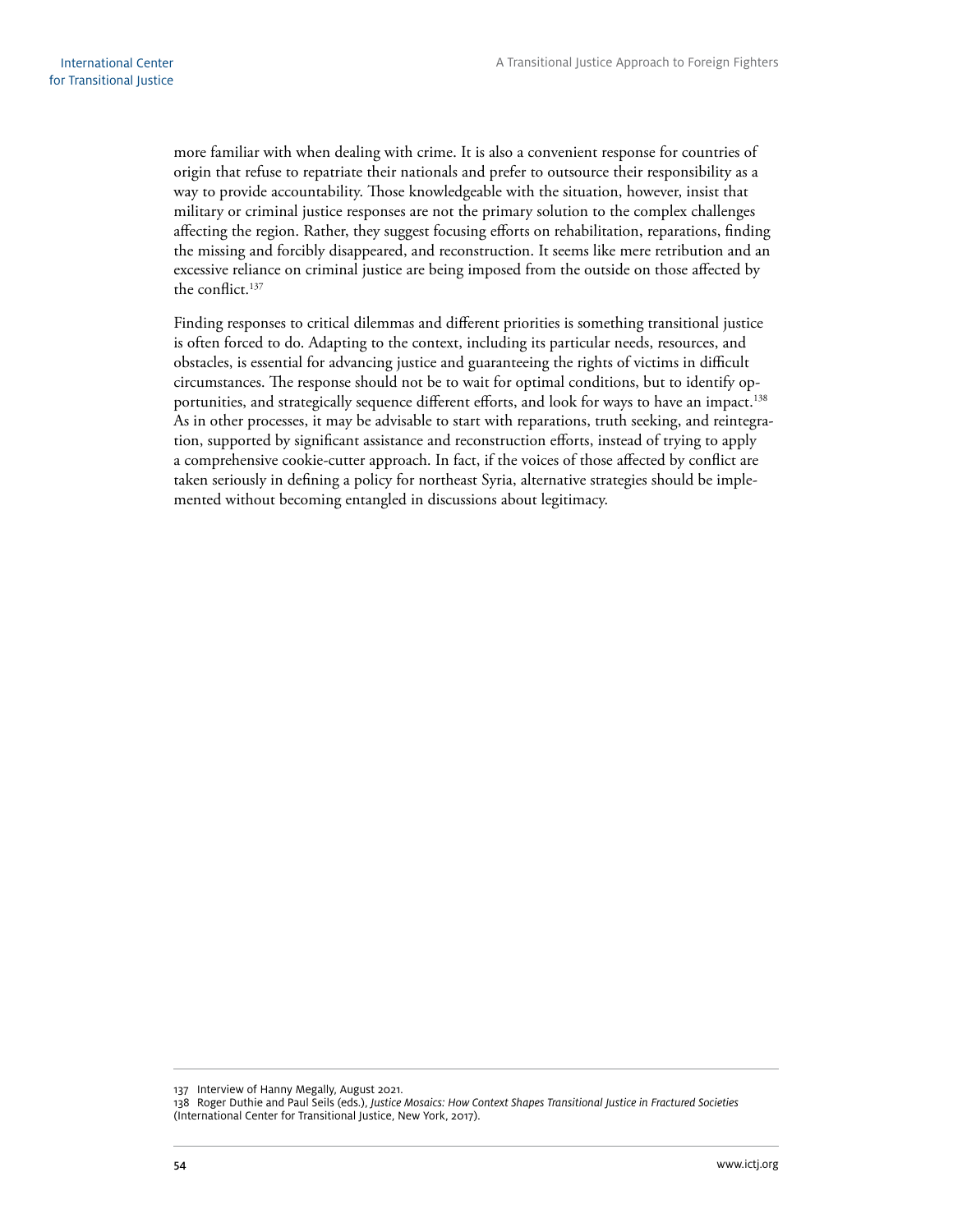more familiar with when dealing with crime. It is also a convenient response for countries of origin that refuse to repatriate their nationals and prefer to outsource their responsibility as a way to provide accountability. Those knowledgeable with the situation, however, insist that military or criminal justice responses are not the primary solution to the complex challenges affecting the region. Rather, they suggest focusing efforts on rehabilitation, reparations, finding the missing and forcibly disappeared, and reconstruction. It seems like mere retribution and an excessive reliance on criminal justice are being imposed from the outside on those affected by the conflict.[137]

Finding responses to critical dilemmas and different priorities is something transitional justice is often forced to do. Adapting to the context, including its particular needs, resources, and obstacles, is essential for advancing justice and guaranteeing the rights of victims in difficult circumstances. The response should not be to wait for optimal conditions, but to identify opportunities, and strategically sequence different efforts, and look for ways to have an impact.[138] As in other processes, it may be advisable to start with reparations, truth seeking, and reintegration, supported by significant assistance and reconstruction efforts, instead of trying to apply a comprehensive cookie-cutter approach. In fact, if the voices of those affected by conflict are taken seriously in defining a policy for northeast Syria, alternative strategies should be implemented without becoming entangled in discussions about legitimacy.

---

137 Interview of Hanny Megally, August 2021.

138 Roger Duthie and Paul Seils (eds.), *Justice Mosaics: How Context Shapes Transitional Justice in Fractured Societies* (International Center for Transitional Justice, New York, 2017).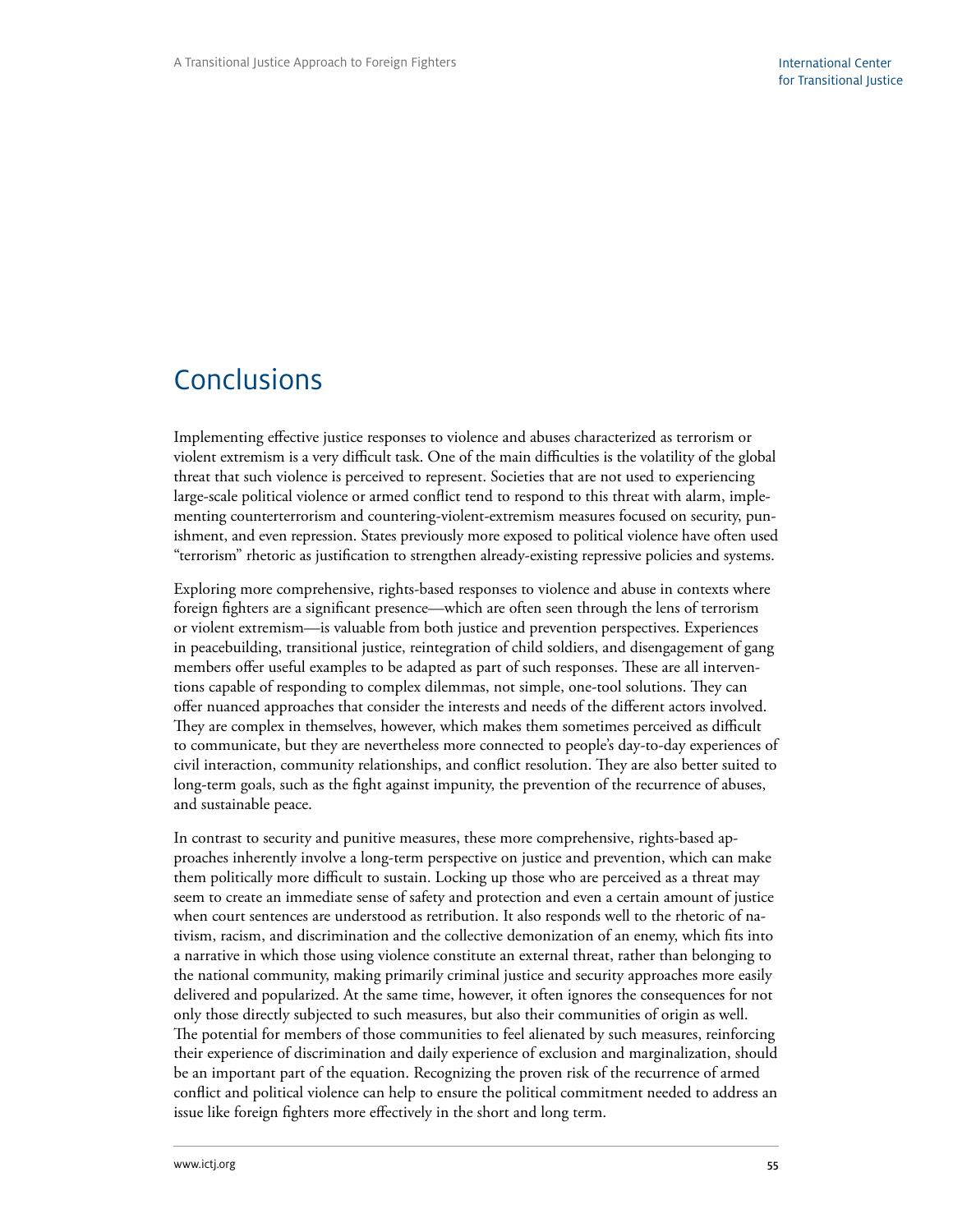# Conclusions

Implementing effective justice responses to violence and abuses characterized as terrorism or violent extremism is a very difficult task. One of the main difficulties is the volatility of the global threat that such violence is perceived to represent. Societies that are not used to experiencing large-scale political violence or armed conflict tend to respond to this threat with alarm, implementing counterterrorism and countering-violent-extremism measures focused on security, punishment, and even repression. States previously more exposed to political violence have often used "terrorism" rhetoric as justification to strengthen already-existing repressive policies and systems.

Exploring more comprehensive, rights-based responses to violence and abuse in contexts where foreign fighters are a significant presence—which are often seen through the lens of terrorism or violent extremism—is valuable from both justice and prevention perspectives. Experiences in peacebuilding, transitional justice, reintegration of child soldiers, and disengagement of gang members offer useful examples to be adapted as part of such responses. These are all interventions capable of responding to complex dilemmas, not simple, one-tool solutions. They can offer nuanced approaches that consider the interests and needs of the different actors involved. They are complex in themselves, however, which makes them sometimes perceived as difficult to communicate, but they are nevertheless more connected to people's day-to-day experiences of civil interaction, community relationships, and conflict resolution. They are also better suited to long-term goals, such as the fight against impunity, the prevention of the recurrence of abuses, and sustainable peace.

In contrast to security and punitive measures, these more comprehensive, rights-based approaches inherently involve a long-term perspective on justice and prevention, which can make them politically more difficult to sustain. Locking up those who are perceived as a threat may seem to create an immediate sense of safety and protection and even a certain amount of justice when court sentences are understood as retribution. It also responds well to the rhetoric of nativism, racism, and discrimination and the collective demonization of an enemy, which fits into a narrative in which those using violence constitute an external threat, rather than belonging to the national community, making primarily criminal justice and security approaches more easily delivered and popularized. At the same time, however, it often ignores the consequences for not only those directly subjected to such measures, but also their communities of origin as well. The potential for members of those communities to feel alienated by such measures, reinforcing their experience of discrimination and daily experience of exclusion and marginalization, should be an important part of the equation. Recognizing the proven risk of the recurrence of armed conflict and political violence can help to ensure the political commitment needed to address an issue like foreign fighters more effectively in the short and long term.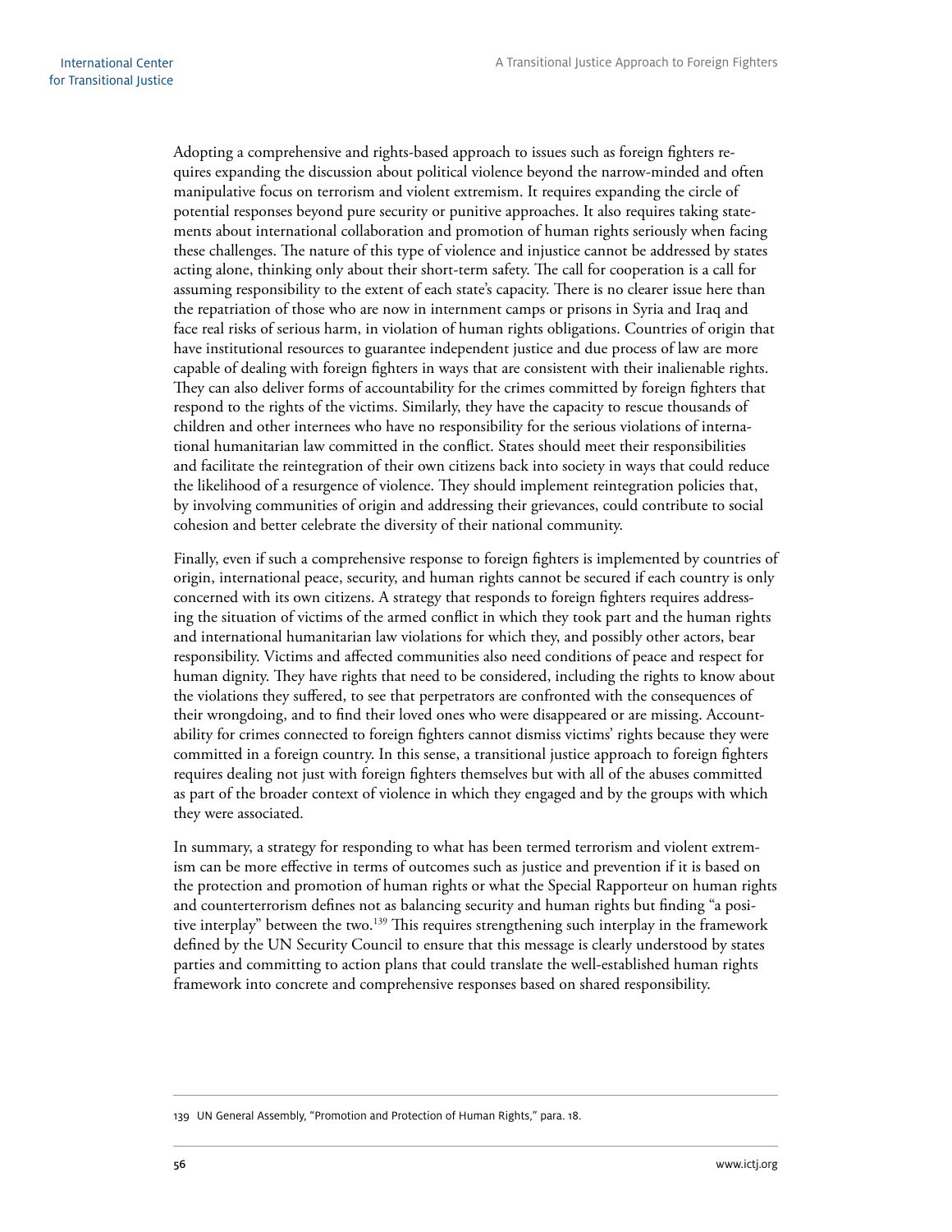Adopting a comprehensive and rights-based approach to issues such as foreign fighters requires expanding the discussion about political violence beyond the narrow-minded and often manipulative focus on terrorism and violent extremism. It requires expanding the circle of potential responses beyond pure security or punitive approaches. It also requires taking statements about international collaboration and promotion of human rights seriously when facing these challenges. The nature of this type of violence and injustice cannot be addressed by states acting alone, thinking only about their short-term safety. The call for cooperation is a call for assuming responsibility to the extent of each state's capacity. There is no clearer issue here than the repatriation of those who are now in internment camps or prisons in Syria and Iraq and face real risks of serious harm, in violation of human rights obligations. Countries of origin that have institutional resources to guarantee independent justice and due process of law are more capable of dealing with foreign fighters in ways that are consistent with their inalienable rights. They can also deliver forms of accountability for the crimes committed by foreign fighters that respond to the rights of the victims. Similarly, they have the capacity to rescue thousands of children and other internees who have no responsibility for the serious violations of international humanitarian law committed in the conflict. States should meet their responsibilities and facilitate the reintegration of their own citizens back into society in ways that could reduce the likelihood of a resurgence of violence. They should implement reintegration policies that, by involving communities of origin and addressing their grievances, could contribute to social cohesion and better celebrate the diversity of their national community.

Finally, even if such a comprehensive response to foreign fighters is implemented by countries of origin, international peace, security, and human rights cannot be secured if each country is only concerned with its own citizens. A strategy that responds to foreign fighters requires addressing the situation of victims of the armed conflict in which they took part and the human rights and international humanitarian law violations for which they, and possibly other actors, bear responsibility. Victims and affected communities also need conditions of peace and respect for human dignity. They have rights that need to be considered, including the rights to know about the violations they suffered, to see that perpetrators are confronted with the consequences of their wrongdoing, and to find their loved ones who were disappeared or are missing. Accountability for crimes connected to foreign fighters cannot dismiss victims' rights because they were committed in a foreign country. In this sense, a transitional justice approach to foreign fighters requires dealing not just with foreign fighters themselves but with all of the abuses committed as part of the broader context of violence in which they engaged and by the groups with which they were associated.

In summary, a strategy for responding to what has been termed terrorism and violent extremism can be more effective in terms of outcomes such as justice and prevention if it is based on the protection and promotion of human rights or what the Special Rapporteur on human rights and counterterrorism defines not as balancing security and human rights but finding "a positive interplay" between the two.[139] This requires strengthening such interplay in the framework defined by the UN Security Council to ensure that this message is clearly understood by states parties and committing to action plans that could translate the well-established human rights framework into concrete and comprehensive responses based on shared responsibility.

139 UN General Assembly, "Promotion and Protection of Human Rights," para. 18.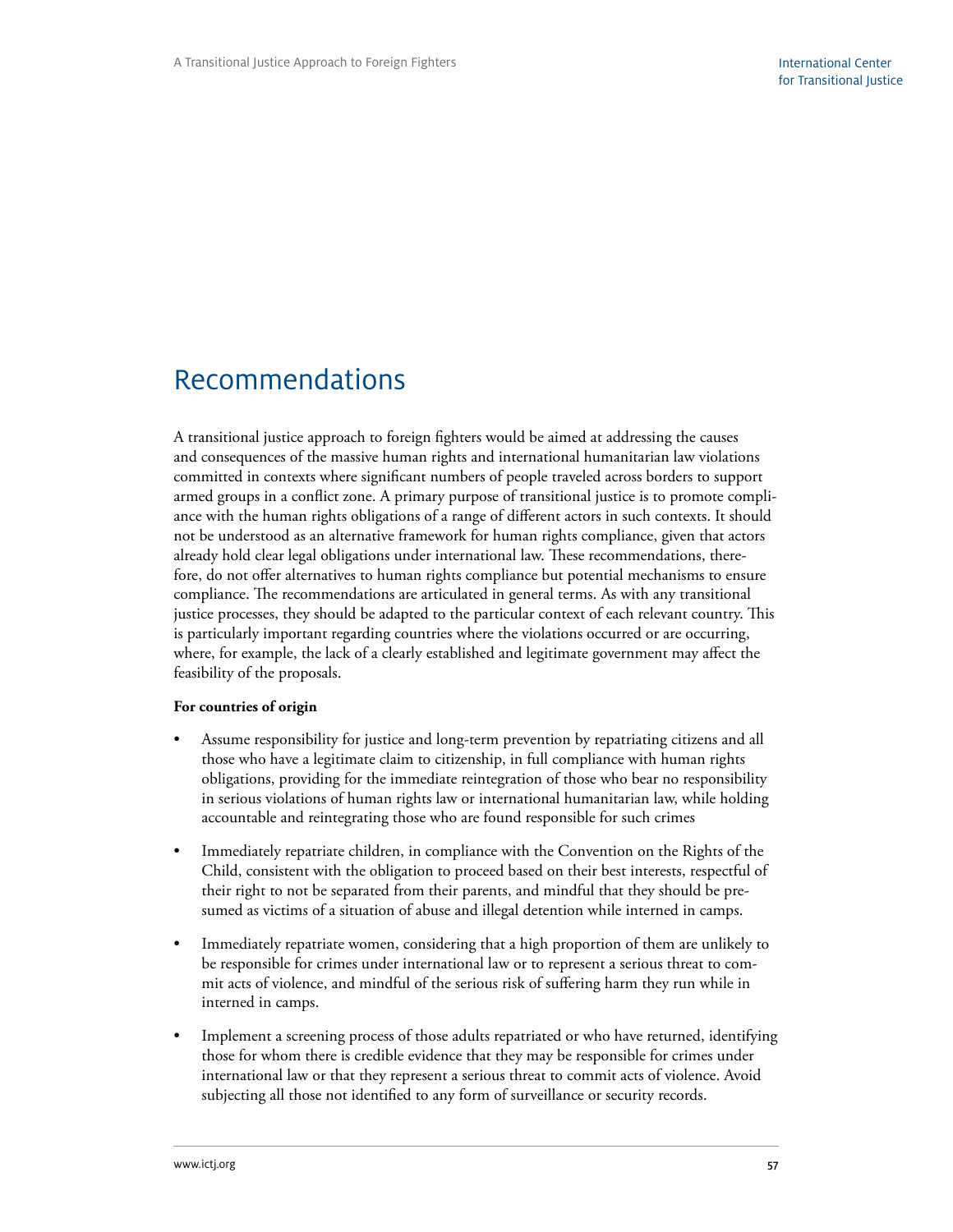# Recommendations

A transitional justice approach to foreign fighters would be aimed at addressing the causes and consequences of the massive human rights and international humanitarian law violations committed in contexts where significant numbers of people traveled across borders to support armed groups in a conflict zone. A primary purpose of transitional justice is to promote compliance with the human rights obligations of a range of different actors in such contexts. It should not be understood as an alternative framework for human rights compliance, given that actors already hold clear legal obligations under international law. These recommendations, therefore, do not offer alternatives to human rights compliance but potential mechanisms to ensure compliance. The recommendations are articulated in general terms. As with any transitional justice processes, they should be adapted to the particular context of each relevant country. This is particularly important regarding countries where the violations occurred or are occurring, where, for example, the lack of a clearly established and legitimate government may affect the feasibility of the proposals.

**For countries of origin**

- Assume responsibility for justice and long-term prevention by repatriating citizens and all those who have a legitimate claim to citizenship, in full compliance with human rights obligations, providing for the immediate reintegration of those who bear no responsibility in serious violations of human rights law or international humanitarian law, while holding accountable and reintegrating those who are found responsible for such crimes

- Immediately repatriate children, in compliance with the Convention on the Rights of the Child, consistent with the obligation to proceed based on their best interests, respectful of their right to not be separated from their parents, and mindful that they should be presumed as victims of a situation of abuse and illegal detention while interned in camps.

- Immediately repatriate women, considering that a high proportion of them are unlikely to be responsible for crimes under international law or to represent a serious threat to commit acts of violence, and mindful of the serious risk of suffering harm they run while in interned in camps.

- Implement a screening process of those adults repatriated or who have returned, identifying those for whom there is credible evidence that they may be responsible for crimes under international law or that they represent a serious threat to commit acts of violence. Avoid subjecting all those not identified to any form of surveillance or security records.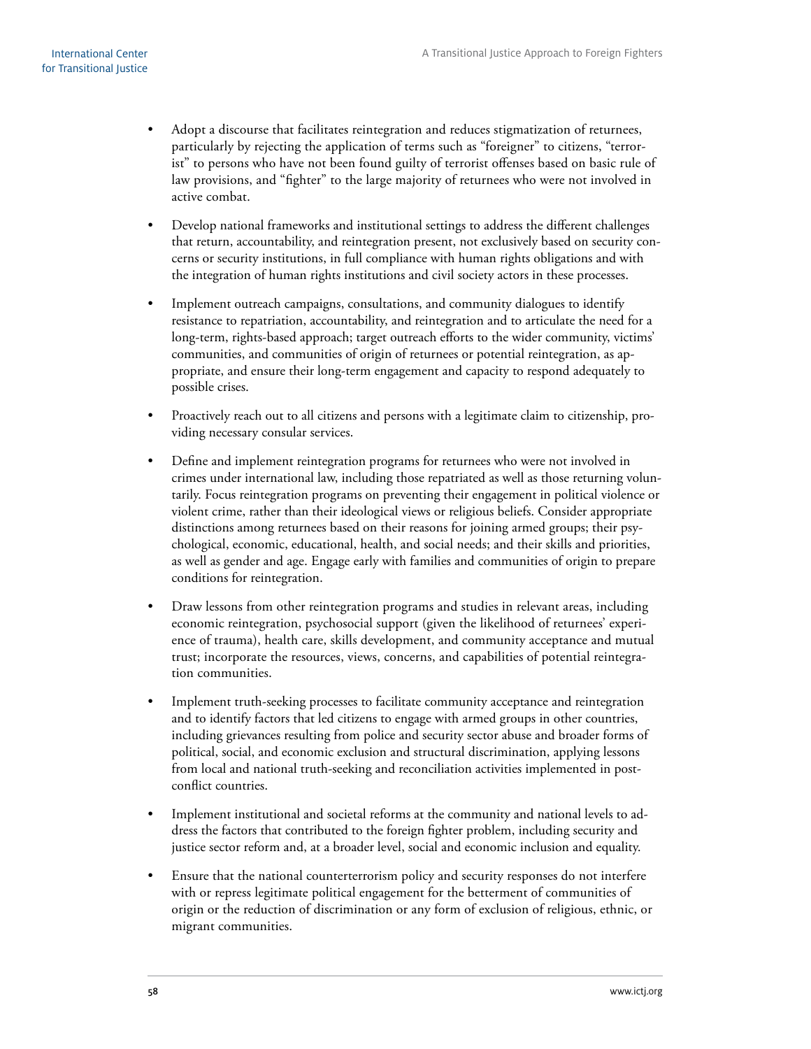- Adopt a discourse that facilitates reintegration and reduces stigmatization of returnees, particularly by rejecting the application of terms such as "foreigner" to citizens, "terrorist" to persons who have not been found guilty of terrorist offenses based on basic rule of law provisions, and "fighter" to the large majority of returnees who were not involved in active combat.

- Develop national frameworks and institutional settings to address the different challenges that return, accountability, and reintegration present, not exclusively based on security concerns or security institutions, in full compliance with human rights obligations and with the integration of human rights institutions and civil society actors in these processes.

- Implement outreach campaigns, consultations, and community dialogues to identify resistance to repatriation, accountability, and reintegration and to articulate the need for a long-term, rights-based approach; target outreach efforts to the wider community, victims' communities, and communities of origin of returnees or potential reintegration, as appropriate, and ensure their long-term engagement and capacity to respond adequately to possible crises.

- Proactively reach out to all citizens and persons with a legitimate claim to citizenship, providing necessary consular services.

- Define and implement reintegration programs for returnees who were not involved in crimes under international law, including those repatriated as well as those returning voluntarily. Focus reintegration programs on preventing their engagement in political violence or violent crime, rather than their ideological views or religious beliefs. Consider appropriate distinctions among returnees based on their reasons for joining armed groups; their psychological, economic, educational, health, and social needs; and their skills and priorities, as well as gender and age. Engage early with families and communities of origin to prepare conditions for reintegration.

- Draw lessons from other reintegration programs and studies in relevant areas, including economic reintegration, psychosocial support (given the likelihood of returnees' experience of trauma), health care, skills development, and community acceptance and mutual trust; incorporate the resources, views, concerns, and capabilities of potential reintegration communities.

- Implement truth-seeking processes to facilitate community acceptance and reintegration and to identify factors that led citizens to engage with armed groups in other countries, including grievances resulting from police and security sector abuse and broader forms of political, social, and economic exclusion and structural discrimination, applying lessons from local and national truth-seeking and reconciliation activities implemented in post-conflict countries.

- Implement institutional and societal reforms at the community and national levels to address the factors that contributed to the foreign fighter problem, including security and justice sector reform and, at a broader level, social and economic inclusion and equality.

- Ensure that the national counterterrorism policy and security responses do not interfere with or repress legitimate political engagement for the betterment of communities of origin or the reduction of discrimination or any form of exclusion of religious, ethnic, or migrant communities.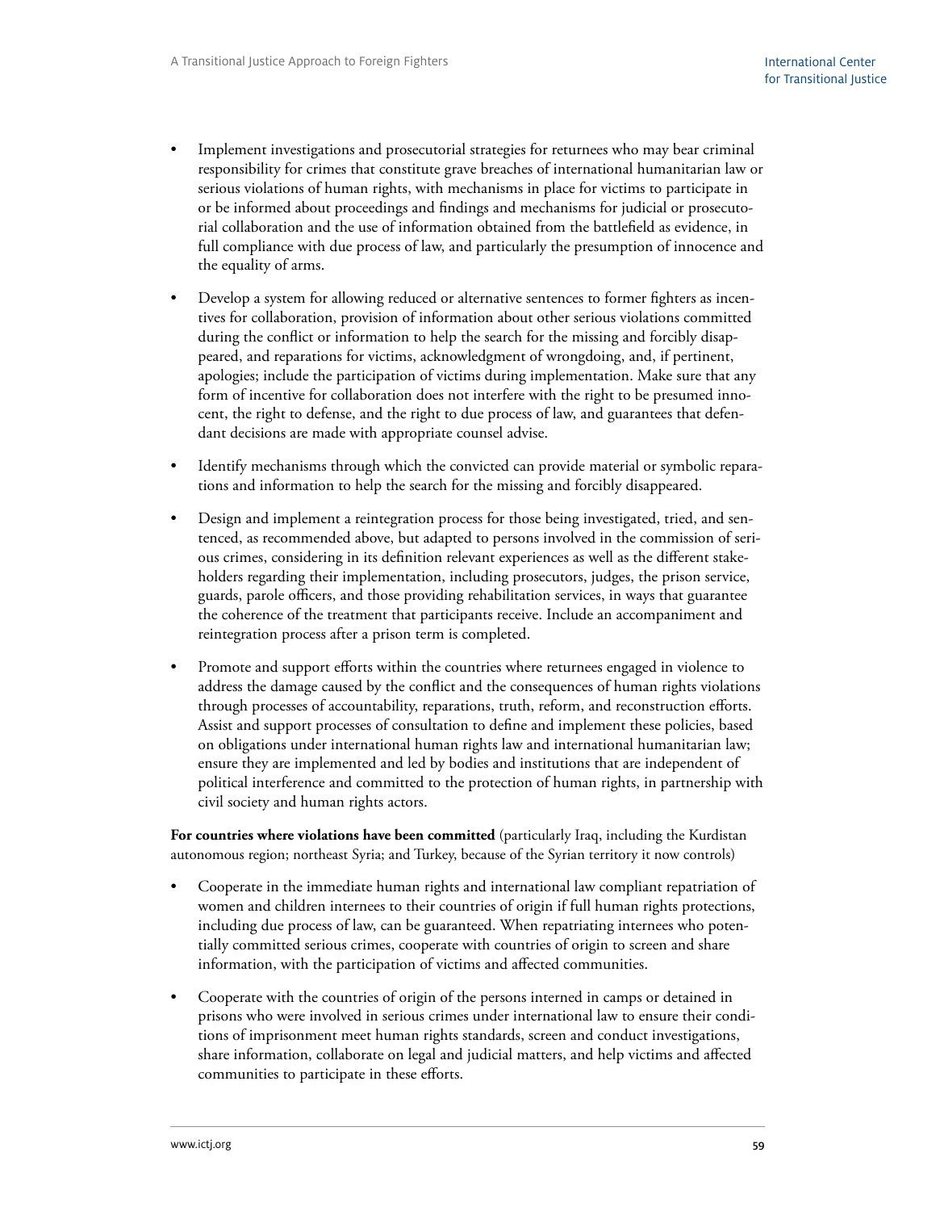- Implement investigations and prosecutorial strategies for returnees who may bear criminal responsibility for crimes that constitute grave breaches of international humanitarian law or serious violations of human rights, with mechanisms in place for victims to participate in or be informed about proceedings and findings and mechanisms for judicial or prosecutorial collaboration and the use of information obtained from the battlefield as evidence, in full compliance with due process of law, and particularly the presumption of innocence and the equality of arms.

- Develop a system for allowing reduced or alternative sentences to former fighters as incentives for collaboration, provision of information about other serious violations committed during the conflict or information to help the search for the missing and forcibly disappeared, and reparations for victims, acknowledgment of wrongdoing, and, if pertinent, apologies; include the participation of victims during implementation. Make sure that any form of incentive for collaboration does not interfere with the right to be presumed innocent, the right to defense, and the right to due process of law, and guarantees that defendant decisions are made with appropriate counsel advise.

- Identify mechanisms through which the convicted can provide material or symbolic reparations and information to help the search for the missing and forcibly disappeared.

- Design and implement a reintegration process for those being investigated, tried, and sentenced, as recommended above, but adapted to persons involved in the commission of serious crimes, considering in its definition relevant experiences as well as the different stakeholders regarding their implementation, including prosecutors, judges, the prison service, guards, parole officers, and those providing rehabilitation services, in ways that guarantee the coherence of the treatment that participants receive. Include an accompaniment and reintegration process after a prison term is completed.

- Promote and support efforts within the countries where returnees engaged in violence to address the damage caused by the conflict and the consequences of human rights violations through processes of accountability, reparations, truth, reform, and reconstruction efforts. Assist and support processes of consultation to define and implement these policies, based on obligations under international human rights law and international humanitarian law; ensure they are implemented and led by bodies and institutions that are independent of political interference and committed to the protection of human rights, in partnership with civil society and human rights actors.

**For countries where violations have been committed** (particularly Iraq, including the Kurdistan autonomous region; northeast Syria; and Turkey, because of the Syrian territory it now controls)

- Cooperate in the immediate human rights and international law compliant repatriation of women and children internees to their countries of origin if full human rights protections, including due process of law, can be guaranteed. When repatriating internees who potentially committed serious crimes, cooperate with countries of origin to screen and share information, with the participation of victims and affected communities.

- Cooperate with the countries of origin of the persons interned in camps or detained in prisons who were involved in serious crimes under international law to ensure their conditions of imprisonment meet human rights standards, screen and conduct investigations, share information, collaborate on legal and judicial matters, and help victims and affected communities to participate in these efforts.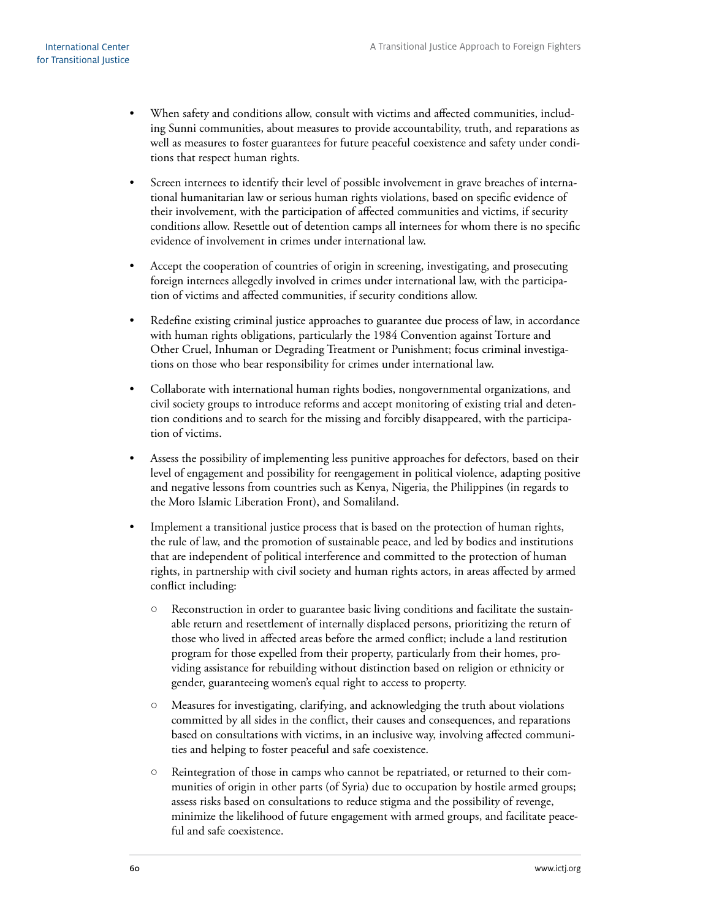- When safety and conditions allow, consult with victims and affected communities, including Sunni communities, about measures to provide accountability, truth, and reparations as well as measures to foster guarantees for future peaceful coexistence and safety under conditions that respect human rights.
- Screen internees to identify their level of possible involvement in grave breaches of international humanitarian law or serious human rights violations, based on specific evidence of their involvement, with the participation of affected communities and victims, if security conditions allow. Resettle out of detention camps all internees for whom there is no specific evidence of involvement in crimes under international law.
- Accept the cooperation of countries of origin in screening, investigating, and prosecuting foreign internees allegedly involved in crimes under international law, with the participation of victims and affected communities, if security conditions allow.
- Redefine existing criminal justice approaches to guarantee due process of law, in accordance with human rights obligations, particularly the 1984 Convention against Torture and Other Cruel, Inhuman or Degrading Treatment or Punishment; focus criminal investigations on those who bear responsibility for crimes under international law.
- Collaborate with international human rights bodies, nongovernmental organizations, and civil society groups to introduce reforms and accept monitoring of existing trial and detention conditions and to search for the missing and forcibly disappeared, with the participation of victims.
- Assess the possibility of implementing less punitive approaches for defectors, based on their level of engagement and possibility for reengagement in political violence, adapting positive and negative lessons from countries such as Kenya, Nigeria, the Philippines (in regards to the Moro Islamic Liberation Front), and Somaliland.
- Implement a transitional justice process that is based on the protection of human rights, the rule of law, and the promotion of sustainable peace, and led by bodies and institutions that are independent of political interference and committed to the protection of human rights, in partnership with civil society and human rights actors, in areas affected by armed conflict including:
  - Reconstruction in order to guarantee basic living conditions and facilitate the sustainable return and resettlement of internally displaced persons, prioritizing the return of those who lived in affected areas before the armed conflict; include a land restitution program for those expelled from their property, particularly from their homes, providing assistance for rebuilding without distinction based on religion or ethnicity or gender, guaranteeing women's equal right to access to property.
  - Measures for investigating, clarifying, and acknowledging the truth about violations committed by all sides in the conflict, their causes and consequences, and reparations based on consultations with victims, in an inclusive way, involving affected communities and helping to foster peaceful and safe coexistence.
  - Reintegration of those in camps who cannot be repatriated, or returned to their communities of origin in other parts (of Syria) due to occupation by hostile armed groups; assess risks based on consultations to reduce stigma and the possibility of revenge, minimize the likelihood of future engagement with armed groups, and facilitate peaceful and safe coexistence.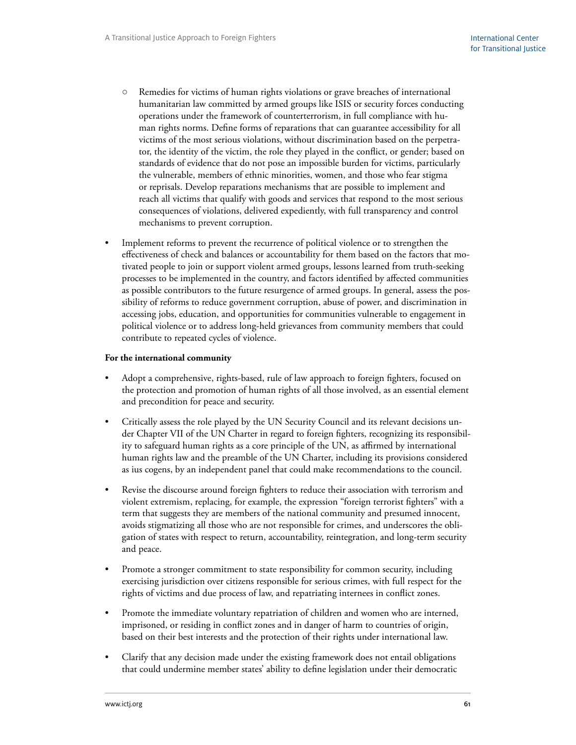- Remedies for victims of human rights violations or grave breaches of international humanitarian law committed by armed groups like ISIS or security forces conducting operations under the framework of counterterrorism, in full compliance with human rights norms. Define forms of reparations that can guarantee accessibility for all victims of the most serious violations, without discrimination based on the perpetrator, the identity of the victim, the role they played in the conflict, or gender; based on standards of evidence that do not pose an impossible burden for victims, particularly the vulnerable, members of ethnic minorities, women, and those who fear stigma or reprisals. Develop reparations mechanisms that are possible to implement and reach all victims that qualify with goods and services that respond to the most serious consequences of violations, delivered expediently, with full transparency and control mechanisms to prevent corruption.

- Implement reforms to prevent the recurrence of political violence or to strengthen the effectiveness of check and balances or accountability for them based on the factors that motivated people to join or support violent armed groups, lessons learned from truth-seeking processes to be implemented in the country, and factors identified by affected communities as possible contributors to the future resurgence of armed groups. In general, assess the possibility of reforms to reduce government corruption, abuse of power, and discrimination in accessing jobs, education, and opportunities for communities vulnerable to engagement in political violence or to address long-held grievances from community members that could contribute to repeated cycles of violence.

**For the international community**

- Adopt a comprehensive, rights-based, rule of law approach to foreign fighters, focused on the protection and promotion of human rights of all those involved, as an essential element and precondition for peace and security.

- Critically assess the role played by the UN Security Council and its relevant decisions under Chapter VII of the UN Charter in regard to foreign fighters, recognizing its responsibility to safeguard human rights as a core principle of the UN, as affirmed by international human rights law and the preamble of the UN Charter, including its provisions considered as ius cogens, by an independent panel that could make recommendations to the council.

- Revise the discourse around foreign fighters to reduce their association with terrorism and violent extremism, replacing, for example, the expression "foreign terrorist fighters" with a term that suggests they are members of the national community and presumed innocent, avoids stigmatizing all those who are not responsible for crimes, and underscores the obligation of states with respect to return, accountability, reintegration, and long-term security and peace.

- Promote a stronger commitment to state responsibility for common security, including exercising jurisdiction over citizens responsible for serious crimes, with full respect for the rights of victims and due process of law, and repatriating internees in conflict zones.

- Promote the immediate voluntary repatriation of children and women who are interned, imprisoned, or residing in conflict zones and in danger of harm to countries of origin, based on their best interests and the protection of their rights under international law.

- Clarify that any decision made under the existing framework does not entail obligations that could undermine member states' ability to define legislation under their democratic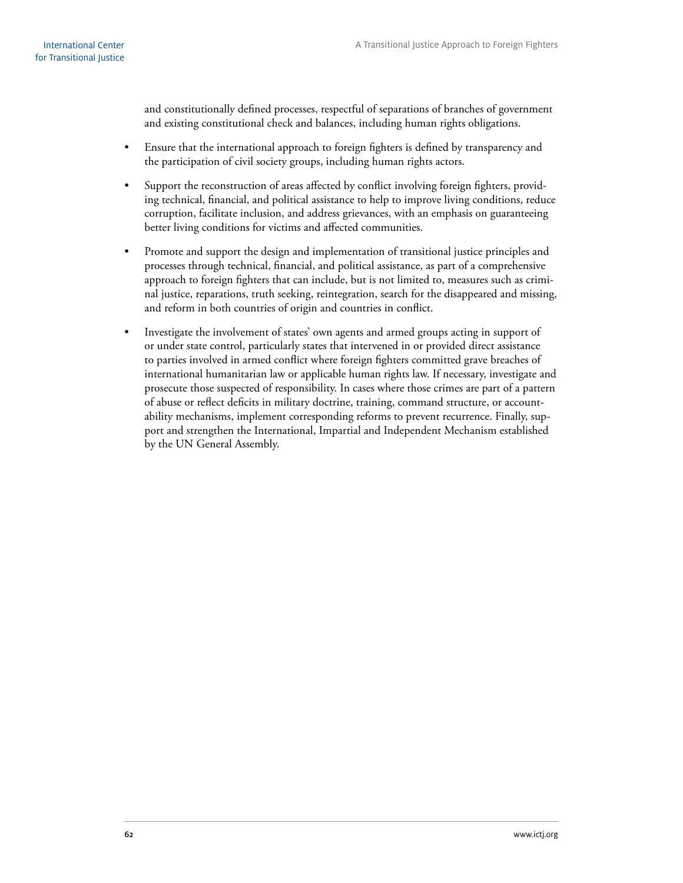and constitutionally defined processes, respectful of separations of branches of government and existing constitutional check and balances, including human rights obligations.

- Ensure that the international approach to foreign fighters is defined by transparency and the participation of civil society groups, including human rights actors.
- Support the reconstruction of areas affected by conflict involving foreign fighters, providing technical, financial, and political assistance to help to improve living conditions, reduce corruption, facilitate inclusion, and address grievances, with an emphasis on guaranteeing better living conditions for victims and affected communities.
- Promote and support the design and implementation of transitional justice principles and processes through technical, financial, and political assistance, as part of a comprehensive approach to foreign fighters that can include, but is not limited to, measures such as criminal justice, reparations, truth seeking, reintegration, search for the disappeared and missing, and reform in both countries of origin and countries in conflict.
- Investigate the involvement of states' own agents and armed groups acting in support of or under state control, particularly states that intervened in or provided direct assistance to parties involved in armed conflict where foreign fighters committed grave breaches of international humanitarian law or applicable human rights law. If necessary, investigate and prosecute those suspected of responsibility. In cases where those crimes are part of a pattern of abuse or reflect deficits in military doctrine, training, command structure, or accountability mechanisms, implement corresponding reforms to prevent recurrence. Finally, support and strengthen the International, Impartial and Independent Mechanism established by the UN General Assembly.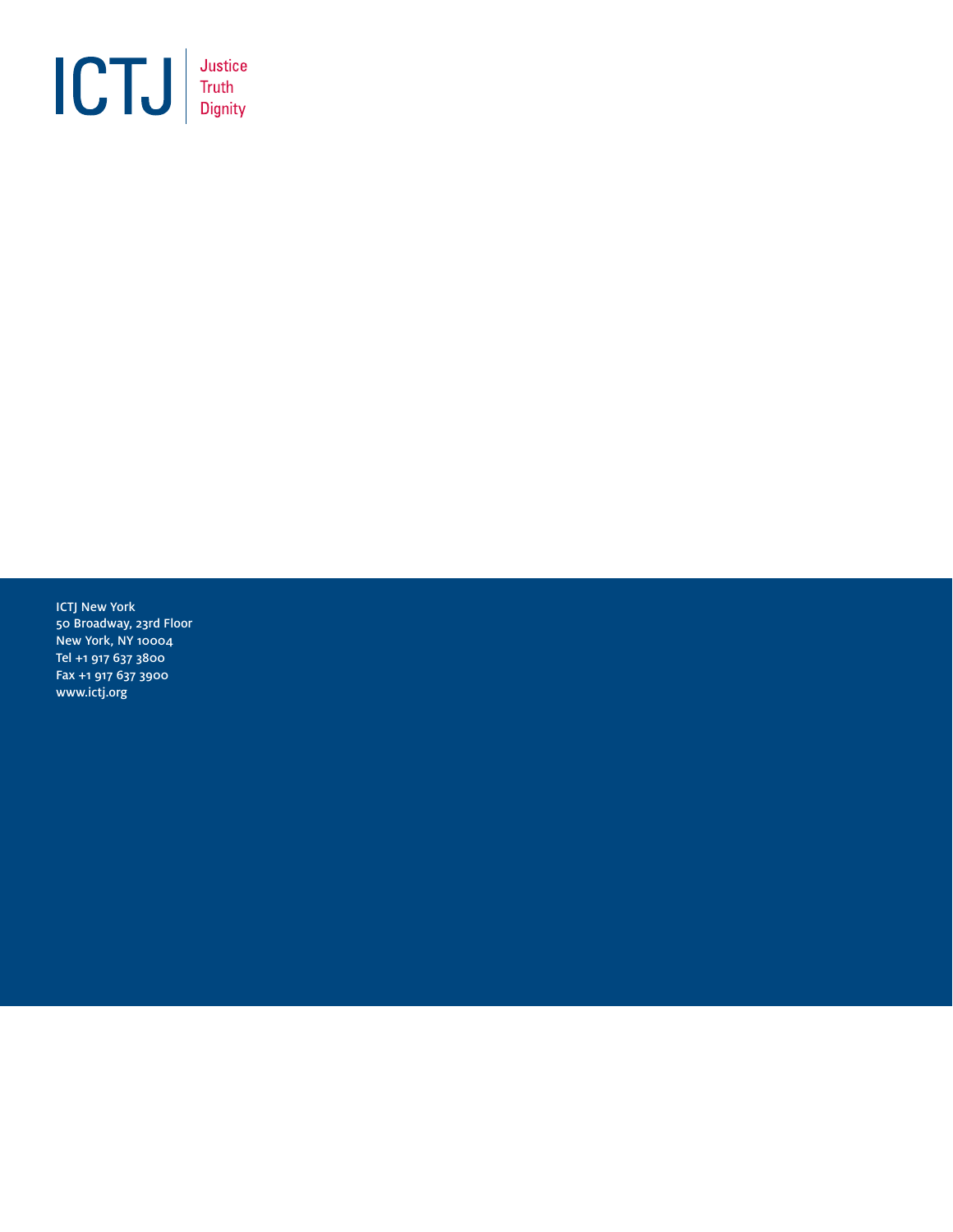ICTJ

Justice
Truth
Dignity

ICTJ New York
50 Broadway, 23rd Floor
New York, NY 10004
Tel +1 917 637 3800
Fax +1 917 637 3900
www.ictj.org